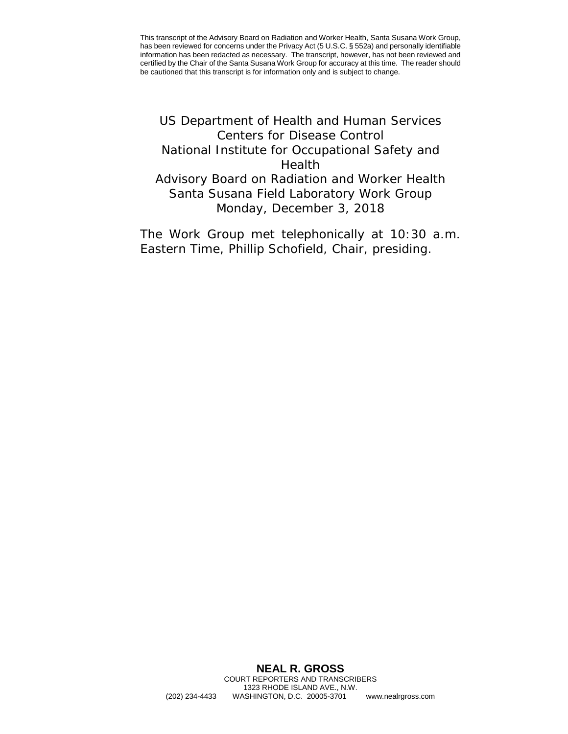This transcript of the Advisory Board on Radiation and Worker Health, Santa Susana Work Group, has been reviewed for concerns under the Privacy Act (5 U.S.C. § 552a) and personally identifiable information has been redacted as necessary. The transcript, however, has not been reviewed and certified by the Chair of the Santa Susana Work Group for accuracy at this time. The reader should be cautioned that this transcript is for information only and is subject to change.

US Department of Health and Human Services
Centers for Disease Control
National Institute for Occupational Safety and Health
Advisory Board on Radiation and Worker Health
Santa Susana Field Laboratory Work Group
Monday, December 3, 2018

The Work Group met telephonically at 10:30 a.m. Eastern Time, Phillip Schofield, Chair, presiding.

**NEAL R. GROSS**
COURT REPORTERS AND TRANSCRIBERS
1323 RHODE ISLAND AVE., N.W.
(202) 234-4433 WASHINGTON, D.C. 20005-3701 www.nealrgross.com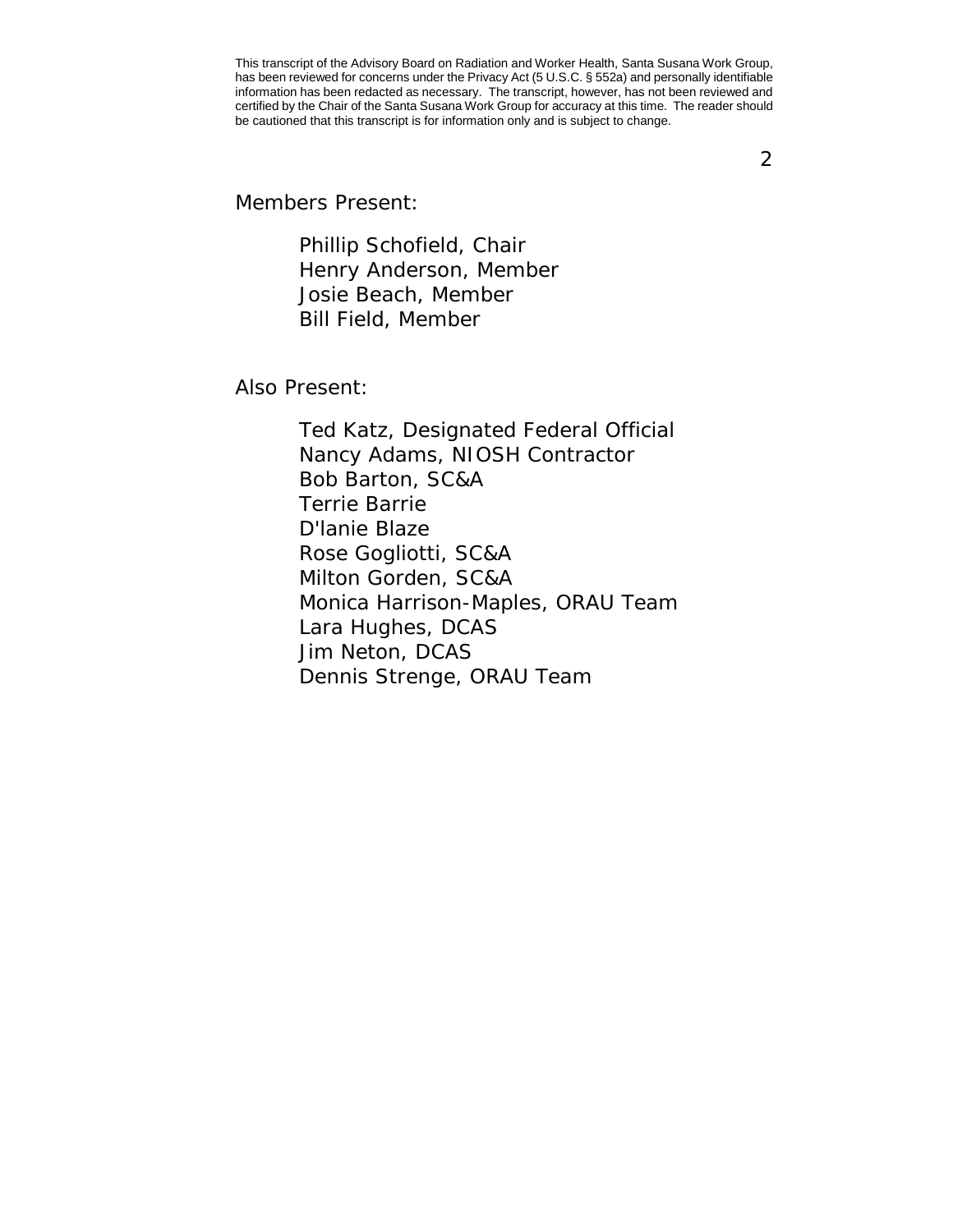This transcript of the Advisory Board on Radiation and Worker Health, Santa Susana Work Group, has been reviewed for concerns under the Privacy Act (5 U.S.C. § 552a) and personally identifiable information has been redacted as necessary. The transcript, however, has not been reviewed and certified by the Chair of the Santa Susana Work Group for accuracy at this time. The reader should be cautioned that this transcript is for information only and is subject to change.

Members Present:

Phillip Schofield, Chair
Henry Anderson, Member
Josie Beach, Member
Bill Field, Member

Also Present:

Ted Katz, Designated Federal Official
Nancy Adams, NIOSH Contractor
Bob Barton, SC&A
Terrie Barrie
D'lanie Blaze
Rose Gogliotti, SC&A
Milton Gorden, SC&A
Monica Harrison-Maples, ORAU Team
Lara Hughes, DCAS
Jim Neton, DCAS
Dennis Strenge, ORAU Team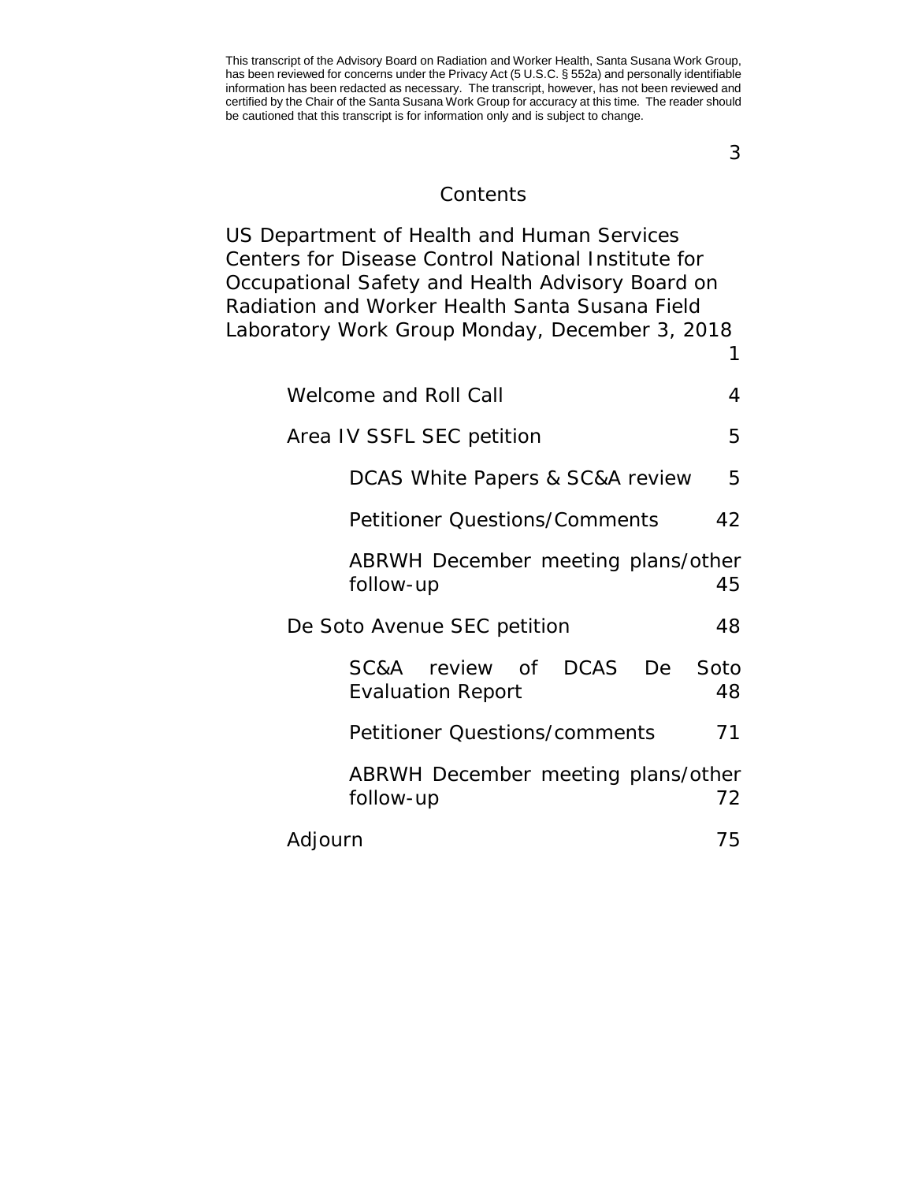This transcript of the Advisory Board on Radiation and Worker Health, Santa Susana Work Group, has been reviewed for concerns under the Privacy Act (5 U.S.C. § 552a) and personally identifiable information has been redacted as necessary. The transcript, however, has not been reviewed and certified by the Chair of the Santa Susana Work Group for accuracy at this time. The reader should be cautioned that this transcript is for information only and is subject to change.

## Contents

US Department of Health and Human Services Centers for Disease Control National Institute for Occupational Safety and Health Advisory Board on Radiation and Worker Health Santa Susana Field Laboratory Work Group Monday, December 3, 2018 — 1

- Welcome and Roll Call — 4
- Area IV SSFL SEC petition — 5
  - DCAS White Papers & SC&A review — 5
  - Petitioner Questions/Comments — 42
  - ABRWH December meeting plans/other follow-up — 45
- De Soto Avenue SEC petition — 48
  - SC&A review of DCAS De Soto Evaluation Report — 48
  - Petitioner Questions/comments — 71
  - ABRWH December meeting plans/other follow-up — 72
- Adjourn — 75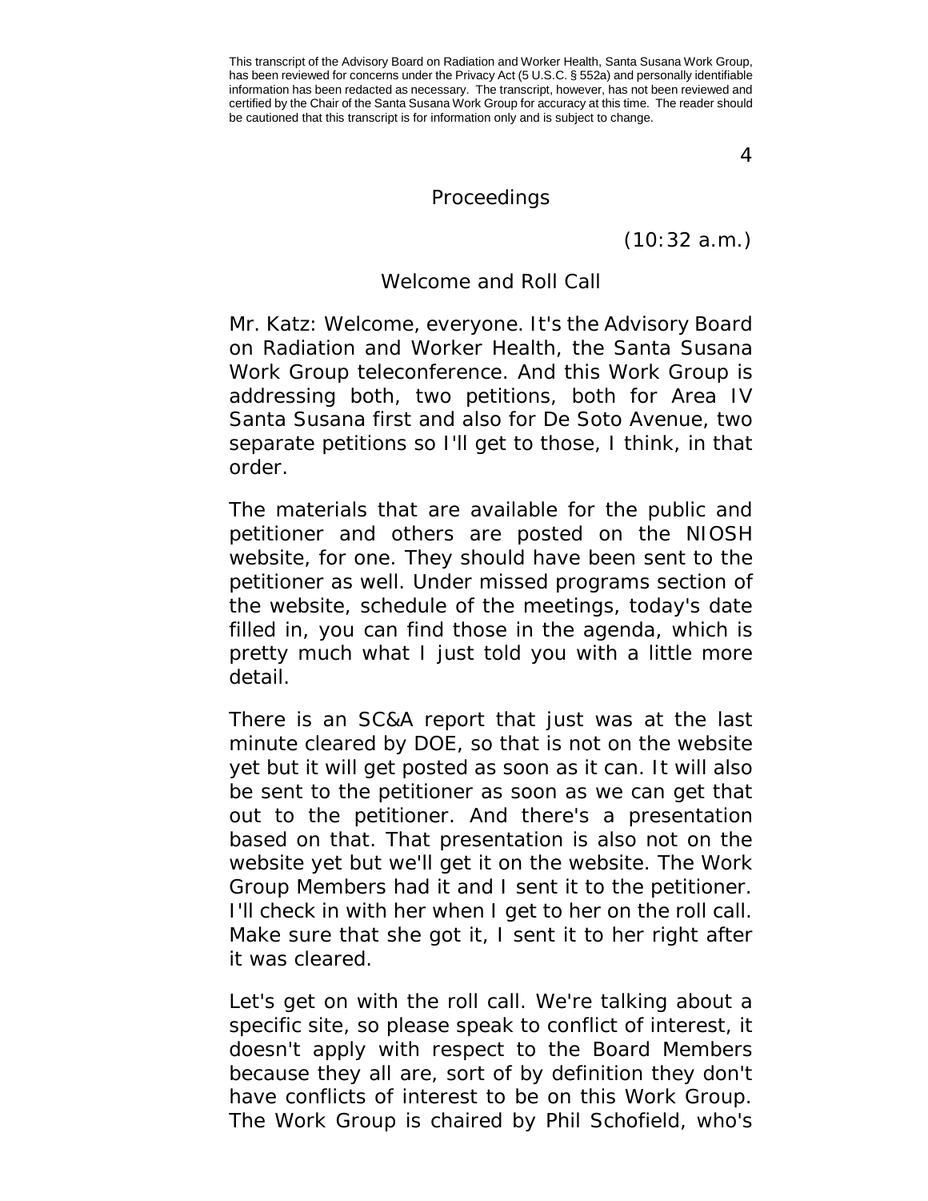This transcript of the Advisory Board on Radiation and Worker Health, Santa Susana Work Group, has been reviewed for concerns under the Privacy Act (5 U.S.C. § 552a) and personally identifiable information has been redacted as necessary. The transcript, however, has not been reviewed and certified by the Chair of the Santa Susana Work Group for accuracy at this time. The reader should be cautioned that this transcript is for information only and is subject to change.

## Proceedings

(10:32 a.m.)

## Welcome and Roll Call

Mr. Katz: Welcome, everyone. It's the Advisory Board on Radiation and Worker Health, the Santa Susana Work Group teleconference. And this Work Group is addressing both, two petitions, both for Area IV Santa Susana first and also for De Soto Avenue, two separate petitions so I'll get to those, I think, in that order.

The materials that are available for the public and petitioner and others are posted on the NIOSH website, for one. They should have been sent to the petitioner as well. Under missed programs section of the website, schedule of the meetings, today's date filled in, you can find those in the agenda, which is pretty much what I just told you with a little more detail.

There is an SC&A report that just was at the last minute cleared by DOE, so that is not on the website yet but it will get posted as soon as it can. It will also be sent to the petitioner as soon as we can get that out to the petitioner. And there's a presentation based on that. That presentation is also not on the website yet but we'll get it on the website. The Work Group Members had it and I sent it to the petitioner. I'll check in with her when I get to her on the roll call. Make sure that she got it, I sent it to her right after it was cleared.

Let's get on with the roll call. We're talking about a specific site, so please speak to conflict of interest, it doesn't apply with respect to the Board Members because they all are, sort of by definition they don't have conflicts of interest to be on this Work Group. The Work Group is chaired by Phil Schofield, who's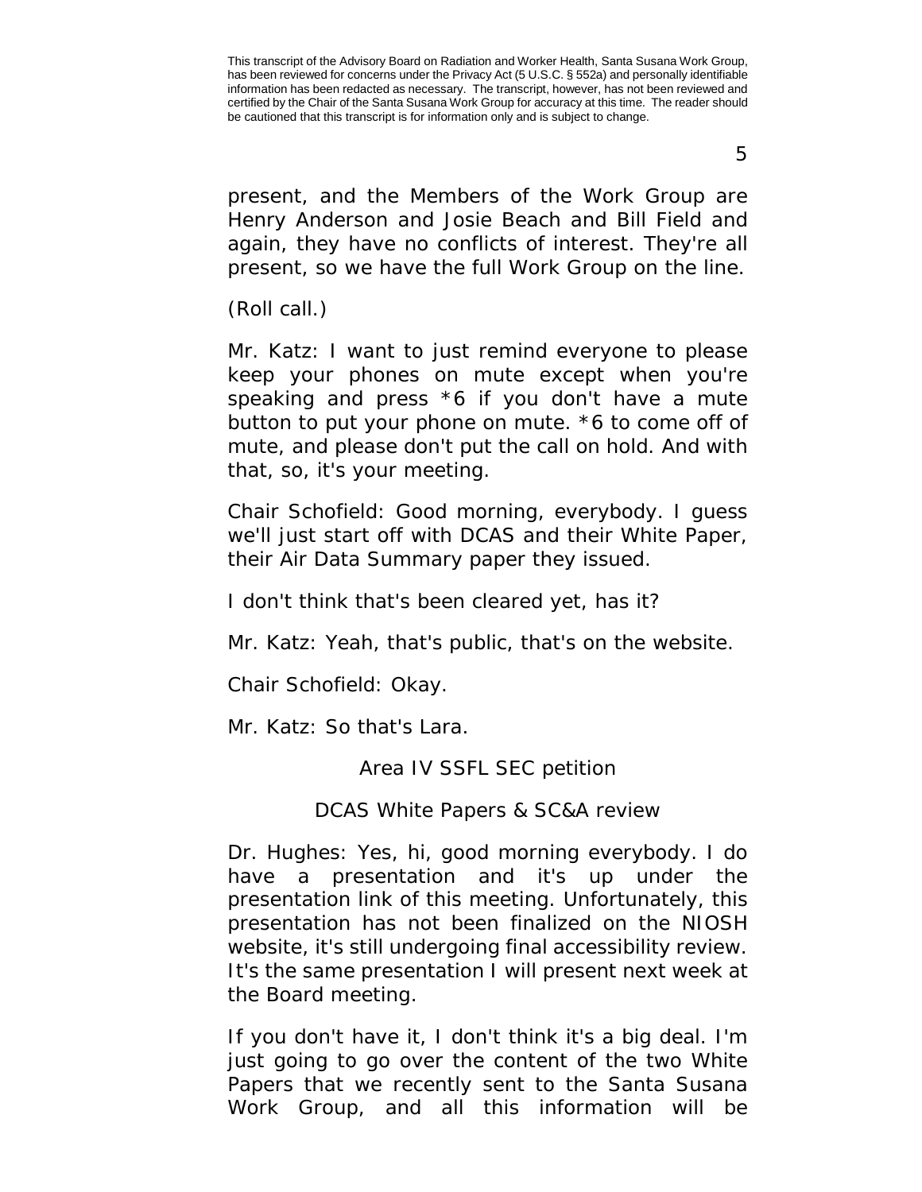present, and the Members of the Work Group are Henry Anderson and Josie Beach and Bill Field and again, they have no conflicts of interest. They're all present, so we have the full Work Group on the line.

(Roll call.)

Mr. Katz: I want to just remind everyone to please keep your phones on mute except when you're speaking and press *6 if you don't have a mute button to put your phone on mute. *6 to come off of mute, and please don't put the call on hold. And with that, so, it's your meeting.

Chair Schofield: Good morning, everybody. I guess we'll just start off with DCAS and their White Paper, their Air Data Summary paper they issued.

I don't think that's been cleared yet, has it?

Mr. Katz: Yeah, that's public, that's on the website.

Chair Schofield: Okay.

Mr. Katz: So that's Lara.

## Area IV SSFL SEC petition

### DCAS White Papers & SC&A review

Dr. Hughes: Yes, hi, good morning everybody. I do have a presentation and it's up under the presentation link of this meeting. Unfortunately, this presentation has not been finalized on the NIOSH website, it's still undergoing final accessibility review. It's the same presentation I will present next week at the Board meeting.

If you don't have it, I don't think it's a big deal. I'm just going to go over the content of the two White Papers that we recently sent to the Santa Susana Work Group, and all this information will be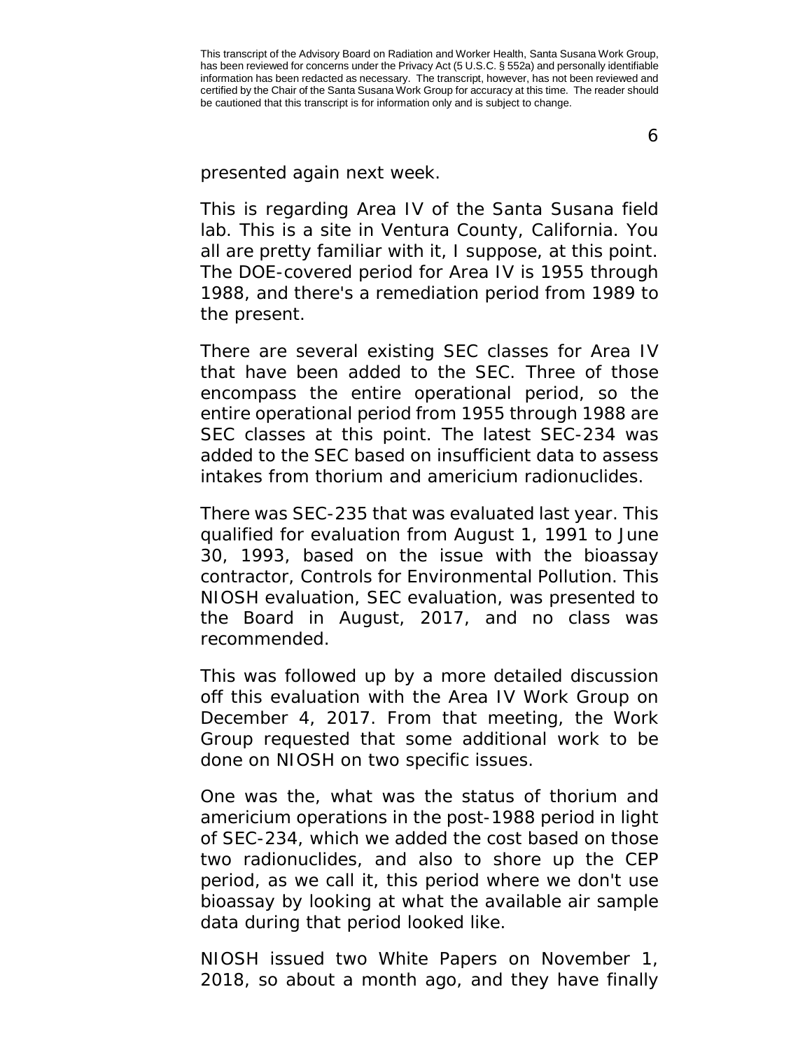presented again next week.

This is regarding Area IV of the Santa Susana field lab. This is a site in Ventura County, California. You all are pretty familiar with it, I suppose, at this point. The DOE-covered period for Area IV is 1955 through 1988, and there's a remediation period from 1989 to the present.

There are several existing SEC classes for Area IV that have been added to the SEC. Three of those encompass the entire operational period, so the entire operational period from 1955 through 1988 are SEC classes at this point. The latest SEC-234 was added to the SEC based on insufficient data to assess intakes from thorium and americium radionuclides.

There was SEC-235 that was evaluated last year. This qualified for evaluation from August 1, 1991 to June 30, 1993, based on the issue with the bioassay contractor, Controls for Environmental Pollution. This NIOSH evaluation, SEC evaluation, was presented to the Board in August, 2017, and no class was recommended.

This was followed up by a more detailed discussion off this evaluation with the Area IV Work Group on December 4, 2017. From that meeting, the Work Group requested that some additional work to be done on NIOSH on two specific issues.

One was the, what was the status of thorium and americium operations in the post-1988 period in light of SEC-234, which we added the cost based on those two radionuclides, and also to shore up the CEP period, as we call it, this period where we don't use bioassay by looking at what the available air sample data during that period looked like.

NIOSH issued two White Papers on November 1, 2018, so about a month ago, and they have finally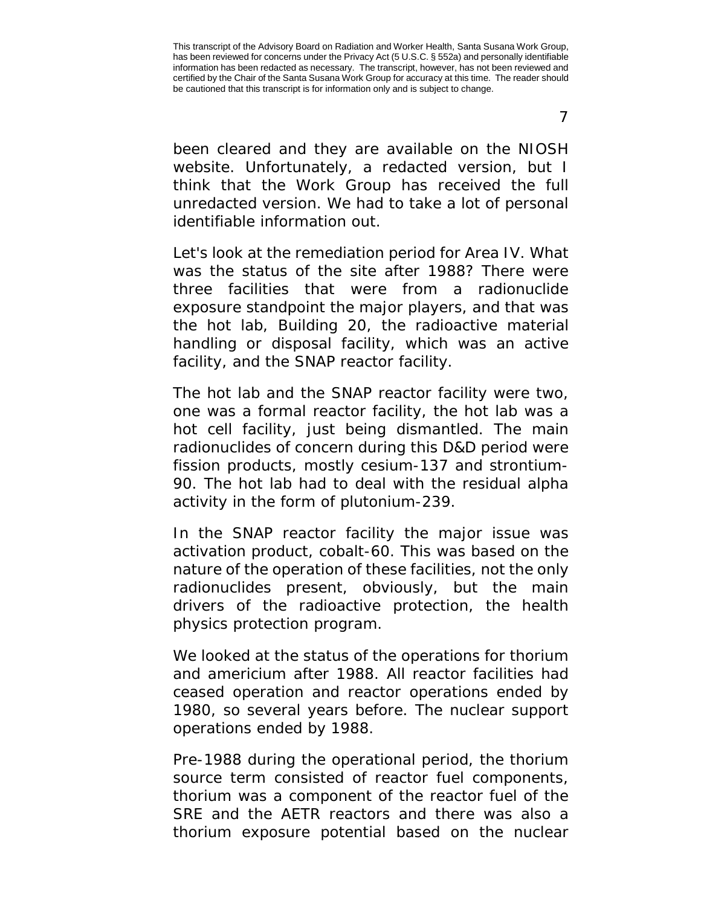been cleared and they are available on the NIOSH website. Unfortunately, a redacted version, but I think that the Work Group has received the full unredacted version. We had to take a lot of personal identifiable information out.

Let's look at the remediation period for Area IV. What was the status of the site after 1988? There were three facilities that were from a radionuclide exposure standpoint the major players, and that was the hot lab, Building 20, the radioactive material handling or disposal facility, which was an active facility, and the SNAP reactor facility.

The hot lab and the SNAP reactor facility were two, one was a formal reactor facility, the hot lab was a hot cell facility, just being dismantled. The main radionuclides of concern during this D&D period were fission products, mostly cesium-137 and strontium-90. The hot lab had to deal with the residual alpha activity in the form of plutonium-239.

In the SNAP reactor facility the major issue was activation product, cobalt-60. This was based on the nature of the operation of these facilities, not the only radionuclides present, obviously, but the main drivers of the radioactive protection, the health physics protection program.

We looked at the status of the operations for thorium and americium after 1988. All reactor facilities had ceased operation and reactor operations ended by 1980, so several years before. The nuclear support operations ended by 1988.

Pre-1988 during the operational period, the thorium source term consisted of reactor fuel components, thorium was a component of the reactor fuel of the SRE and the AETR reactors and there was also a thorium exposure potential based on the nuclear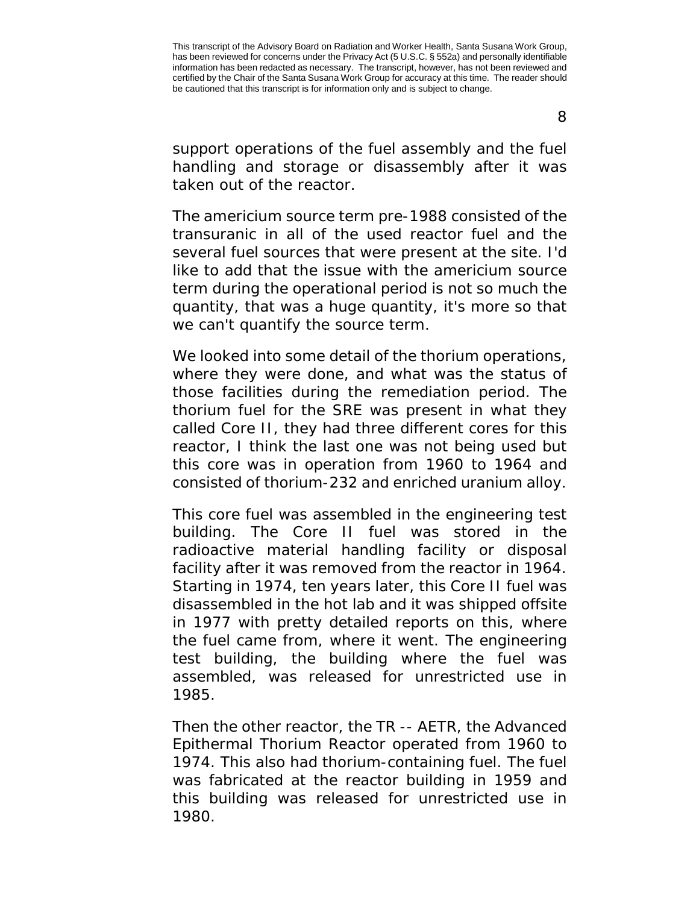support operations of the fuel assembly and the fuel handling and storage or disassembly after it was taken out of the reactor.

The americium source term pre-1988 consisted of the transuranic in all of the used reactor fuel and the several fuel sources that were present at the site. I'd like to add that the issue with the americium source term during the operational period is not so much the quantity, that was a huge quantity, it's more so that we can't quantify the source term.

We looked into some detail of the thorium operations, where they were done, and what was the status of those facilities during the remediation period. The thorium fuel for the SRE was present in what they called Core II, they had three different cores for this reactor, I think the last one was not being used but this core was in operation from 1960 to 1964 and consisted of thorium-232 and enriched uranium alloy.

This core fuel was assembled in the engineering test building. The Core II fuel was stored in the radioactive material handling facility or disposal facility after it was removed from the reactor in 1964. Starting in 1974, ten years later, this Core II fuel was disassembled in the hot lab and it was shipped offsite in 1977 with pretty detailed reports on this, where the fuel came from, where it went. The engineering test building, the building where the fuel was assembled, was released for unrestricted use in 1985.

Then the other reactor, the TR -- AETR, the Advanced Epithermal Thorium Reactor operated from 1960 to 1974. This also had thorium-containing fuel. The fuel was fabricated at the reactor building in 1959 and this building was released for unrestricted use in 1980.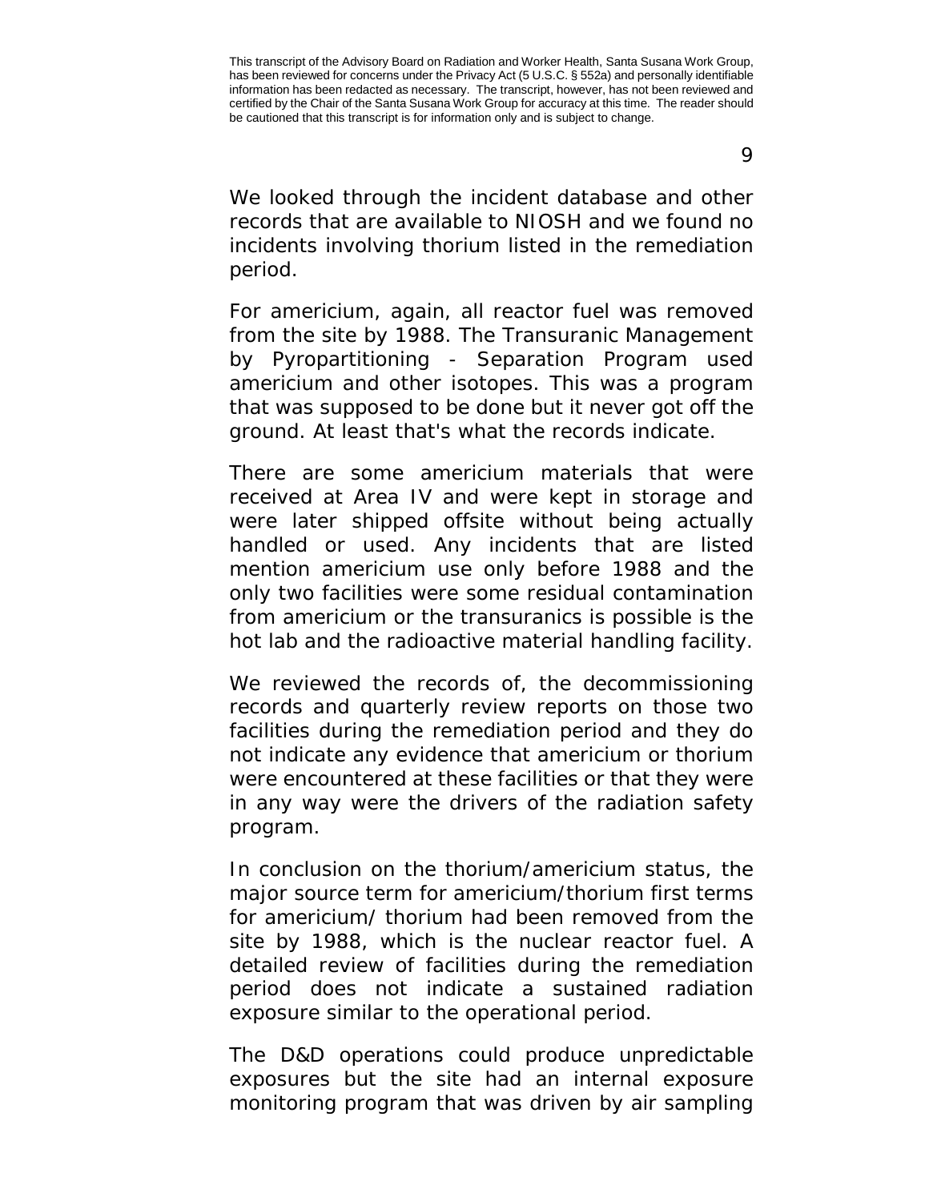This transcript of the Advisory Board on Radiation and Worker Health, Santa Susana Work Group, has been reviewed for concerns under the Privacy Act (5 U.S.C. § 552a) and personally identifiable information has been redacted as necessary. The transcript, however, has not been reviewed and certified by the Chair of the Santa Susana Work Group for accuracy at this time. The reader should be cautioned that this transcript is for information only and is subject to change.

We looked through the incident database and other records that are available to NIOSH and we found no incidents involving thorium listed in the remediation period.

For americium, again, all reactor fuel was removed from the site by 1988. The Transuranic Management by Pyropartitioning - Separation Program used americium and other isotopes. This was a program that was supposed to be done but it never got off the ground. At least that's what the records indicate.

There are some americium materials that were received at Area IV and were kept in storage and were later shipped offsite without being actually handled or used. Any incidents that are listed mention americium use only before 1988 and the only two facilities were some residual contamination from americium or the transuranics is possible is the hot lab and the radioactive material handling facility.

We reviewed the records of, the decommissioning records and quarterly review reports on those two facilities during the remediation period and they do not indicate any evidence that americium or thorium were encountered at these facilities or that they were in any way were the drivers of the radiation safety program.

In conclusion on the thorium/americium status, the major source term for americium/thorium first terms for americium/ thorium had been removed from the site by 1988, which is the nuclear reactor fuel. A detailed review of facilities during the remediation period does not indicate a sustained radiation exposure similar to the operational period.

The D&D operations could produce unpredictable exposures but the site had an internal exposure monitoring program that was driven by air sampling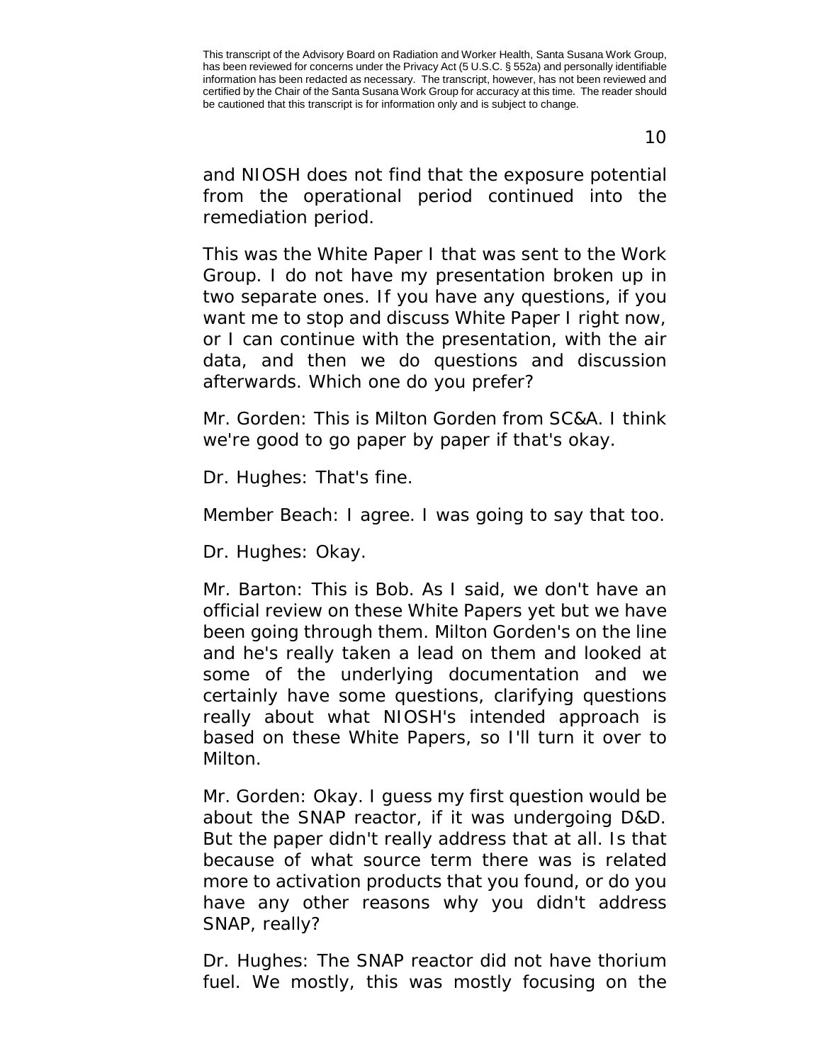and NIOSH does not find that the exposure potential from the operational period continued into the remediation period.

This was the White Paper I that was sent to the Work Group. I do not have my presentation broken up in two separate ones. If you have any questions, if you want me to stop and discuss White Paper I right now, or I can continue with the presentation, with the air data, and then we do questions and discussion afterwards. Which one do you prefer?

Mr. Gorden: This is Milton Gorden from SC&A. I think we're good to go paper by paper if that's okay.

Dr. Hughes: That's fine.

Member Beach: I agree. I was going to say that too.

Dr. Hughes: Okay.

Mr. Barton: This is Bob. As I said, we don't have an official review on these White Papers yet but we have been going through them. Milton Gorden's on the line and he's really taken a lead on them and looked at some of the underlying documentation and we certainly have some questions, clarifying questions really about what NIOSH's intended approach is based on these White Papers, so I'll turn it over to Milton.

Mr. Gorden: Okay. I guess my first question would be about the SNAP reactor, if it was undergoing D&D. But the paper didn't really address that at all. Is that because of what source term there was is related more to activation products that you found, or do you have any other reasons why you didn't address SNAP, really?

Dr. Hughes: The SNAP reactor did not have thorium fuel. We mostly, this was mostly focusing on the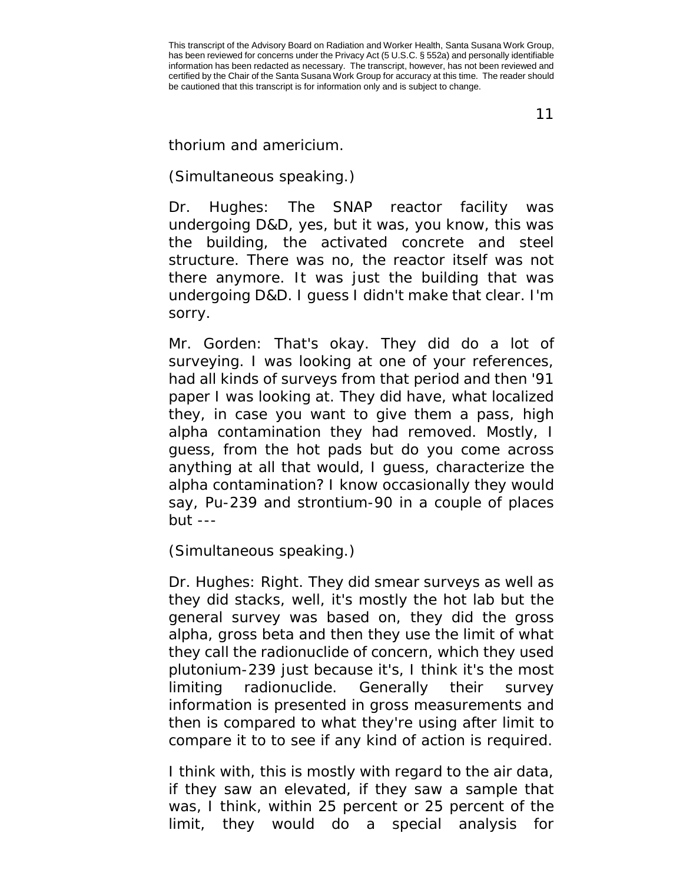thorium and americium.

(Simultaneous speaking.)

Dr. Hughes: The SNAP reactor facility was undergoing D&D, yes, but it was, you know, this was the building, the activated concrete and steel structure. There was no, the reactor itself was not there anymore. It was just the building that was undergoing D&D. I guess I didn't make that clear. I'm sorry.

Mr. Gorden: That's okay. They did do a lot of surveying. I was looking at one of your references, had all kinds of surveys from that period and then '91 paper I was looking at. They did have, what localized they, in case you want to give them a pass, high alpha contamination they had removed. Mostly, I guess, from the hot pads but do you come across anything at all that would, I guess, characterize the alpha contamination? I know occasionally they would say, Pu-239 and strontium-90 in a couple of places but ---

(Simultaneous speaking.)

Dr. Hughes: Right. They did smear surveys as well as they did stacks, well, it's mostly the hot lab but the general survey was based on, they did the gross alpha, gross beta and then they use the limit of what they call the radionuclide of concern, which they used plutonium-239 just because it's, I think it's the most limiting radionuclide. Generally their survey information is presented in gross measurements and then is compared to what they're using after limit to compare it to to see if any kind of action is required.

I think with, this is mostly with regard to the air data, if they saw an elevated, if they saw a sample that was, I think, within 25 percent or 25 percent of the limit, they would do a special analysis for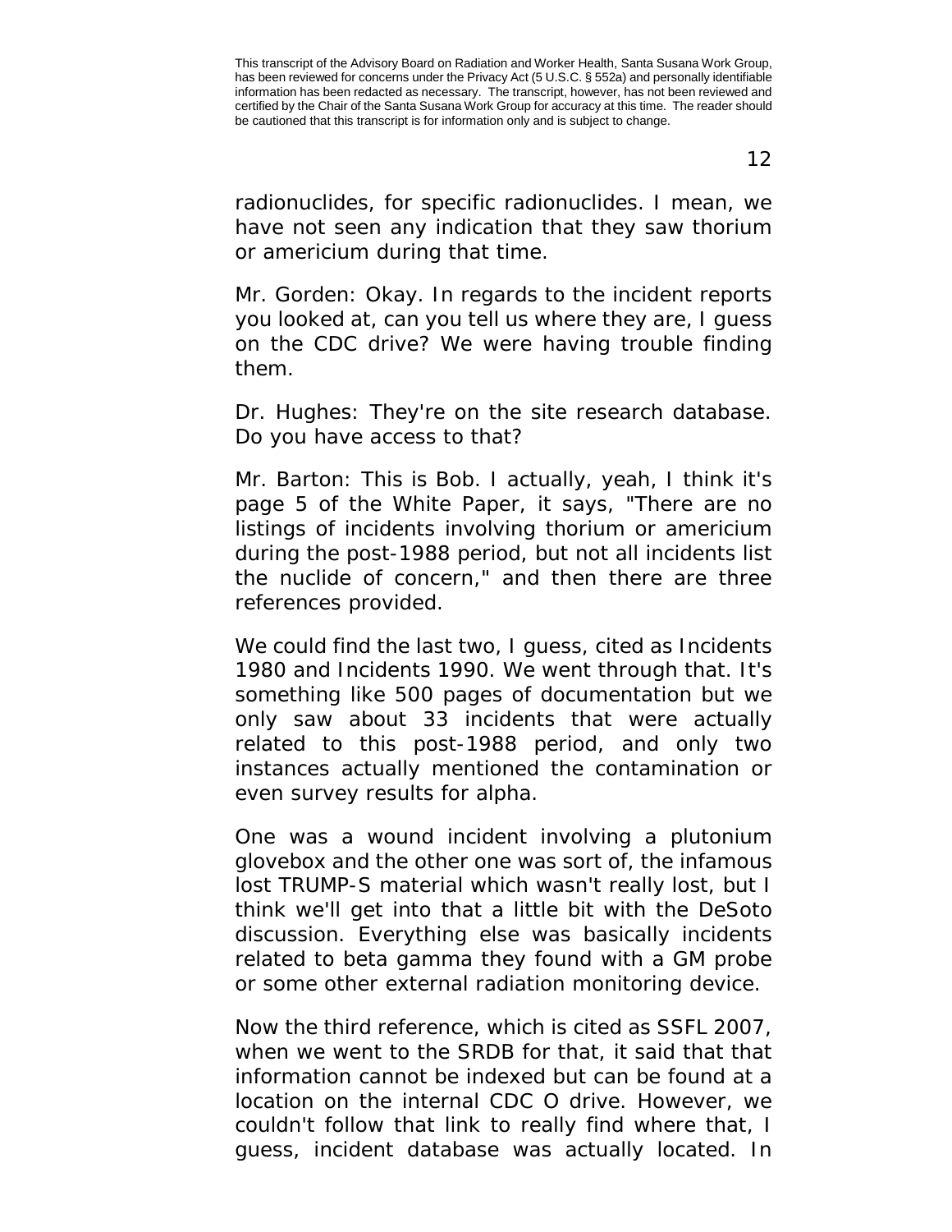radionuclides, for specific radionuclides. I mean, we have not seen any indication that they saw thorium or americium during that time.

Mr. Gorden: Okay. In regards to the incident reports you looked at, can you tell us where they are, I guess on the CDC drive? We were having trouble finding them.

Dr. Hughes: They're on the site research database. Do you have access to that?

Mr. Barton: This is Bob. I actually, yeah, I think it's page 5 of the White Paper, it says, "There are no listings of incidents involving thorium or americium during the post-1988 period, but not all incidents list the nuclide of concern," and then there are three references provided.

We could find the last two, I guess, cited as Incidents 1980 and Incidents 1990. We went through that. It's something like 500 pages of documentation but we only saw about 33 incidents that were actually related to this post-1988 period, and only two instances actually mentioned the contamination or even survey results for alpha.

One was a wound incident involving a plutonium glovebox and the other one was sort of, the infamous lost TRUMP-S material which wasn't really lost, but I think we'll get into that a little bit with the DeSoto discussion. Everything else was basically incidents related to beta gamma they found with a GM probe or some other external radiation monitoring device.

Now the third reference, which is cited as SSFL 2007, when we went to the SRDB for that, it said that that information cannot be indexed but can be found at a location on the internal CDC O drive. However, we couldn't follow that link to really find where that, I guess, incident database was actually located. In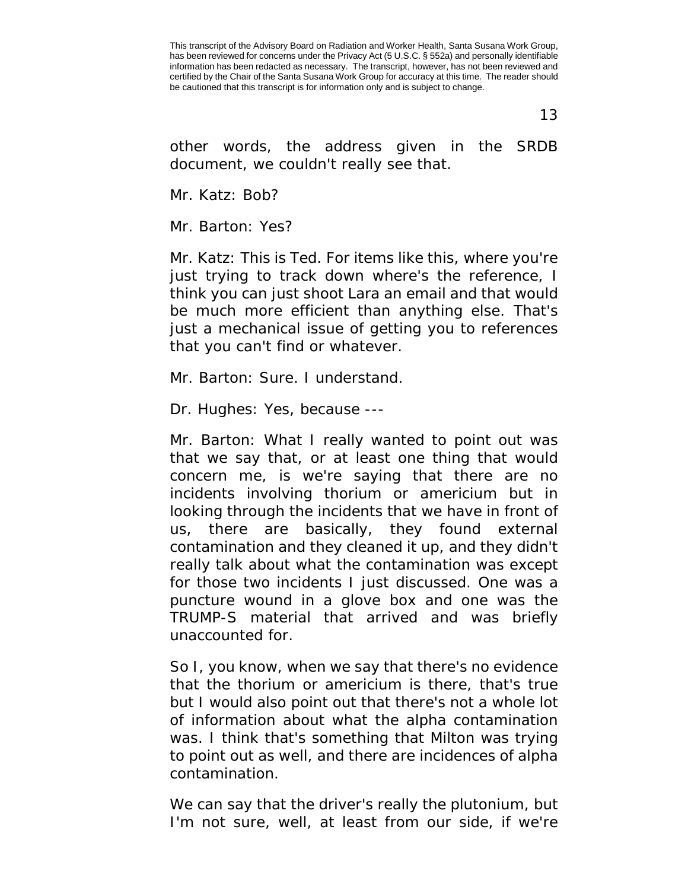other words, the address given in the SRDB document, we couldn't really see that.

Mr. Katz: Bob?

Mr. Barton: Yes?

Mr. Katz: This is Ted. For items like this, where you're just trying to track down where's the reference, I think you can just shoot Lara an email and that would be much more efficient than anything else. That's just a mechanical issue of getting you to references that you can't find or whatever.

Mr. Barton: Sure. I understand.

Dr. Hughes: Yes, because ---

Mr. Barton: What I really wanted to point out was that we say that, or at least one thing that would concern me, is we're saying that there are no incidents involving thorium or americium but in looking through the incidents that we have in front of us, there are basically, they found external contamination and they cleaned it up, and they didn't really talk about what the contamination was except for those two incidents I just discussed. One was a puncture wound in a glove box and one was the TRUMP-S material that arrived and was briefly unaccounted for.

So I, you know, when we say that there's no evidence that the thorium or americium is there, that's true but I would also point out that there's not a whole lot of information about what the alpha contamination was. I think that's something that Milton was trying to point out as well, and there are incidences of alpha contamination.

We can say that the driver's really the plutonium, but I'm not sure, well, at least from our side, if we're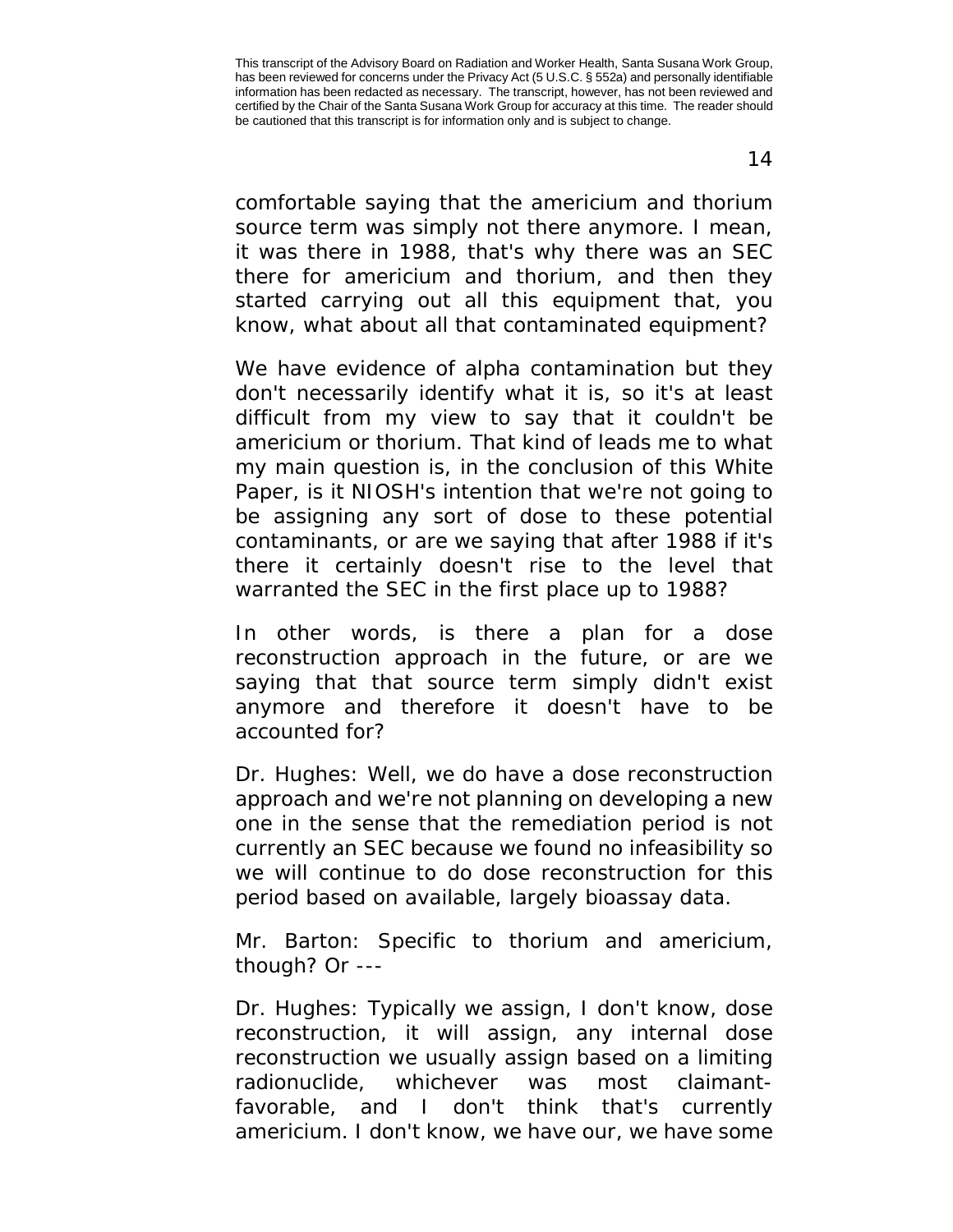comfortable saying that the americium and thorium source term was simply not there anymore. I mean, it was there in 1988, that's why there was an SEC there for americium and thorium, and then they started carrying out all this equipment that, you know, what about all that contaminated equipment?

We have evidence of alpha contamination but they don't necessarily identify what it is, so it's at least difficult from my view to say that it couldn't be americium or thorium. That kind of leads me to what my main question is, in the conclusion of this White Paper, is it NIOSH's intention that we're not going to be assigning any sort of dose to these potential contaminants, or are we saying that after 1988 if it's there it certainly doesn't rise to the level that warranted the SEC in the first place up to 1988?

In other words, is there a plan for a dose reconstruction approach in the future, or are we saying that that source term simply didn't exist anymore and therefore it doesn't have to be accounted for?

Dr. Hughes: Well, we do have a dose reconstruction approach and we're not planning on developing a new one in the sense that the remediation period is not currently an SEC because we found no infeasibility so we will continue to do dose reconstruction for this period based on available, largely bioassay data.

Mr. Barton: Specific to thorium and americium, though? Or ---

Dr. Hughes: Typically we assign, I don't know, dose reconstruction, it will assign, any internal dose reconstruction we usually assign based on a limiting radionuclide, whichever was most claimant-favorable, and I don't think that's currently americium. I don't know, we have our, we have some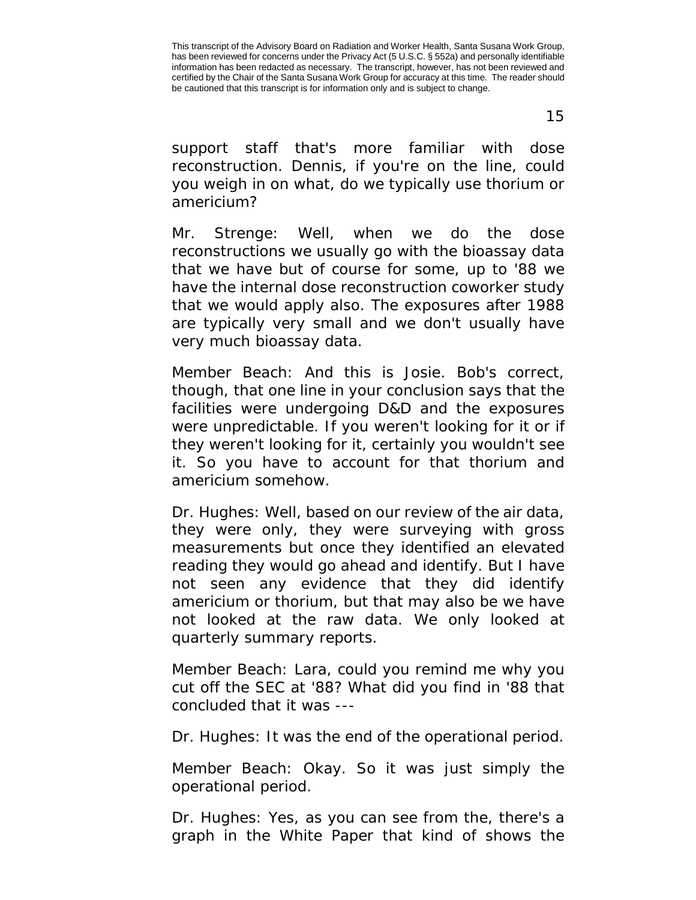support staff that's more familiar with dose reconstruction. Dennis, if you're on the line, could you weigh in on what, do we typically use thorium or americium?

Mr. Strenge: Well, when we do the dose reconstructions we usually go with the bioassay data that we have but of course for some, up to '88 we have the internal dose reconstruction coworker study that we would apply also. The exposures after 1988 are typically very small and we don't usually have very much bioassay data.

Member Beach: And this is Josie. Bob's correct, though, that one line in your conclusion says that the facilities were undergoing D&D and the exposures were unpredictable. If you weren't looking for it or if they weren't looking for it, certainly you wouldn't see it. So you have to account for that thorium and americium somehow.

Dr. Hughes: Well, based on our review of the air data, they were only, they were surveying with gross measurements but once they identified an elevated reading they would go ahead and identify. But I have not seen any evidence that they did identify americium or thorium, but that may also be we have not looked at the raw data. We only looked at quarterly summary reports.

Member Beach: Lara, could you remind me why you cut off the SEC at '88? What did you find in '88 that concluded that it was ---

Dr. Hughes: It was the end of the operational period.

Member Beach: Okay. So it was just simply the operational period.

Dr. Hughes: Yes, as you can see from the, there's a graph in the White Paper that kind of shows the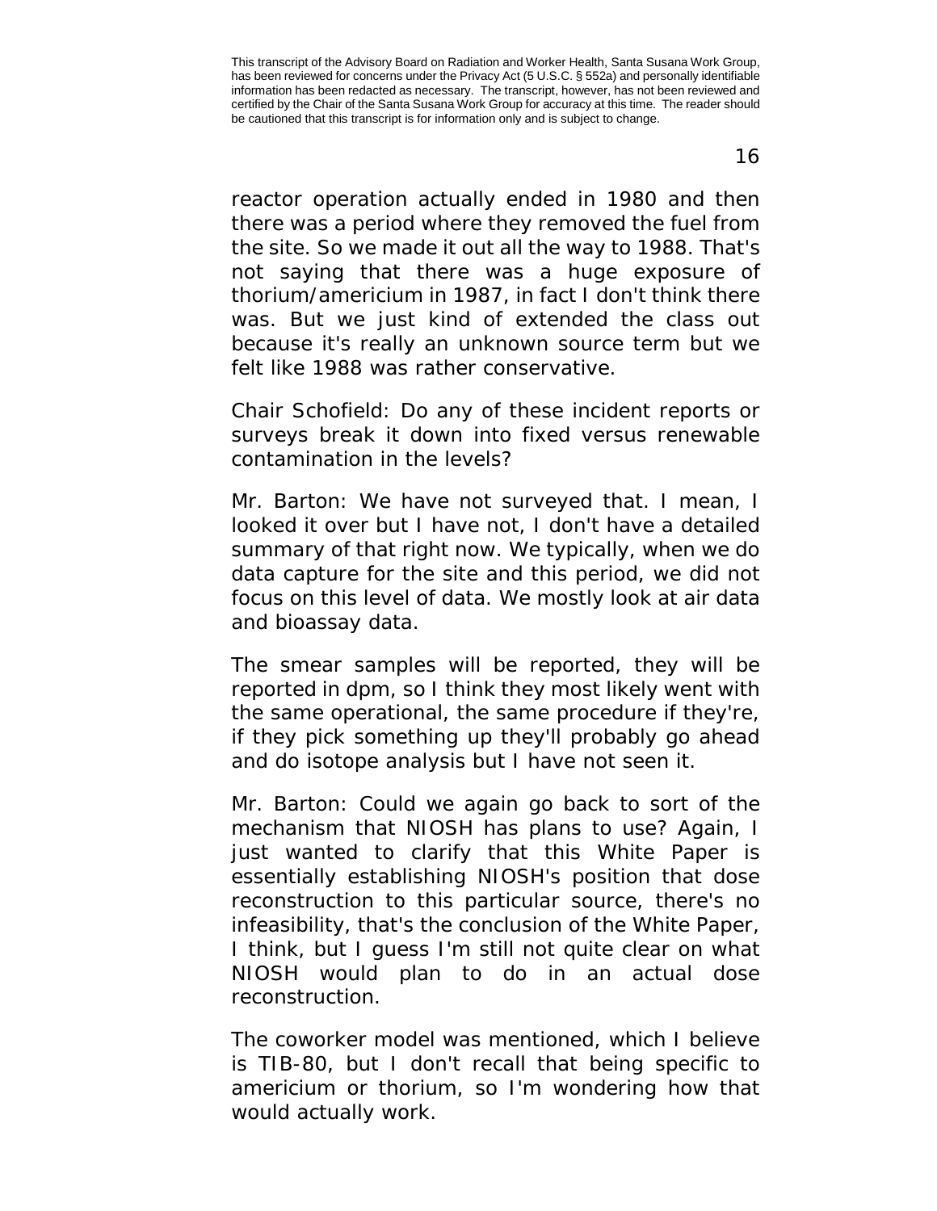reactor operation actually ended in 1980 and then there was a period where they removed the fuel from the site. So we made it out all the way to 1988. That's not saying that there was a huge exposure of thorium/americium in 1987, in fact I don't think there was. But we just kind of extended the class out because it's really an unknown source term but we felt like 1988 was rather conservative.

Chair Schofield: Do any of these incident reports or surveys break it down into fixed versus renewable contamination in the levels?

Mr. Barton: We have not surveyed that. I mean, I looked it over but I have not, I don't have a detailed summary of that right now. We typically, when we do data capture for the site and this period, we did not focus on this level of data. We mostly look at air data and bioassay data.

The smear samples will be reported, they will be reported in dpm, so I think they most likely went with the same operational, the same procedure if they're, if they pick something up they'll probably go ahead and do isotope analysis but I have not seen it.

Mr. Barton: Could we again go back to sort of the mechanism that NIOSH has plans to use? Again, I just wanted to clarify that this White Paper is essentially establishing NIOSH's position that dose reconstruction to this particular source, there's no infeasibility, that's the conclusion of the White Paper, I think, but I guess I'm still not quite clear on what NIOSH would plan to do in an actual dose reconstruction.

The coworker model was mentioned, which I believe is TIB-80, but I don't recall that being specific to americium or thorium, so I'm wondering how that would actually work.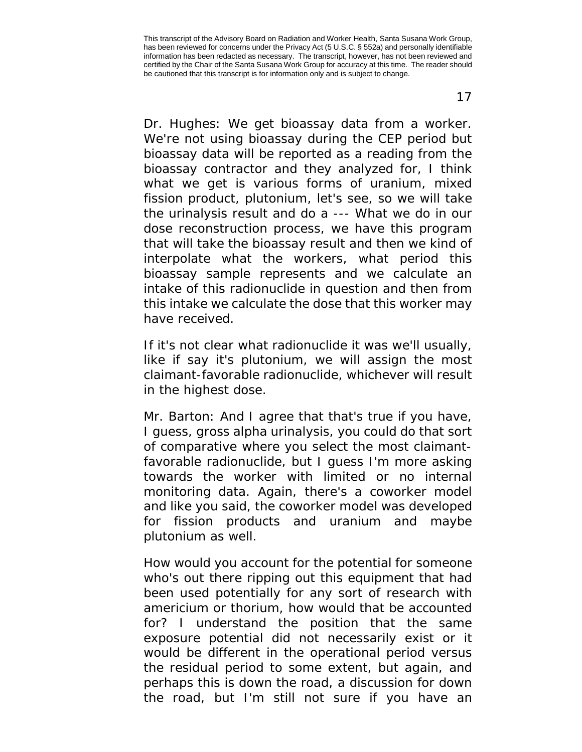Dr. Hughes: We get bioassay data from a worker. We're not using bioassay during the CEP period but bioassay data will be reported as a reading from the bioassay contractor and they analyzed for, I think what we get is various forms of uranium, mixed fission product, plutonium, let's see, so we will take the urinalysis result and do a --- What we do in our dose reconstruction process, we have this program that will take the bioassay result and then we kind of interpolate what the workers, what period this bioassay sample represents and we calculate an intake of this radionuclide in question and then from this intake we calculate the dose that this worker may have received.

If it's not clear what radionuclide it was we'll usually, like if say it's plutonium, we will assign the most claimant-favorable radionuclide, whichever will result in the highest dose.

Mr. Barton: And I agree that that's true if you have, I guess, gross alpha urinalysis, you could do that sort of comparative where you select the most claimant-favorable radionuclide, but I guess I'm more asking towards the worker with limited or no internal monitoring data. Again, there's a coworker model and like you said, the coworker model was developed for fission products and uranium and maybe plutonium as well.

How would you account for the potential for someone who's out there ripping out this equipment that had been used potentially for any sort of research with americium or thorium, how would that be accounted for? I understand the position that the same exposure potential did not necessarily exist or it would be different in the operational period versus the residual period to some extent, but again, and perhaps this is down the road, a discussion for down the road, but I'm still not sure if you have an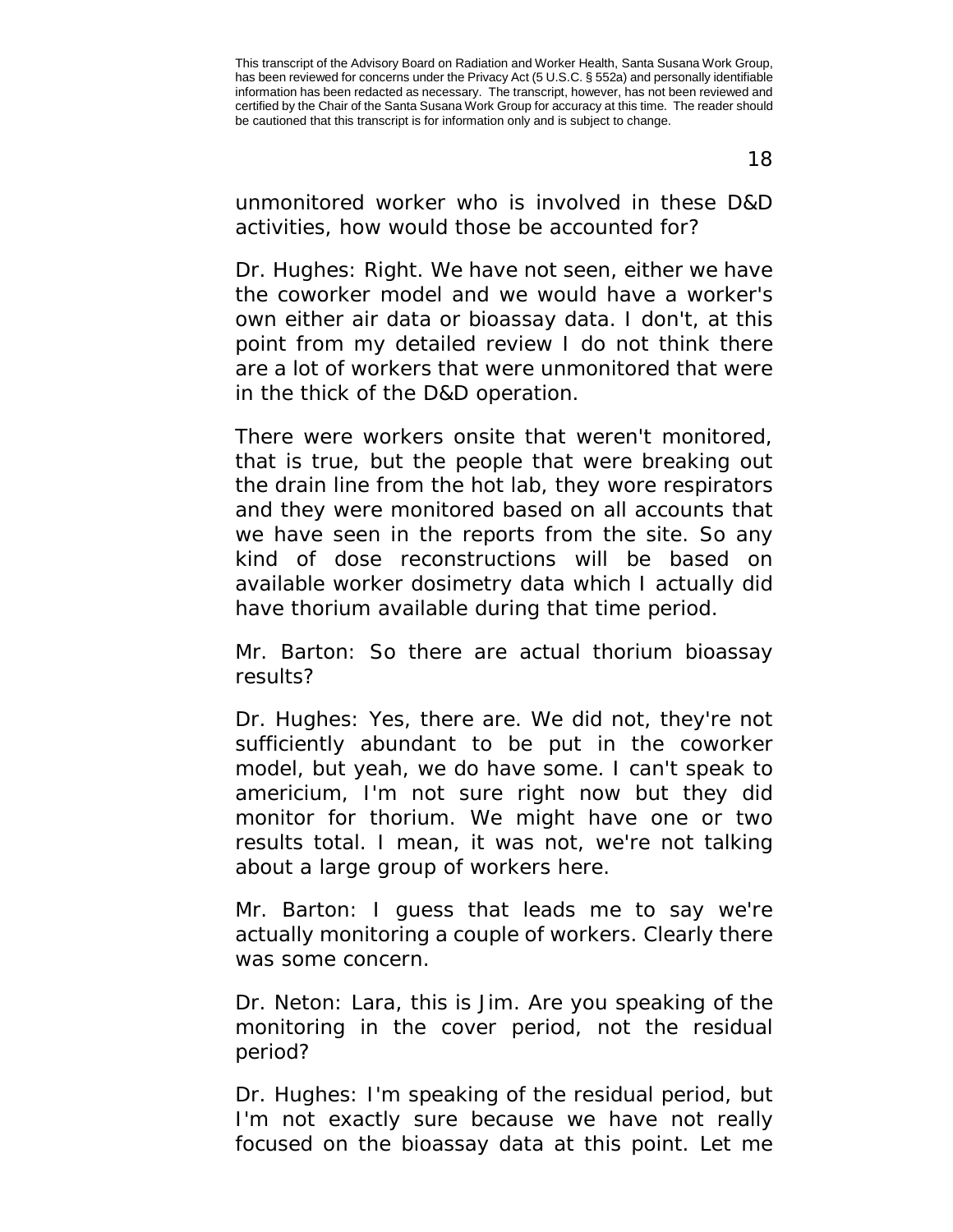unmonitored worker who is involved in these D&D activities, how would those be accounted for?

Dr. Hughes: Right. We have not seen, either we have the coworker model and we would have a worker's own either air data or bioassay data. I don't, at this point from my detailed review I do not think there are a lot of workers that were unmonitored that were in the thick of the D&D operation.

There were workers onsite that weren't monitored, that is true, but the people that were breaking out the drain line from the hot lab, they wore respirators and they were monitored based on all accounts that we have seen in the reports from the site. So any kind of dose reconstructions will be based on available worker dosimetry data which I actually did have thorium available during that time period.

Mr. Barton: So there are actual thorium bioassay results?

Dr. Hughes: Yes, there are. We did not, they're not sufficiently abundant to be put in the coworker model, but yeah, we do have some. I can't speak to americium, I'm not sure right now but they did monitor for thorium. We might have one or two results total. I mean, it was not, we're not talking about a large group of workers here.

Mr. Barton: I guess that leads me to say we're actually monitoring a couple of workers. Clearly there was some concern.

Dr. Neton: Lara, this is Jim. Are you speaking of the monitoring in the cover period, not the residual period?

Dr. Hughes: I'm speaking of the residual period, but I'm not exactly sure because we have not really focused on the bioassay data at this point. Let me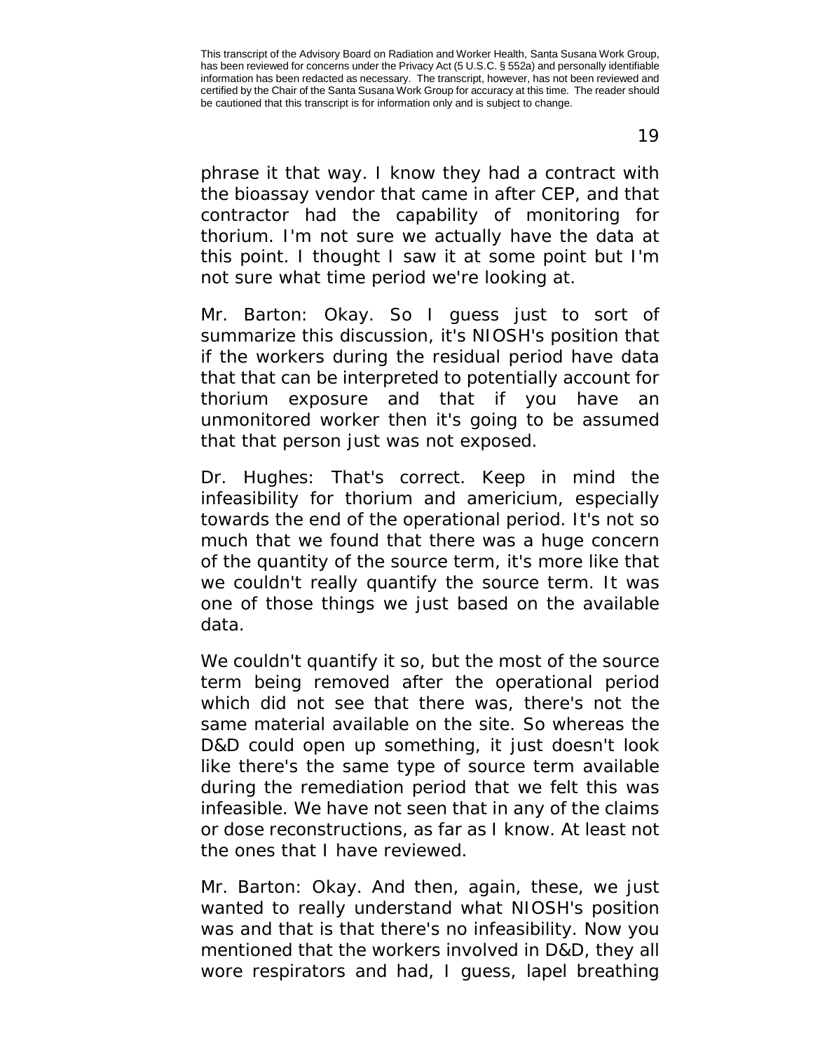phrase it that way. I know they had a contract with the bioassay vendor that came in after CEP, and that contractor had the capability of monitoring for thorium. I'm not sure we actually have the data at this point. I thought I saw it at some point but I'm not sure what time period we're looking at.

Mr. Barton: Okay. So I guess just to sort of summarize this discussion, it's NIOSH's position that if the workers during the residual period have data that that can be interpreted to potentially account for thorium exposure and that if you have an unmonitored worker then it's going to be assumed that that person just was not exposed.

Dr. Hughes: That's correct. Keep in mind the infeasibility for thorium and americium, especially towards the end of the operational period. It's not so much that we found that there was a huge concern of the quantity of the source term, it's more like that we couldn't really quantify the source term. It was one of those things we just based on the available data.

We couldn't quantify it so, but the most of the source term being removed after the operational period which did not see that there was, there's not the same material available on the site. So whereas the D&D could open up something, it just doesn't look like there's the same type of source term available during the remediation period that we felt this was infeasible. We have not seen that in any of the claims or dose reconstructions, as far as I know. At least not the ones that I have reviewed.

Mr. Barton: Okay. And then, again, these, we just wanted to really understand what NIOSH's position was and that is that there's no infeasibility. Now you mentioned that the workers involved in D&D, they all wore respirators and had, I guess, lapel breathing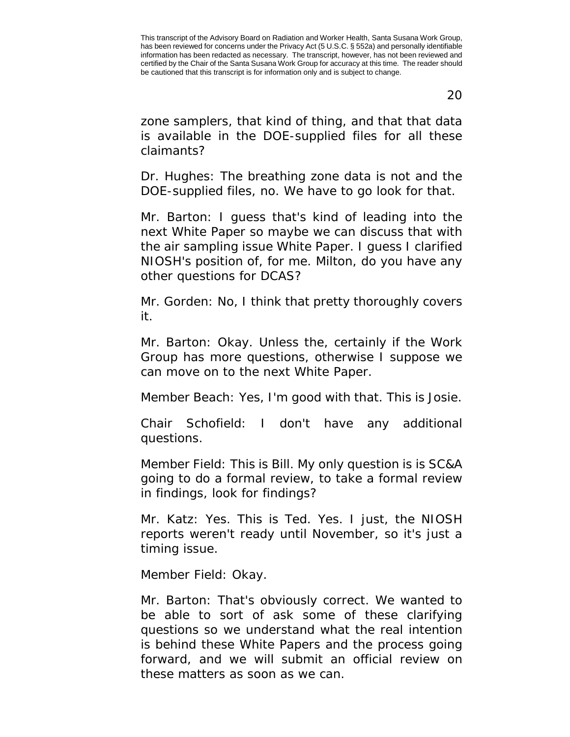zone samplers, that kind of thing, and that that data is available in the DOE-supplied files for all these claimants?

Dr. Hughes: The breathing zone data is not and the DOE-supplied files, no. We have to go look for that.

Mr. Barton: I guess that's kind of leading into the next White Paper so maybe we can discuss that with the air sampling issue White Paper. I guess I clarified NIOSH's position of, for me. Milton, do you have any other questions for DCAS?

Mr. Gorden: No, I think that pretty thoroughly covers it.

Mr. Barton: Okay. Unless the, certainly if the Work Group has more questions, otherwise I suppose we can move on to the next White Paper.

Member Beach: Yes, I'm good with that. This is Josie.

Chair Schofield: I don't have any additional questions.

Member Field: This is Bill. My only question is is SC&A going to do a formal review, to take a formal review in findings, look for findings?

Mr. Katz: Yes. This is Ted. Yes. I just, the NIOSH reports weren't ready until November, so it's just a timing issue.

Member Field: Okay.

Mr. Barton: That's obviously correct. We wanted to be able to sort of ask some of these clarifying questions so we understand what the real intention is behind these White Papers and the process going forward, and we will submit an official review on these matters as soon as we can.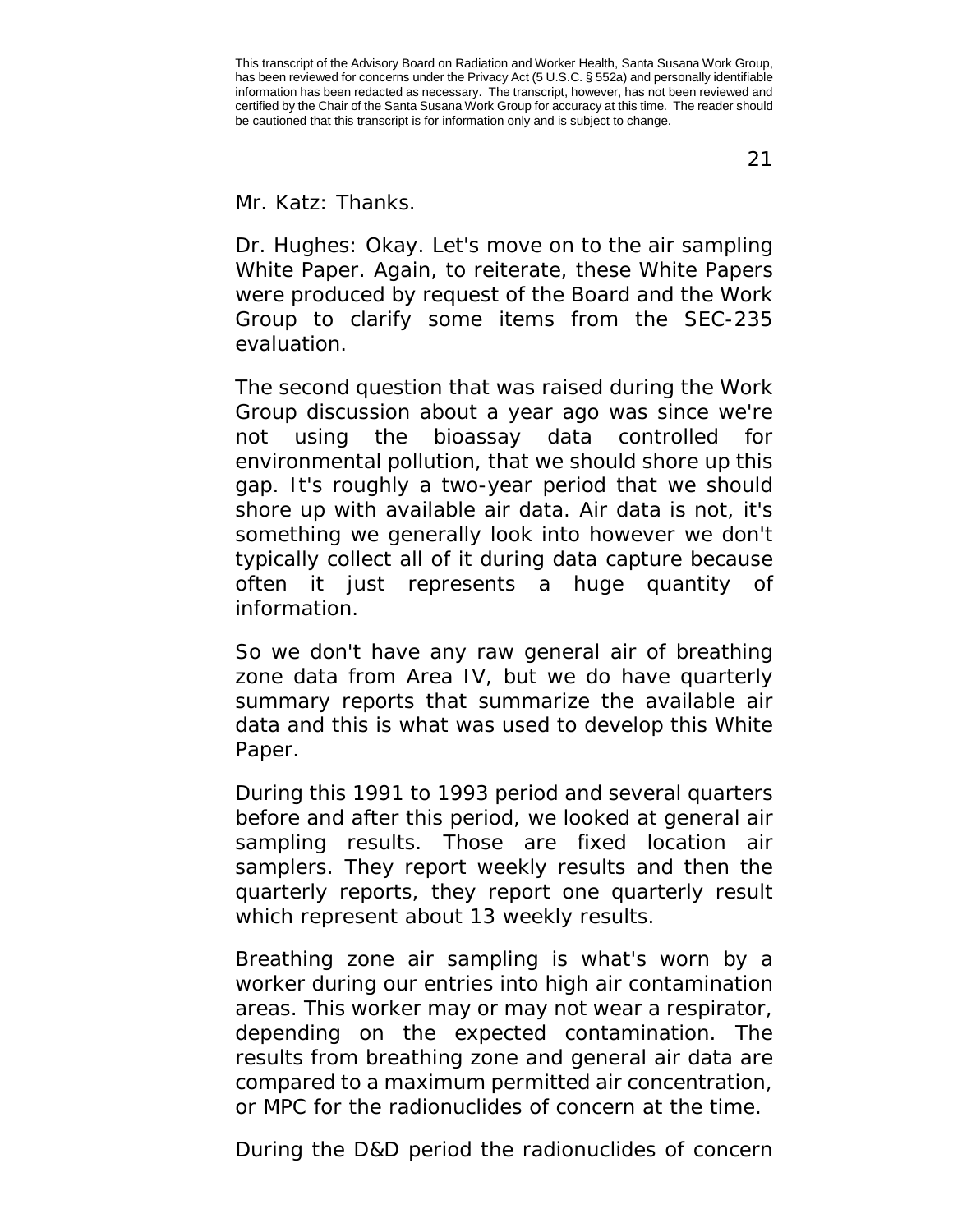Mr. Katz: Thanks.

Dr. Hughes: Okay. Let's move on to the air sampling White Paper. Again, to reiterate, these White Papers were produced by request of the Board and the Work Group to clarify some items from the SEC-235 evaluation.

The second question that was raised during the Work Group discussion about a year ago was since we're not using the bioassay data controlled for environmental pollution, that we should shore up this gap. It's roughly a two-year period that we should shore up with available air data. Air data is not, it's something we generally look into however we don't typically collect all of it during data capture because often it just represents a huge quantity of information.

So we don't have any raw general air of breathing zone data from Area IV, but we do have quarterly summary reports that summarize the available air data and this is what was used to develop this White Paper.

During this 1991 to 1993 period and several quarters before and after this period, we looked at general air sampling results. Those are fixed location air samplers. They report weekly results and then the quarterly reports, they report one quarterly result which represent about 13 weekly results.

Breathing zone air sampling is what's worn by a worker during our entries into high air contamination areas. This worker may or may not wear a respirator, depending on the expected contamination. The results from breathing zone and general air data are compared to a maximum permitted air concentration, or MPC for the radionuclides of concern at the time.

During the D&D period the radionuclides of concern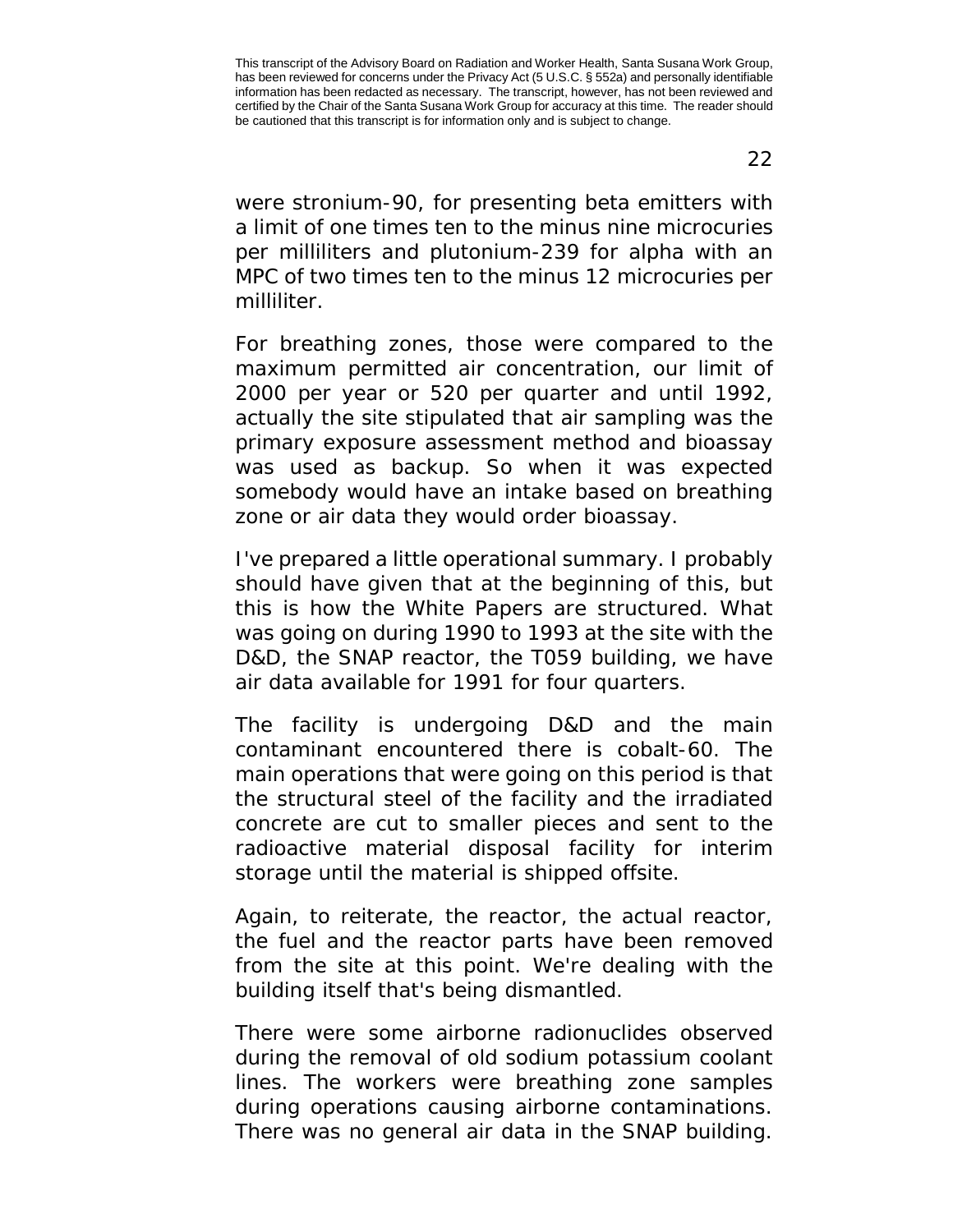were stronium-90, for presenting beta emitters with a limit of one times ten to the minus nine microcuries per milliliters and plutonium-239 for alpha with an MPC of two times ten to the minus 12 microcuries per milliliter.

For breathing zones, those were compared to the maximum permitted air concentration, our limit of 2000 per year or 520 per quarter and until 1992, actually the site stipulated that air sampling was the primary exposure assessment method and bioassay was used as backup. So when it was expected somebody would have an intake based on breathing zone or air data they would order bioassay.

I've prepared a little operational summary. I probably should have given that at the beginning of this, but this is how the White Papers are structured. What was going on during 1990 to 1993 at the site with the D&D, the SNAP reactor, the T059 building, we have air data available for 1991 for four quarters.

The facility is undergoing D&D and the main contaminant encountered there is cobalt-60. The main operations that were going on this period is that the structural steel of the facility and the irradiated concrete are cut to smaller pieces and sent to the radioactive material disposal facility for interim storage until the material is shipped offsite.

Again, to reiterate, the reactor, the actual reactor, the fuel and the reactor parts have been removed from the site at this point. We're dealing with the building itself that's being dismantled.

There were some airborne radionuclides observed during the removal of old sodium potassium coolant lines. The workers were breathing zone samples during operations causing airborne contaminations. There was no general air data in the SNAP building.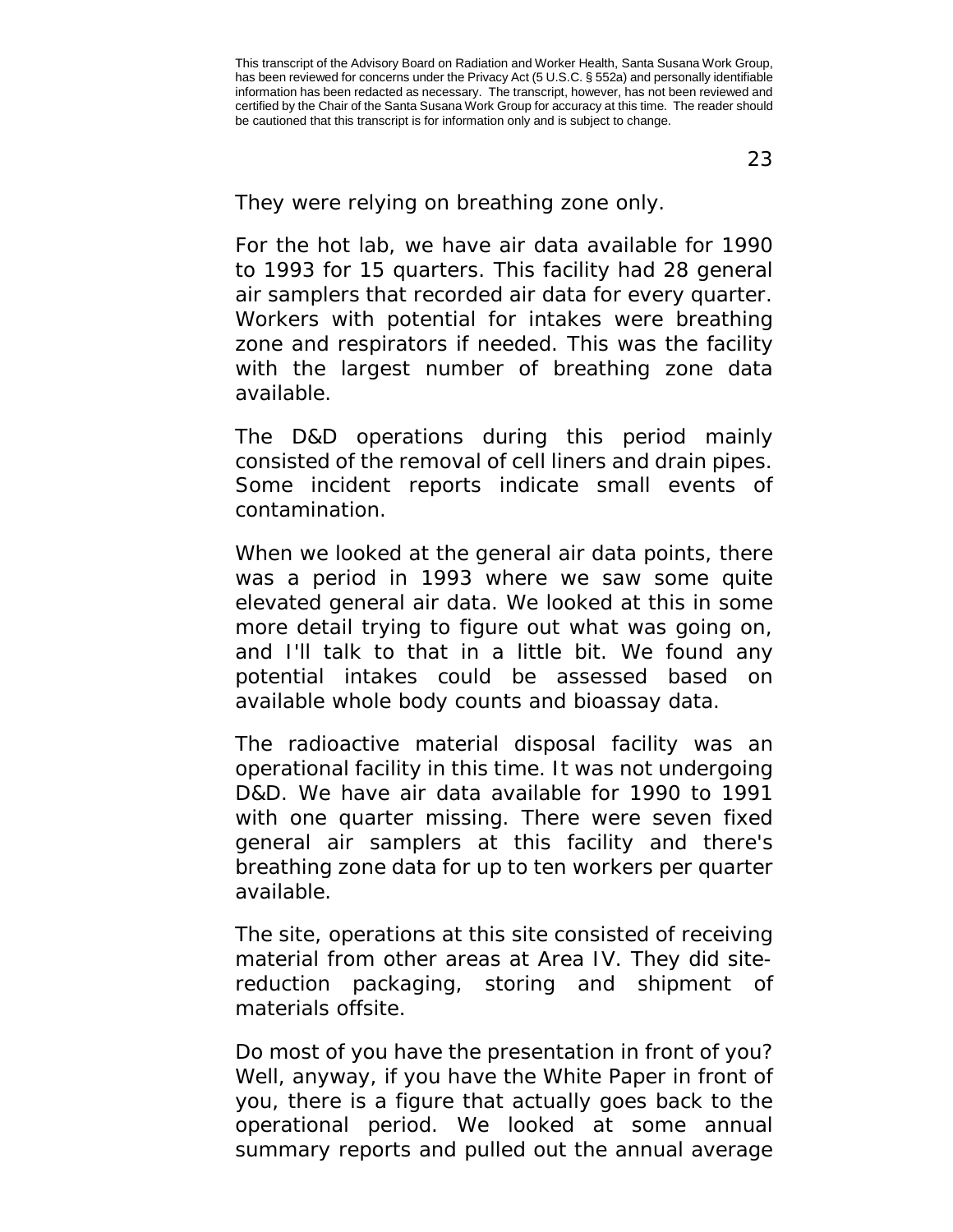They were relying on breathing zone only.

For the hot lab, we have air data available for 1990 to 1993 for 15 quarters. This facility had 28 general air samplers that recorded air data for every quarter. Workers with potential for intakes were breathing zone and respirators if needed. This was the facility with the largest number of breathing zone data available.

The D&D operations during this period mainly consisted of the removal of cell liners and drain pipes. Some incident reports indicate small events of contamination.

When we looked at the general air data points, there was a period in 1993 where we saw some quite elevated general air data. We looked at this in some more detail trying to figure out what was going on, and I'll talk to that in a little bit. We found any potential intakes could be assessed based on available whole body counts and bioassay data.

The radioactive material disposal facility was an operational facility in this time. It was not undergoing D&D. We have air data available for 1990 to 1991 with one quarter missing. There were seven fixed general air samplers at this facility and there's breathing zone data for up to ten workers per quarter available.

The site, operations at this site consisted of receiving material from other areas at Area IV. They did site-reduction packaging, storing and shipment of materials offsite.

Do most of you have the presentation in front of you? Well, anyway, if you have the White Paper in front of you, there is a figure that actually goes back to the operational period. We looked at some annual summary reports and pulled out the annual average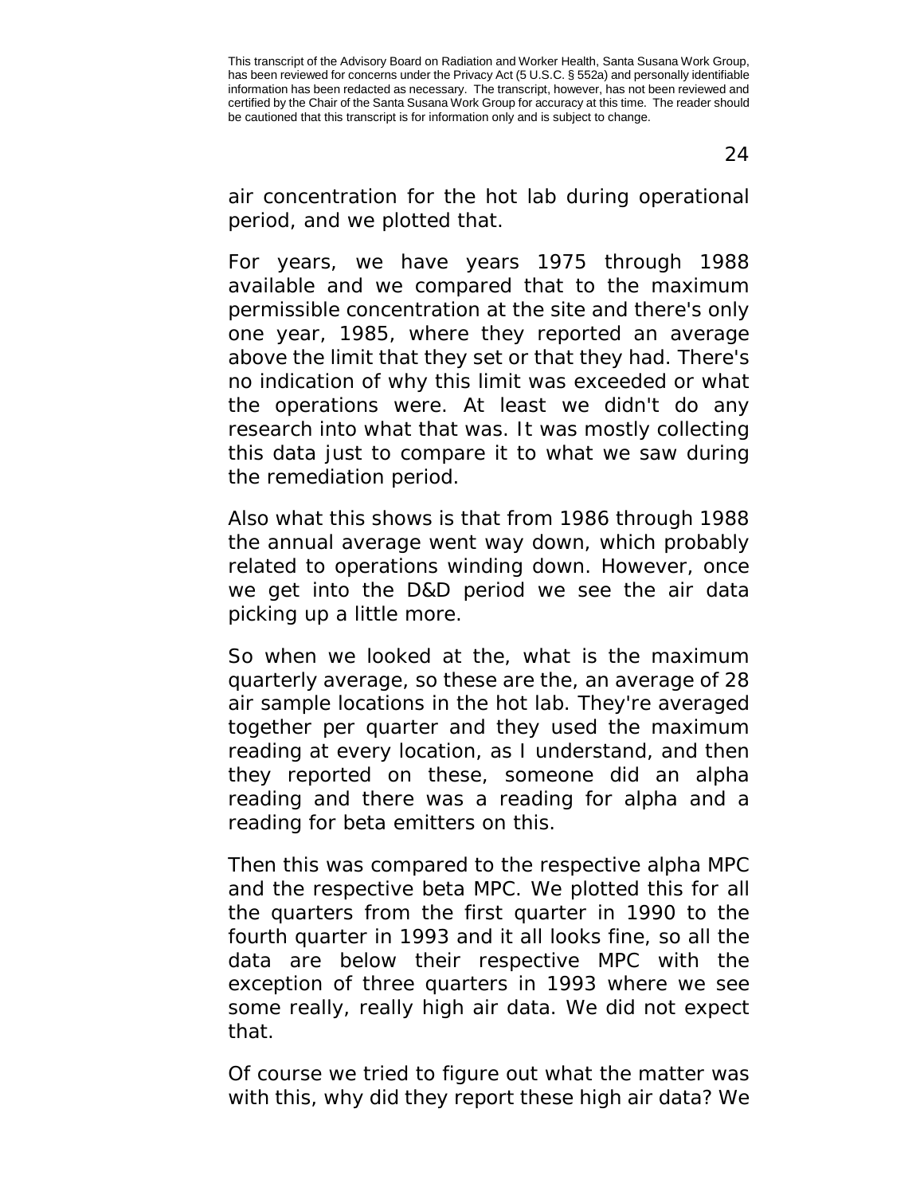air concentration for the hot lab during operational period, and we plotted that.

For years, we have years 1975 through 1988 available and we compared that to the maximum permissible concentration at the site and there's only one year, 1985, where they reported an average above the limit that they set or that they had. There's no indication of why this limit was exceeded or what the operations were. At least we didn't do any research into what that was. It was mostly collecting this data just to compare it to what we saw during the remediation period.

Also what this shows is that from 1986 through 1988 the annual average went way down, which probably related to operations winding down. However, once we get into the D&D period we see the air data picking up a little more.

So when we looked at the, what is the maximum quarterly average, so these are the, an average of 28 air sample locations in the hot lab. They're averaged together per quarter and they used the maximum reading at every location, as I understand, and then they reported on these, someone did an alpha reading and there was a reading for alpha and a reading for beta emitters on this.

Then this was compared to the respective alpha MPC and the respective beta MPC. We plotted this for all the quarters from the first quarter in 1990 to the fourth quarter in 1993 and it all looks fine, so all the data are below their respective MPC with the exception of three quarters in 1993 where we see some really, really high air data. We did not expect that.

Of course we tried to figure out what the matter was with this, why did they report these high air data? We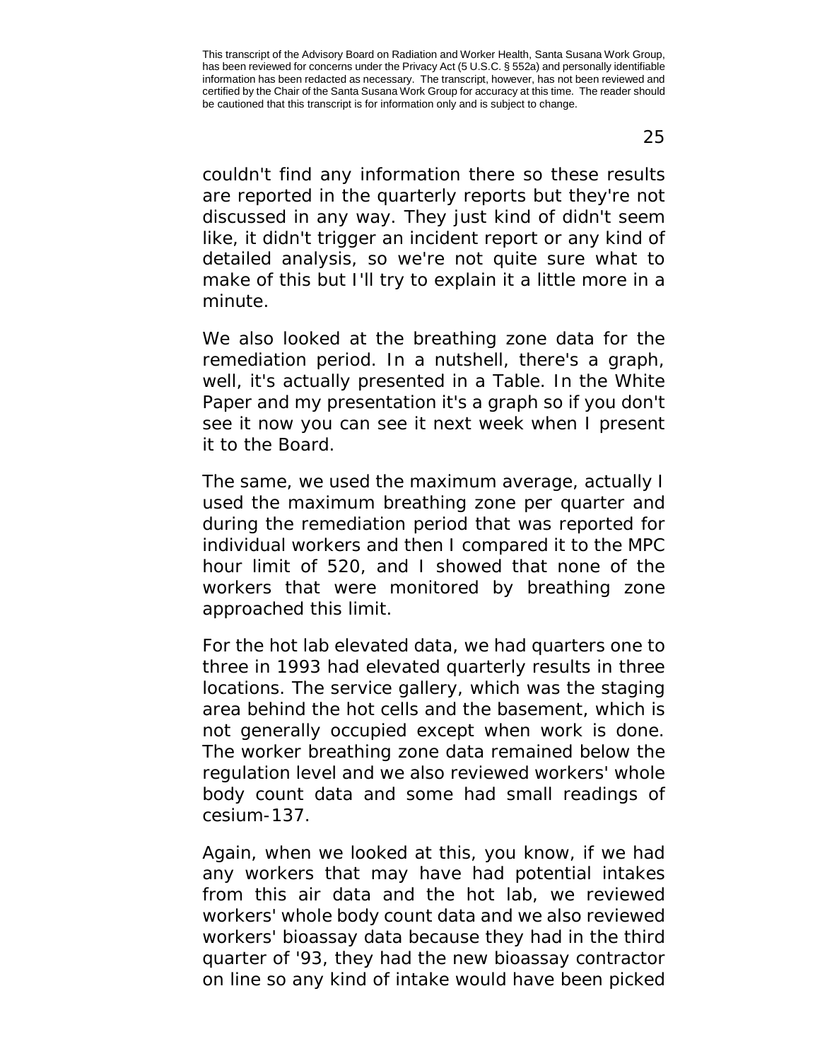couldn't find any information there so these results are reported in the quarterly reports but they're not discussed in any way. They just kind of didn't seem like, it didn't trigger an incident report or any kind of detailed analysis, so we're not quite sure what to make of this but I'll try to explain it a little more in a minute.

We also looked at the breathing zone data for the remediation period. In a nutshell, there's a graph, well, it's actually presented in a Table. In the White Paper and my presentation it's a graph so if you don't see it now you can see it next week when I present it to the Board.

The same, we used the maximum average, actually I used the maximum breathing zone per quarter and during the remediation period that was reported for individual workers and then I compared it to the MPC hour limit of 520, and I showed that none of the workers that were monitored by breathing zone approached this limit.

For the hot lab elevated data, we had quarters one to three in 1993 had elevated quarterly results in three locations. The service gallery, which was the staging area behind the hot cells and the basement, which is not generally occupied except when work is done. The worker breathing zone data remained below the regulation level and we also reviewed workers' whole body count data and some had small readings of cesium-137.

Again, when we looked at this, you know, if we had any workers that may have had potential intakes from this air data and the hot lab, we reviewed workers' whole body count data and we also reviewed workers' bioassay data because they had in the third quarter of '93, they had the new bioassay contractor on line so any kind of intake would have been picked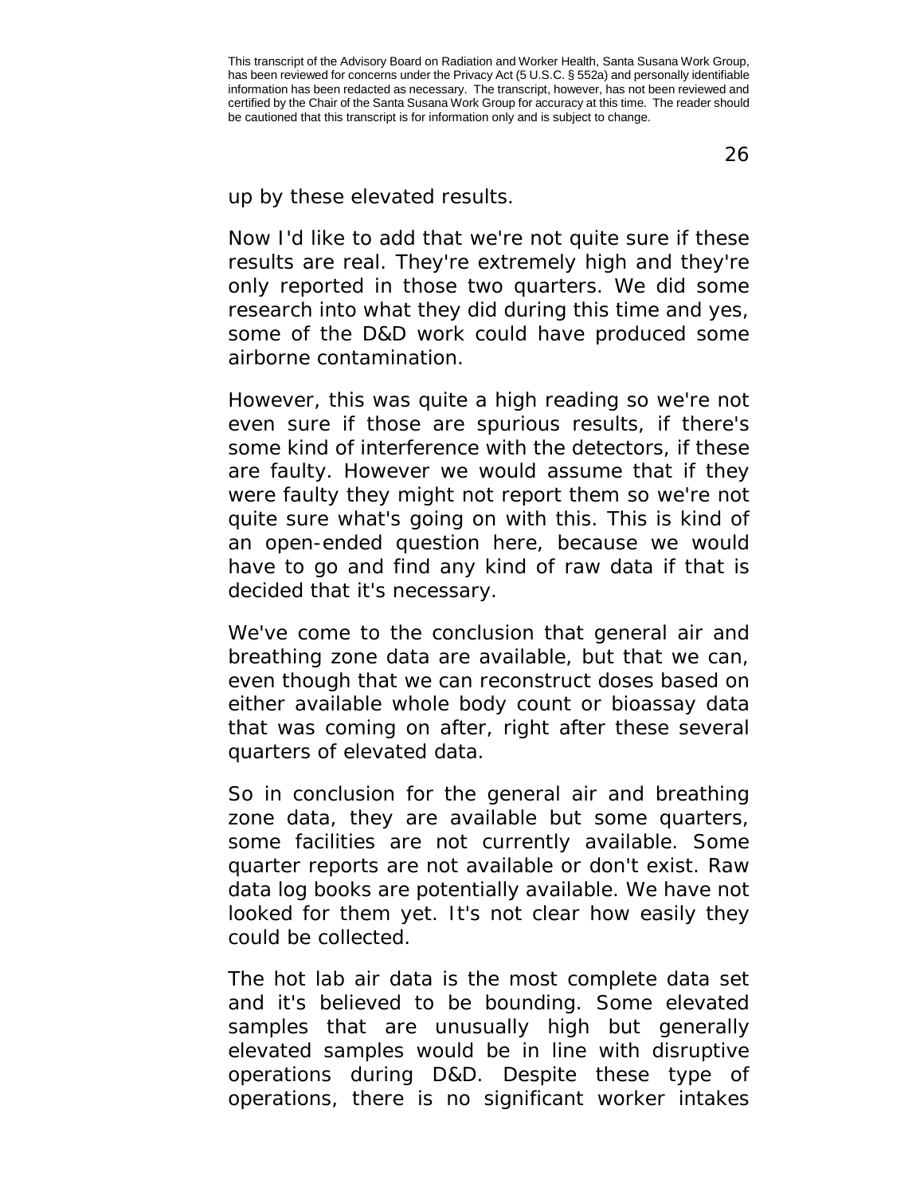up by these elevated results.

Now I'd like to add that we're not quite sure if these results are real. They're extremely high and they're only reported in those two quarters. We did some research into what they did during this time and yes, some of the D&D work could have produced some airborne contamination.

However, this was quite a high reading so we're not even sure if those are spurious results, if there's some kind of interference with the detectors, if these are faulty. However we would assume that if they were faulty they might not report them so we're not quite sure what's going on with this. This is kind of an open-ended question here, because we would have to go and find any kind of raw data if that is decided that it's necessary.

We've come to the conclusion that general air and breathing zone data are available, but that we can, even though that we can reconstruct doses based on either available whole body count or bioassay data that was coming on after, right after these several quarters of elevated data.

So in conclusion for the general air and breathing zone data, they are available but some quarters, some facilities are not currently available. Some quarter reports are not available or don't exist. Raw data log books are potentially available. We have not looked for them yet. It's not clear how easily they could be collected.

The hot lab air data is the most complete data set and it's believed to be bounding. Some elevated samples that are unusually high but generally elevated samples would be in line with disruptive operations during D&D. Despite these type of operations, there is no significant worker intakes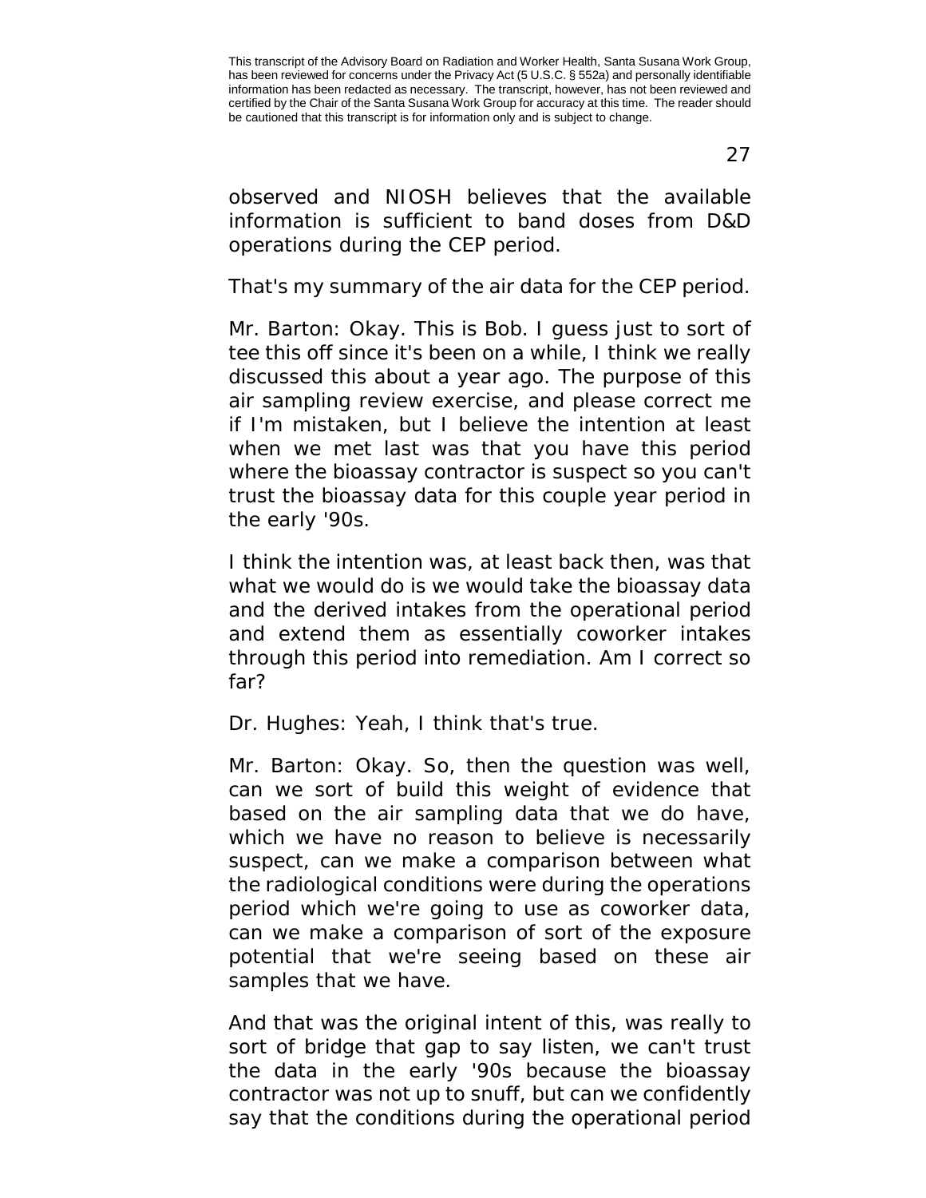observed and NIOSH believes that the available information is sufficient to band doses from D&D operations during the CEP period.

That's my summary of the air data for the CEP period.

Mr. Barton: Okay. This is Bob. I guess just to sort of tee this off since it's been on a while, I think we really discussed this about a year ago. The purpose of this air sampling review exercise, and please correct me if I'm mistaken, but I believe the intention at least when we met last was that you have this period where the bioassay contractor is suspect so you can't trust the bioassay data for this couple year period in the early '90s.

I think the intention was, at least back then, was that what we would do is we would take the bioassay data and the derived intakes from the operational period and extend them as essentially coworker intakes through this period into remediation. Am I correct so far?

Dr. Hughes: Yeah, I think that's true.

Mr. Barton: Okay. So, then the question was well, can we sort of build this weight of evidence that based on the air sampling data that we do have, which we have no reason to believe is necessarily suspect, can we make a comparison between what the radiological conditions were during the operations period which we're going to use as coworker data, can we make a comparison of sort of the exposure potential that we're seeing based on these air samples that we have.

And that was the original intent of this, was really to sort of bridge that gap to say listen, we can't trust the data in the early '90s because the bioassay contractor was not up to snuff, but can we confidently say that the conditions during the operational period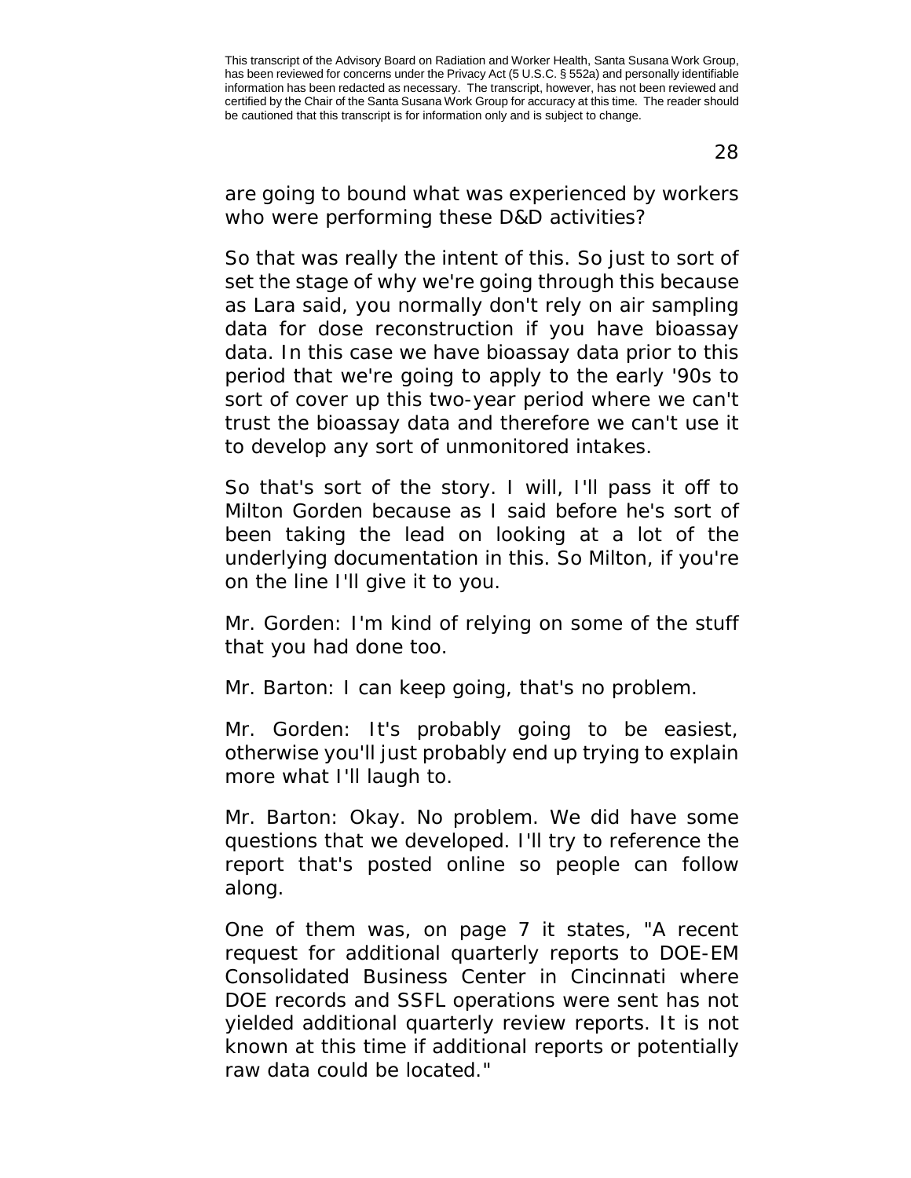are going to bound what was experienced by workers who were performing these D&D activities?

So that was really the intent of this. So just to sort of set the stage of why we're going through this because as Lara said, you normally don't rely on air sampling data for dose reconstruction if you have bioassay data. In this case we have bioassay data prior to this period that we're going to apply to the early '90s to sort of cover up this two-year period where we can't trust the bioassay data and therefore we can't use it to develop any sort of unmonitored intakes.

So that's sort of the story. I will, I'll pass it off to Milton Gorden because as I said before he's sort of been taking the lead on looking at a lot of the underlying documentation in this. So Milton, if you're on the line I'll give it to you.

Mr. Gorden: I'm kind of relying on some of the stuff that you had done too.

Mr. Barton: I can keep going, that's no problem.

Mr. Gorden: It's probably going to be easiest, otherwise you'll just probably end up trying to explain more what I'll laugh to.

Mr. Barton: Okay. No problem. We did have some questions that we developed. I'll try to reference the report that's posted online so people can follow along.

One of them was, on page 7 it states, "A recent request for additional quarterly reports to DOE-EM Consolidated Business Center in Cincinnati where DOE records and SSFL operations were sent has not yielded additional quarterly review reports. It is not known at this time if additional reports or potentially raw data could be located."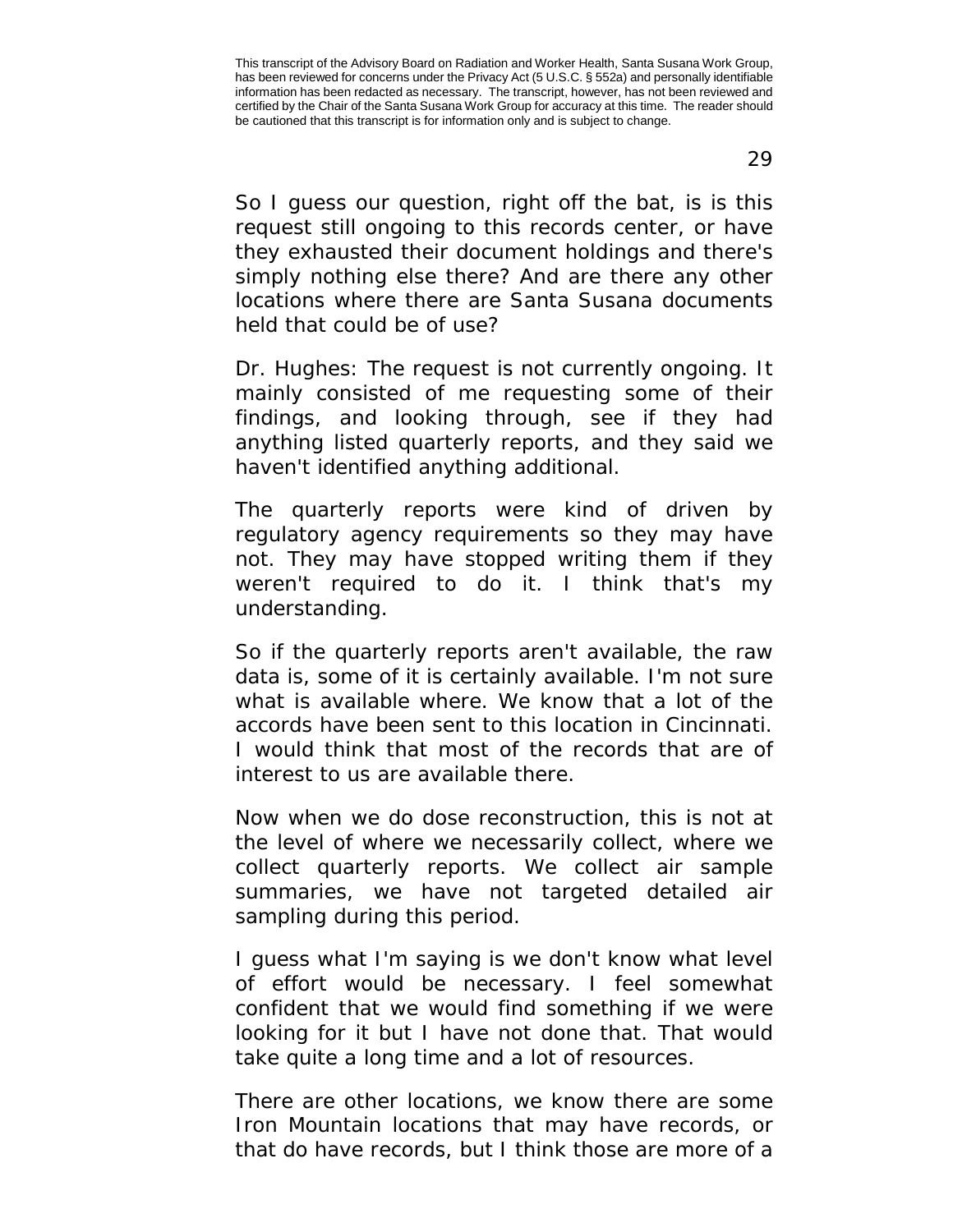So I guess our question, right off the bat, is is this request still ongoing to this records center, or have they exhausted their document holdings and there's simply nothing else there? And are there any other locations where there are Santa Susana documents held that could be of use?

Dr. Hughes: The request is not currently ongoing. It mainly consisted of me requesting some of their findings, and looking through, see if they had anything listed quarterly reports, and they said we haven't identified anything additional.

The quarterly reports were kind of driven by regulatory agency requirements so they may have not. They may have stopped writing them if they weren't required to do it. I think that's my understanding.

So if the quarterly reports aren't available, the raw data is, some of it is certainly available. I'm not sure what is available where. We know that a lot of the accords have been sent to this location in Cincinnati. I would think that most of the records that are of interest to us are available there.

Now when we do dose reconstruction, this is not at the level of where we necessarily collect, where we collect quarterly reports. We collect air sample summaries, we have not targeted detailed air sampling during this period.

I guess what I'm saying is we don't know what level of effort would be necessary. I feel somewhat confident that we would find something if we were looking for it but I have not done that. That would take quite a long time and a lot of resources.

There are other locations, we know there are some Iron Mountain locations that may have records, or that do have records, but I think those are more of a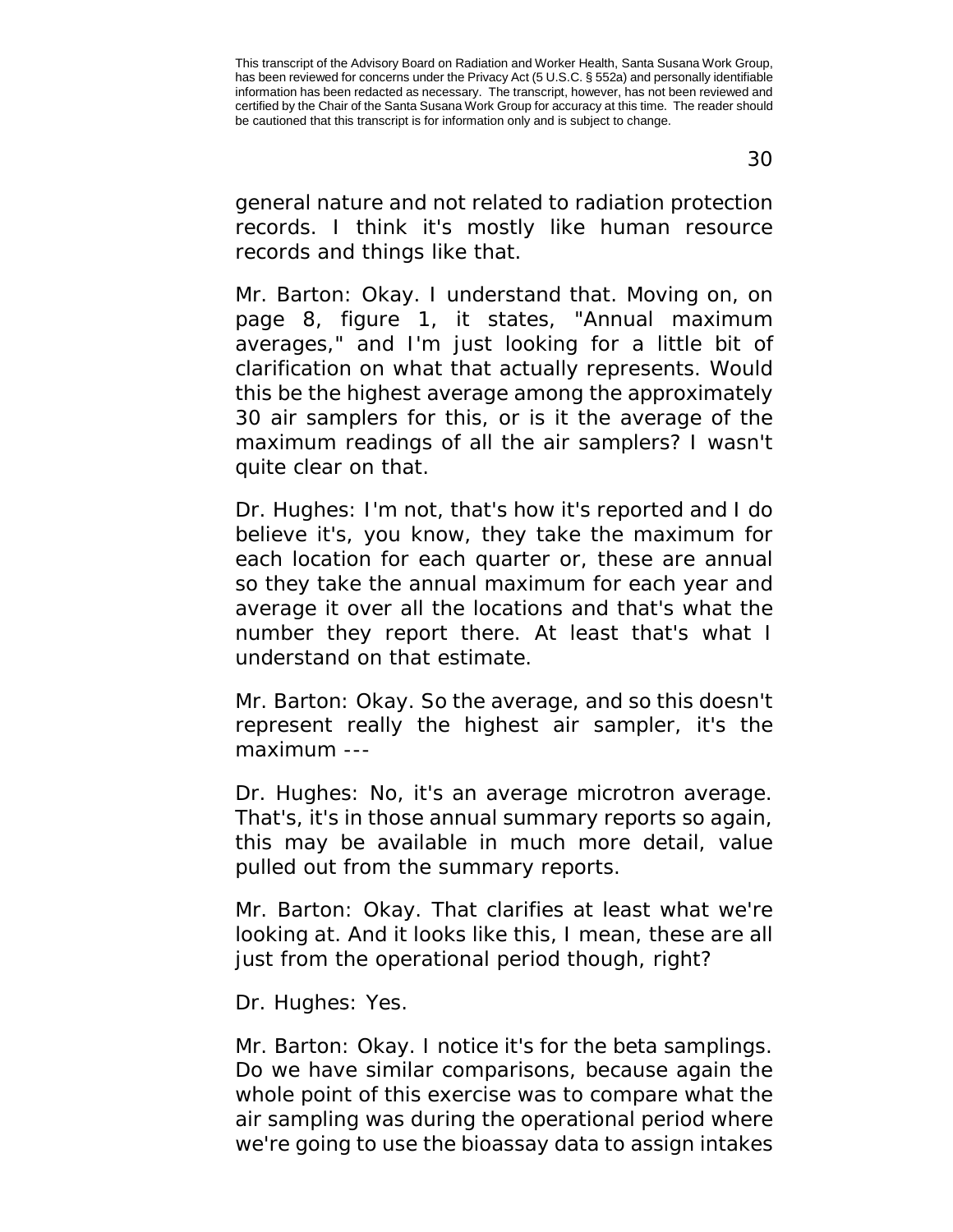This transcript of the Advisory Board on Radiation and Worker Health, Santa Susana Work Group, has been reviewed for concerns under the Privacy Act (5 U.S.C. § 552a) and personally identifiable information has been redacted as necessary. The transcript, however, has not been reviewed and certified by the Chair of the Santa Susana Work Group for accuracy at this time. The reader should be cautioned that this transcript is for information only and is subject to change.

general nature and not related to radiation protection records. I think it's mostly like human resource records and things like that.

Mr. Barton: Okay. I understand that. Moving on, on page 8, figure 1, it states, "Annual maximum averages," and I'm just looking for a little bit of clarification on what that actually represents. Would this be the highest average among the approximately 30 air samplers for this, or is it the average of the maximum readings of all the air samplers? I wasn't quite clear on that.

Dr. Hughes: I'm not, that's how it's reported and I do believe it's, you know, they take the maximum for each location for each quarter or, these are annual so they take the annual maximum for each year and average it over all the locations and that's what the number they report there. At least that's what I understand on that estimate.

Mr. Barton: Okay. So the average, and so this doesn't represent really the highest air sampler, it's the maximum ---

Dr. Hughes: No, it's an average microtron average. That's, it's in those annual summary reports so again, this may be available in much more detail, value pulled out from the summary reports.

Mr. Barton: Okay. That clarifies at least what we're looking at. And it looks like this, I mean, these are all just from the operational period though, right?

Dr. Hughes: Yes.

Mr. Barton: Okay. I notice it's for the beta samplings. Do we have similar comparisons, because again the whole point of this exercise was to compare what the air sampling was during the operational period where we're going to use the bioassay data to assign intakes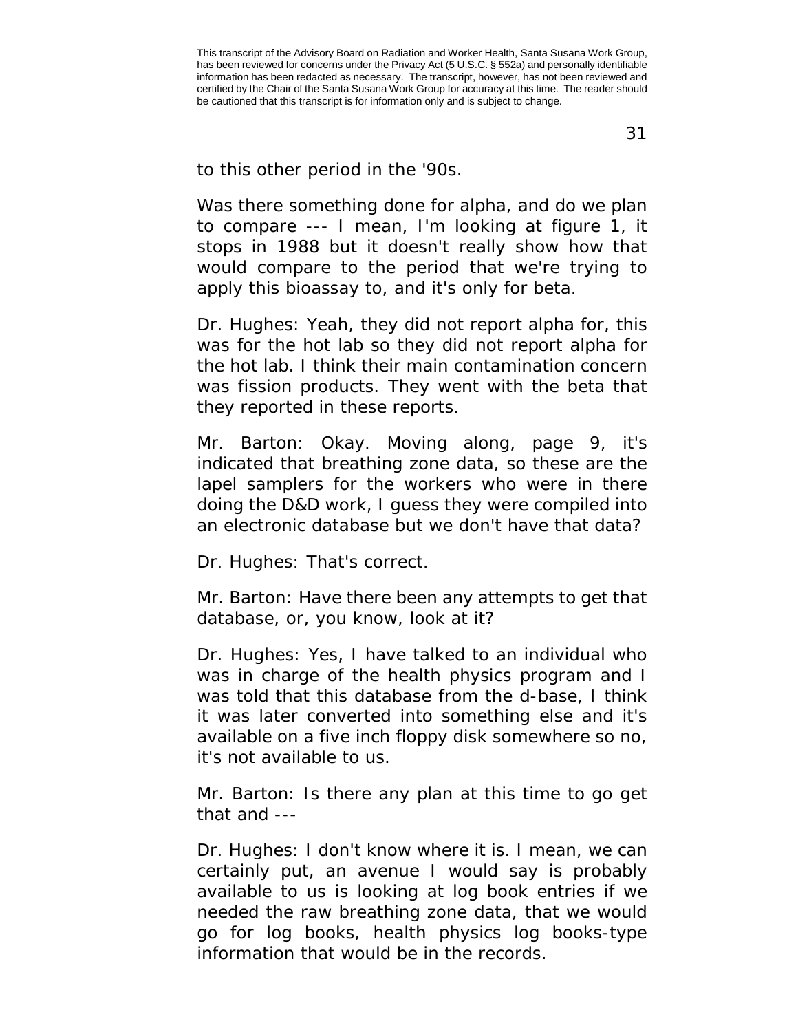to this other period in the '90s.

Was there something done for alpha, and do we plan to compare --- I mean, I'm looking at figure 1, it stops in 1988 but it doesn't really show how that would compare to the period that we're trying to apply this bioassay to, and it's only for beta.

Dr. Hughes: Yeah, they did not report alpha for, this was for the hot lab so they did not report alpha for the hot lab. I think their main contamination concern was fission products. They went with the beta that they reported in these reports.

Mr. Barton: Okay. Moving along, page 9, it's indicated that breathing zone data, so these are the lapel samplers for the workers who were in there doing the D&D work, I guess they were compiled into an electronic database but we don't have that data?

Dr. Hughes: That's correct.

Mr. Barton: Have there been any attempts to get that database, or, you know, look at it?

Dr. Hughes: Yes, I have talked to an individual who was in charge of the health physics program and I was told that this database from the d-base, I think it was later converted into something else and it's available on a five inch floppy disk somewhere so no, it's not available to us.

Mr. Barton: Is there any plan at this time to go get that and ---

Dr. Hughes: I don't know where it is. I mean, we can certainly put, an avenue I would say is probably available to us is looking at log book entries if we needed the raw breathing zone data, that we would go for log books, health physics log books-type information that would be in the records.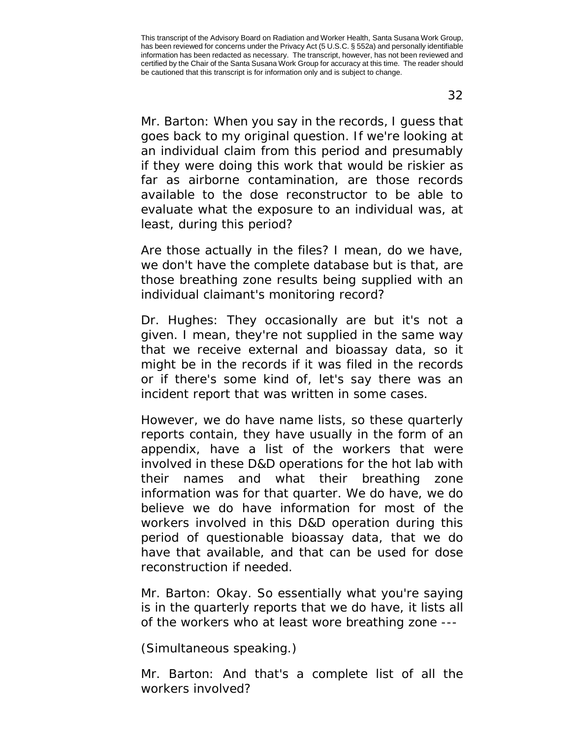Mr. Barton: When you say in the records, I guess that goes back to my original question. If we're looking at an individual claim from this period and presumably if they were doing this work that would be riskier as far as airborne contamination, are those records available to the dose reconstructor to be able to evaluate what the exposure to an individual was, at least, during this period?

Are those actually in the files? I mean, do we have, we don't have the complete database but is that, are those breathing zone results being supplied with an individual claimant's monitoring record?

Dr. Hughes: They occasionally are but it's not a given. I mean, they're not supplied in the same way that we receive external and bioassay data, so it might be in the records if it was filed in the records or if there's some kind of, let's say there was an incident report that was written in some cases.

However, we do have name lists, so these quarterly reports contain, they have usually in the form of an appendix, have a list of the workers that were involved in these D&D operations for the hot lab with their names and what their breathing zone information was for that quarter. We do have, we do believe we do have information for most of the workers involved in this D&D operation during this period of questionable bioassay data, that we do have that available, and that can be used for dose reconstruction if needed.

Mr. Barton: Okay. So essentially what you're saying is in the quarterly reports that we do have, it lists all of the workers who at least wore breathing zone ---

(Simultaneous speaking.)

Mr. Barton: And that's a complete list of all the workers involved?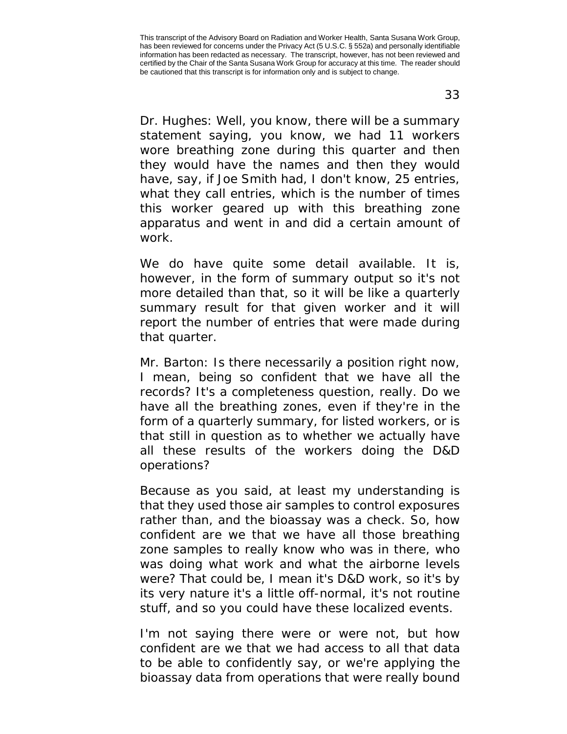Dr. Hughes: Well, you know, there will be a summary statement saying, you know, we had 11 workers wore breathing zone during this quarter and then they would have the names and then they would have, say, if Joe Smith had, I don't know, 25 entries, what they call entries, which is the number of times this worker geared up with this breathing zone apparatus and went in and did a certain amount of work.

We do have quite some detail available. It is, however, in the form of summary output so it's not more detailed than that, so it will be like a quarterly summary result for that given worker and it will report the number of entries that were made during that quarter.

Mr. Barton: Is there necessarily a position right now, I mean, being so confident that we have all the records? It's a completeness question, really. Do we have all the breathing zones, even if they're in the form of a quarterly summary, for listed workers, or is that still in question as to whether we actually have all these results of the workers doing the D&D operations?

Because as you said, at least my understanding is that they used those air samples to control exposures rather than, and the bioassay was a check. So, how confident are we that we have all those breathing zone samples to really know who was in there, who was doing what work and what the airborne levels were? That could be, I mean it's D&D work, so it's by its very nature it's a little off-normal, it's not routine stuff, and so you could have these localized events.

I'm not saying there were or were not, but how confident are we that we had access to all that data to be able to confidently say, or we're applying the bioassay data from operations that were really bound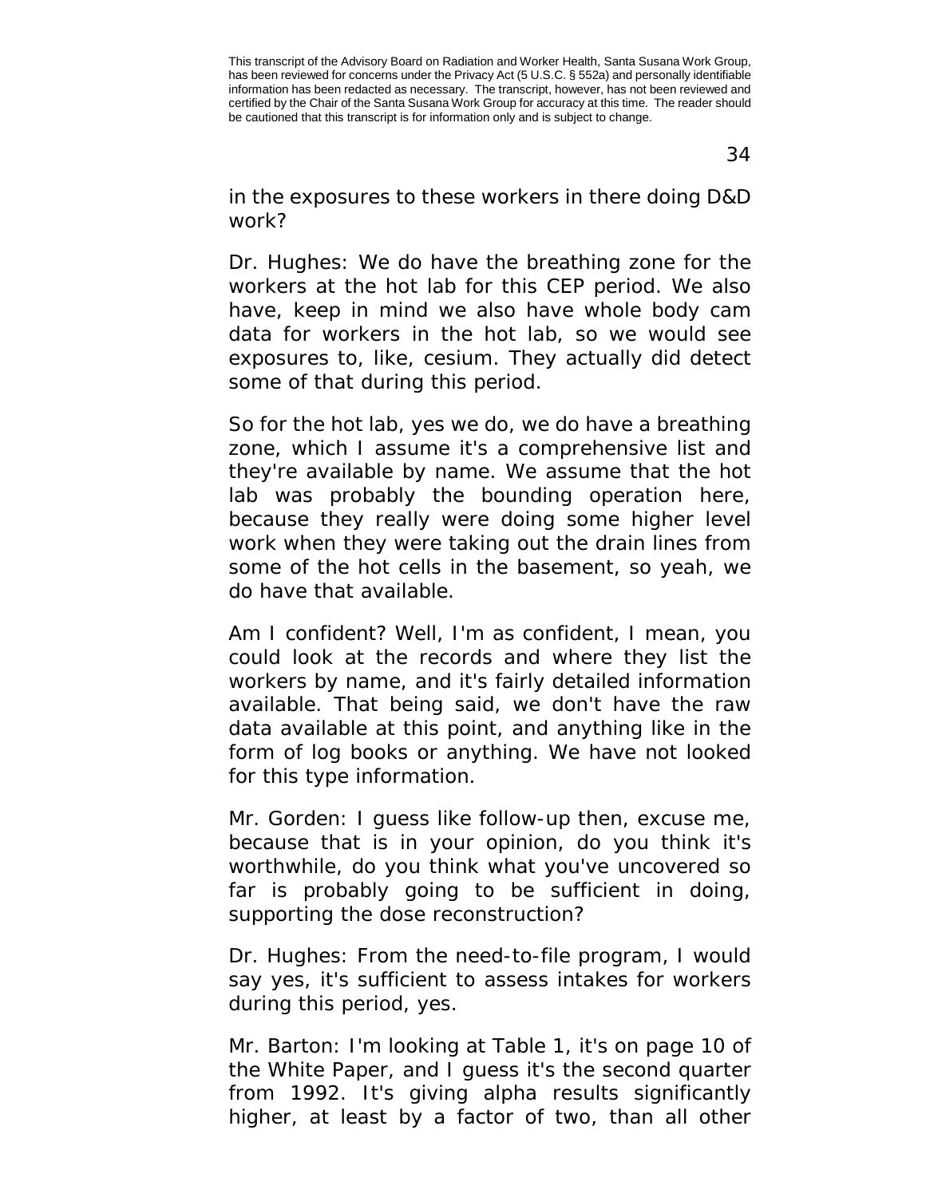in the exposures to these workers in there doing D&D work?

Dr. Hughes: We do have the breathing zone for the workers at the hot lab for this CEP period. We also have, keep in mind we also have whole body cam data for workers in the hot lab, so we would see exposures to, like, cesium. They actually did detect some of that during this period.

So for the hot lab, yes we do, we do have a breathing zone, which I assume it's a comprehensive list and they're available by name. We assume that the hot lab was probably the bounding operation here, because they really were doing some higher level work when they were taking out the drain lines from some of the hot cells in the basement, so yeah, we do have that available.

Am I confident? Well, I'm as confident, I mean, you could look at the records and where they list the workers by name, and it's fairly detailed information available. That being said, we don't have the raw data available at this point, and anything like in the form of log books or anything. We have not looked for this type information.

Mr. Gorden: I guess like follow-up then, excuse me, because that is in your opinion, do you think it's worthwhile, do you think what you've uncovered so far is probably going to be sufficient in doing, supporting the dose reconstruction?

Dr. Hughes: From the need-to-file program, I would say yes, it's sufficient to assess intakes for workers during this period, yes.

Mr. Barton: I'm looking at Table 1, it's on page 10 of the White Paper, and I guess it's the second quarter from 1992. It's giving alpha results significantly higher, at least by a factor of two, than all other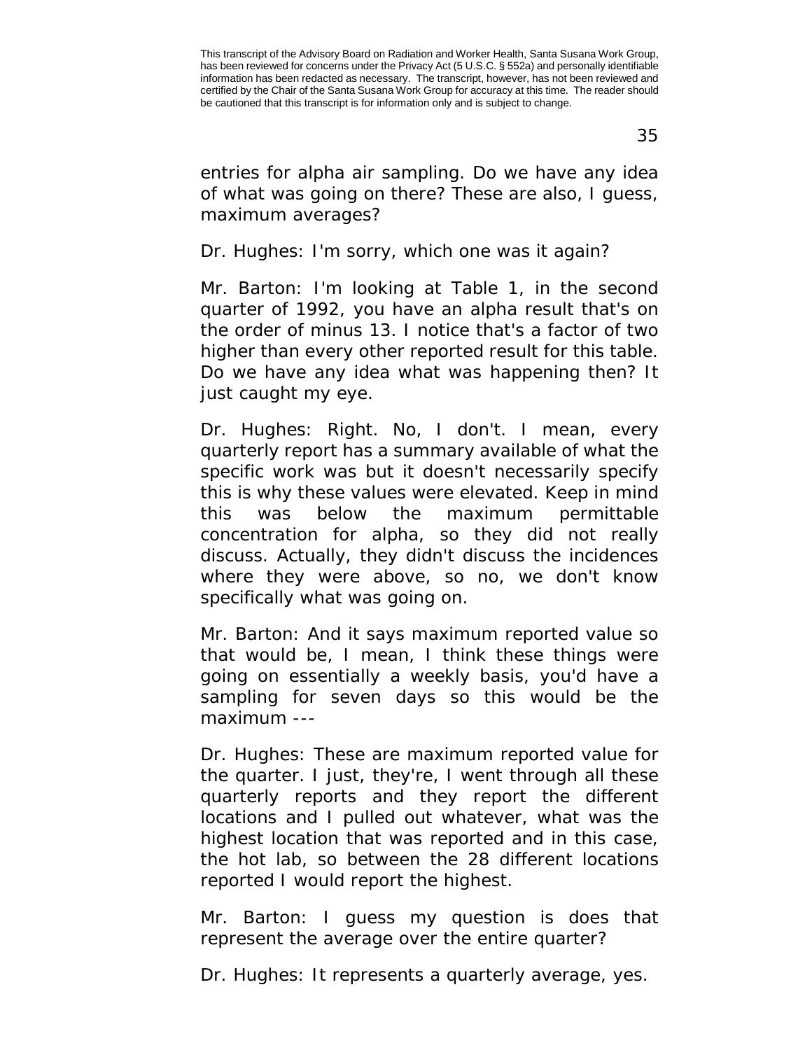entries for alpha air sampling. Do we have any idea of what was going on there? These are also, I guess, maximum averages?

Dr. Hughes: I'm sorry, which one was it again?

Mr. Barton: I'm looking at Table 1, in the second quarter of 1992, you have an alpha result that's on the order of minus 13. I notice that's a factor of two higher than every other reported result for this table. Do we have any idea what was happening then? It just caught my eye.

Dr. Hughes: Right. No, I don't. I mean, every quarterly report has a summary available of what the specific work was but it doesn't necessarily specify this is why these values were elevated. Keep in mind this was below the maximum permittable concentration for alpha, so they did not really discuss. Actually, they didn't discuss the incidences where they were above, so no, we don't know specifically what was going on.

Mr. Barton: And it says maximum reported value so that would be, I mean, I think these things were going on essentially a weekly basis, you'd have a sampling for seven days so this would be the maximum ---

Dr. Hughes: These are maximum reported value for the quarter. I just, they're, I went through all these quarterly reports and they report the different locations and I pulled out whatever, what was the highest location that was reported and in this case, the hot lab, so between the 28 different locations reported I would report the highest.

Mr. Barton: I guess my question is does that represent the average over the entire quarter?

Dr. Hughes: It represents a quarterly average, yes.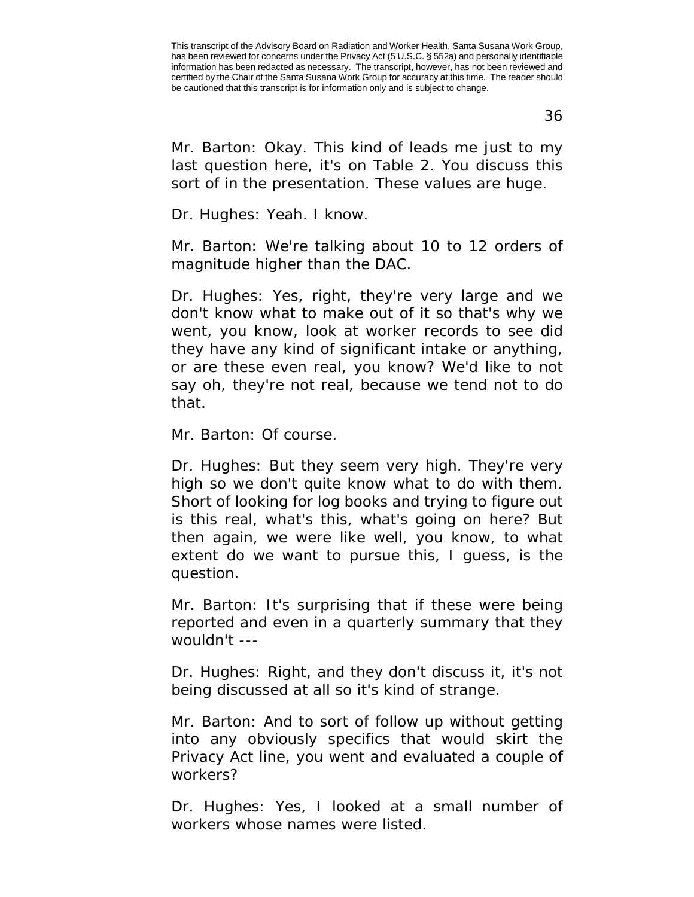Mr. Barton: Okay. This kind of leads me just to my last question here, it's on Table 2. You discuss this sort of in the presentation. These values are huge.

Dr. Hughes: Yeah. I know.

Mr. Barton: We're talking about 10 to 12 orders of magnitude higher than the DAC.

Dr. Hughes: Yes, right, they're very large and we don't know what to make out of it so that's why we went, you know, look at worker records to see did they have any kind of significant intake or anything, or are these even real, you know? We'd like to not say oh, they're not real, because we tend not to do that.

Mr. Barton: Of course.

Dr. Hughes: But they seem very high. They're very high so we don't quite know what to do with them. Short of looking for log books and trying to figure out is this real, what's this, what's going on here? But then again, we were like well, you know, to what extent do we want to pursue this, I guess, is the question.

Mr. Barton: It's surprising that if these were being reported and even in a quarterly summary that they wouldn't ---

Dr. Hughes: Right, and they don't discuss it, it's not being discussed at all so it's kind of strange.

Mr. Barton: And to sort of follow up without getting into any obviously specifics that would skirt the Privacy Act line, you went and evaluated a couple of workers?

Dr. Hughes: Yes, I looked at a small number of workers whose names were listed.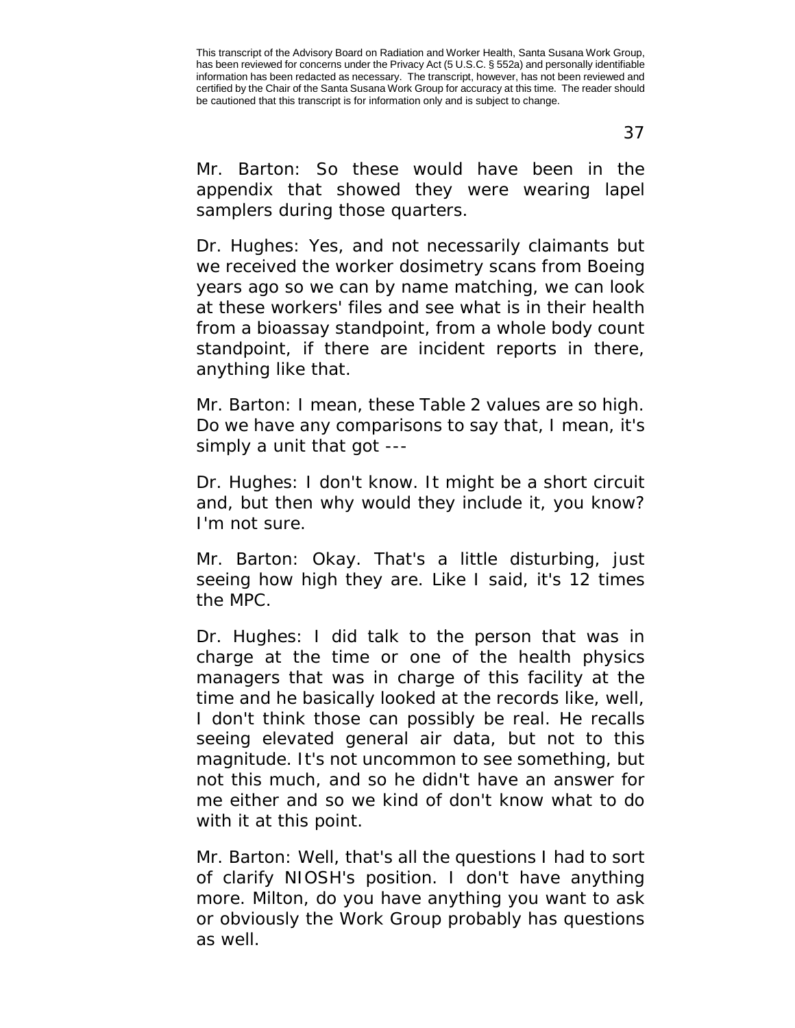Mr. Barton: So these would have been in the appendix that showed they were wearing lapel samplers during those quarters.

Dr. Hughes: Yes, and not necessarily claimants but we received the worker dosimetry scans from Boeing years ago so we can by name matching, we can look at these workers' files and see what is in their health from a bioassay standpoint, from a whole body count standpoint, if there are incident reports in there, anything like that.

Mr. Barton: I mean, these Table 2 values are so high. Do we have any comparisons to say that, I mean, it's simply a unit that got ---

Dr. Hughes: I don't know. It might be a short circuit and, but then why would they include it, you know? I'm not sure.

Mr. Barton: Okay. That's a little disturbing, just seeing how high they are. Like I said, it's 12 times the MPC.

Dr. Hughes: I did talk to the person that was in charge at the time or one of the health physics managers that was in charge of this facility at the time and he basically looked at the records like, well, I don't think those can possibly be real. He recalls seeing elevated general air data, but not to this magnitude. It's not uncommon to see something, but not this much, and so he didn't have an answer for me either and so we kind of don't know what to do with it at this point.

Mr. Barton: Well, that's all the questions I had to sort of clarify NIOSH's position. I don't have anything more. Milton, do you have anything you want to ask or obviously the Work Group probably has questions as well.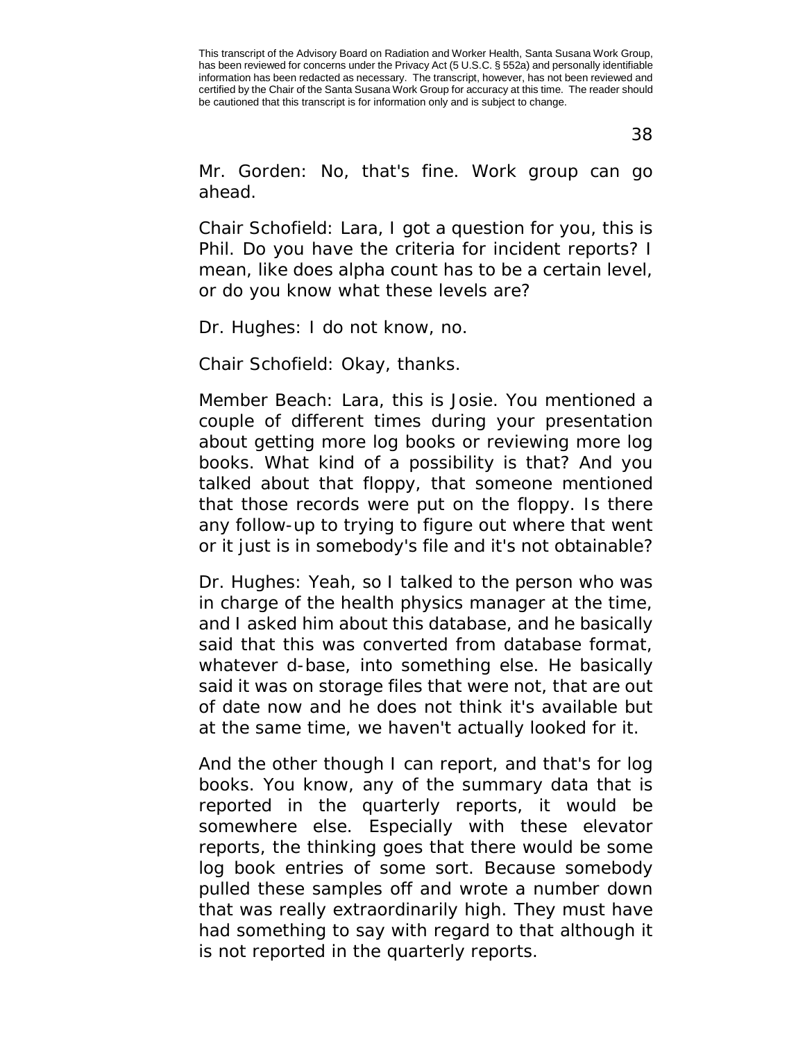Mr. Gorden: No, that's fine. Work group can go ahead.

Chair Schofield: Lara, I got a question for you, this is Phil. Do you have the criteria for incident reports? I mean, like does alpha count has to be a certain level, or do you know what these levels are?

Dr. Hughes: I do not know, no.

Chair Schofield: Okay, thanks.

Member Beach: Lara, this is Josie. You mentioned a couple of different times during your presentation about getting more log books or reviewing more log books. What kind of a possibility is that? And you talked about that floppy, that someone mentioned that those records were put on the floppy. Is there any follow-up to trying to figure out where that went or it just is in somebody's file and it's not obtainable?

Dr. Hughes: Yeah, so I talked to the person who was in charge of the health physics manager at the time, and I asked him about this database, and he basically said that this was converted from database format, whatever d-base, into something else. He basically said it was on storage files that were not, that are out of date now and he does not think it's available but at the same time, we haven't actually looked for it.

And the other though I can report, and that's for log books. You know, any of the summary data that is reported in the quarterly reports, it would be somewhere else. Especially with these elevator reports, the thinking goes that there would be some log book entries of some sort. Because somebody pulled these samples off and wrote a number down that was really extraordinarily high. They must have had something to say with regard to that although it is not reported in the quarterly reports.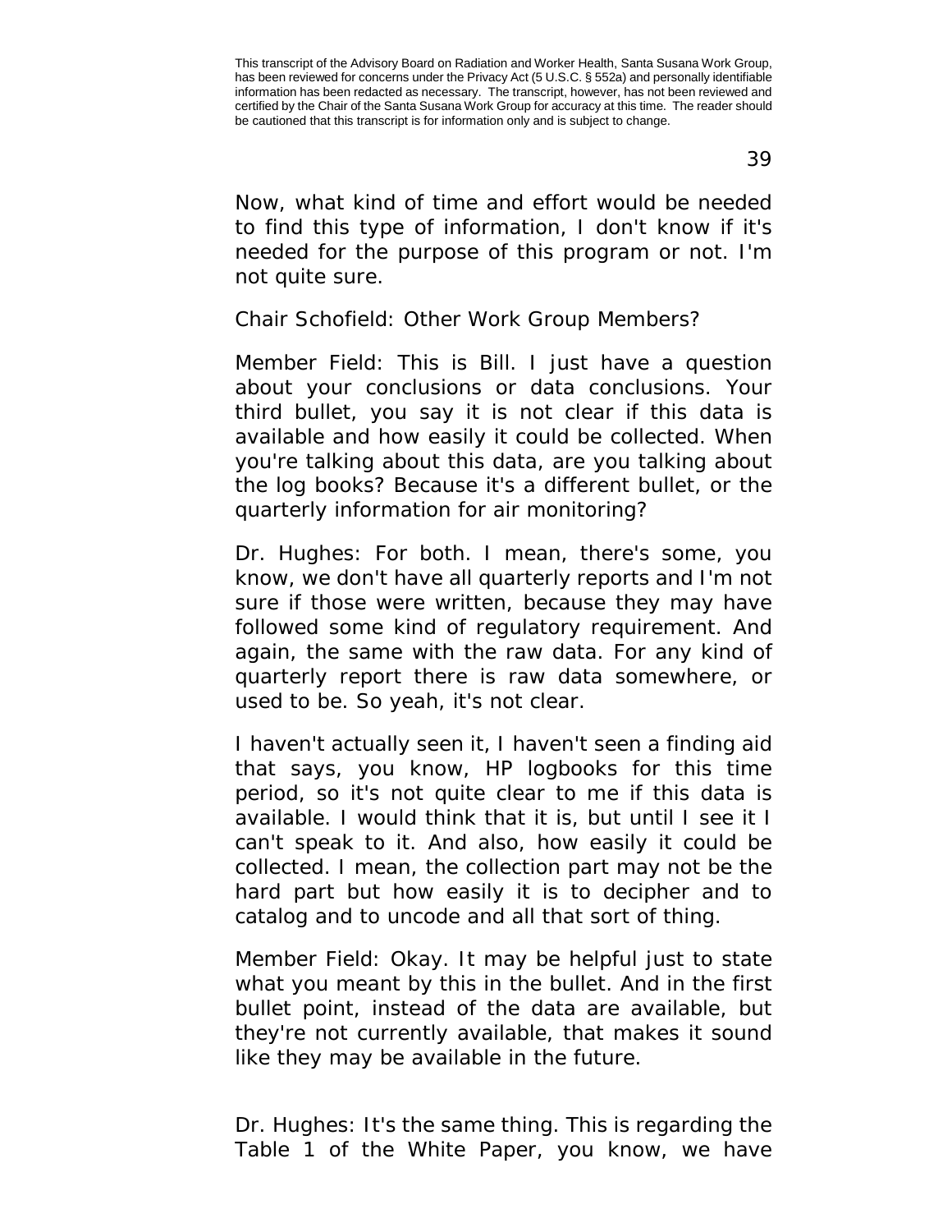Now, what kind of time and effort would be needed to find this type of information, I don't know if it's needed for the purpose of this program or not. I'm not quite sure.

Chair Schofield: Other Work Group Members?

Member Field: This is Bill. I just have a question about your conclusions or data conclusions. Your third bullet, you say it is not clear if this data is available and how easily it could be collected. When you're talking about this data, are you talking about the log books? Because it's a different bullet, or the quarterly information for air monitoring?

Dr. Hughes: For both. I mean, there's some, you know, we don't have all quarterly reports and I'm not sure if those were written, because they may have followed some kind of regulatory requirement. And again, the same with the raw data. For any kind of quarterly report there is raw data somewhere, or used to be. So yeah, it's not clear.

I haven't actually seen it, I haven't seen a finding aid that says, you know, HP logbooks for this time period, so it's not quite clear to me if this data is available. I would think that it is, but until I see it I can't speak to it. And also, how easily it could be collected. I mean, the collection part may not be the hard part but how easily it is to decipher and to catalog and to uncode and all that sort of thing.

Member Field: Okay. It may be helpful just to state what you meant by this in the bullet. And in the first bullet point, instead of the data are available, but they're not currently available, that makes it sound like they may be available in the future.

Dr. Hughes: It's the same thing. This is regarding the Table 1 of the White Paper, you know, we have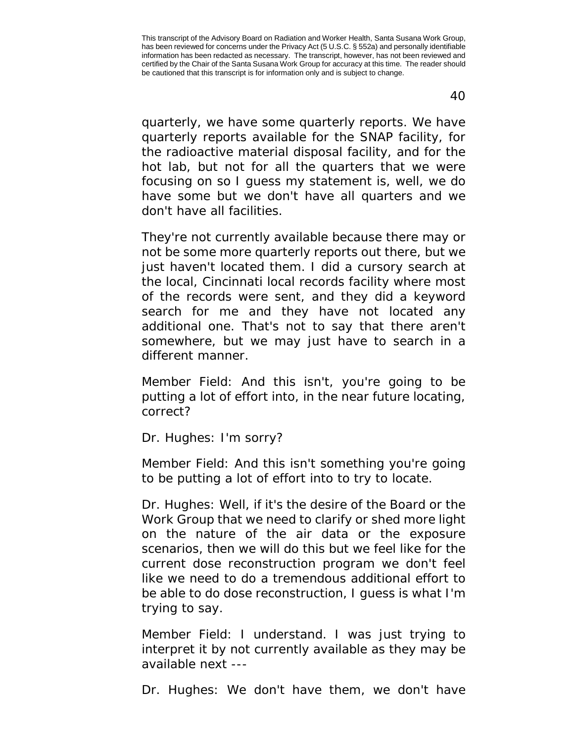quarterly, we have some quarterly reports. We have quarterly reports available for the SNAP facility, for the radioactive material disposal facility, and for the hot lab, but not for all the quarters that we were focusing on so I guess my statement is, well, we do have some but we don't have all quarters and we don't have all facilities.

They're not currently available because there may or not be some more quarterly reports out there, but we just haven't located them. I did a cursory search at the local, Cincinnati local records facility where most of the records were sent, and they did a keyword search for me and they have not located any additional one. That's not to say that there aren't somewhere, but we may just have to search in a different manner.

Member Field: And this isn't, you're going to be putting a lot of effort into, in the near future locating, correct?

Dr. Hughes: I'm sorry?

Member Field: And this isn't something you're going to be putting a lot of effort into to try to locate.

Dr. Hughes: Well, if it's the desire of the Board or the Work Group that we need to clarify or shed more light on the nature of the air data or the exposure scenarios, then we will do this but we feel like for the current dose reconstruction program we don't feel like we need to do a tremendous additional effort to be able to do dose reconstruction, I guess is what I'm trying to say.

Member Field: I understand. I was just trying to interpret it by not currently available as they may be available next ---

Dr. Hughes: We don't have them, we don't have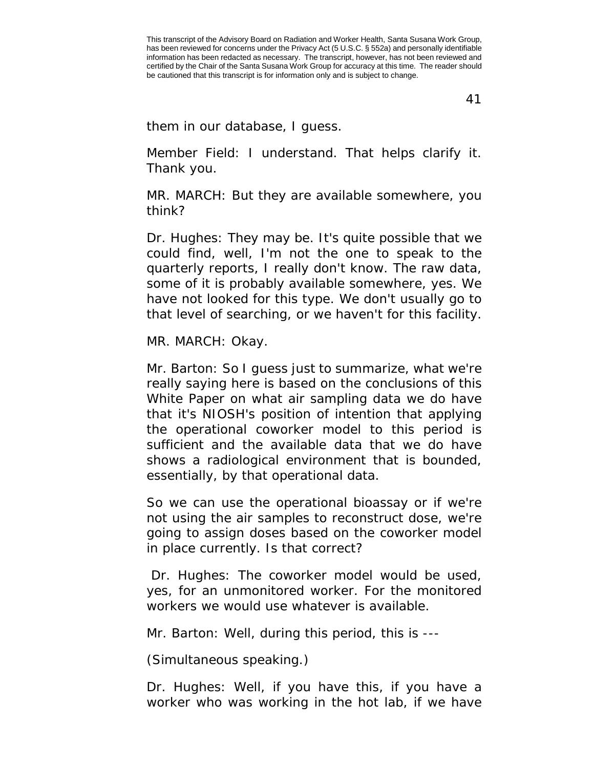This transcript of the Advisory Board on Radiation and Worker Health, Santa Susana Work Group, has been reviewed for concerns under the Privacy Act (5 U.S.C. § 552a) and personally identifiable information has been redacted as necessary. The transcript, however, has not been reviewed and certified by the Chair of the Santa Susana Work Group for accuracy at this time. The reader should be cautioned that this transcript is for information only and is subject to change.

them in our database, I guess.

Member Field: I understand. That helps clarify it. Thank you.

MR. MARCH: But they are available somewhere, you think?

Dr. Hughes: They may be. It's quite possible that we could find, well, I'm not the one to speak to the quarterly reports, I really don't know. The raw data, some of it is probably available somewhere, yes. We have not looked for this type. We don't usually go to that level of searching, or we haven't for this facility.

MR. MARCH: Okay.

Mr. Barton: So I guess just to summarize, what we're really saying here is based on the conclusions of this White Paper on what air sampling data we do have that it's NIOSH's position of intention that applying the operational coworker model to this period is sufficient and the available data that we do have shows a radiological environment that is bounded, essentially, by that operational data.

So we can use the operational bioassay or if we're not using the air samples to reconstruct dose, we're going to assign doses based on the coworker model in place currently. Is that correct?

Dr. Hughes: The coworker model would be used, yes, for an unmonitored worker. For the monitored workers we would use whatever is available.

Mr. Barton: Well, during this period, this is ---

(Simultaneous speaking.)

Dr. Hughes: Well, if you have this, if you have a worker who was working in the hot lab, if we have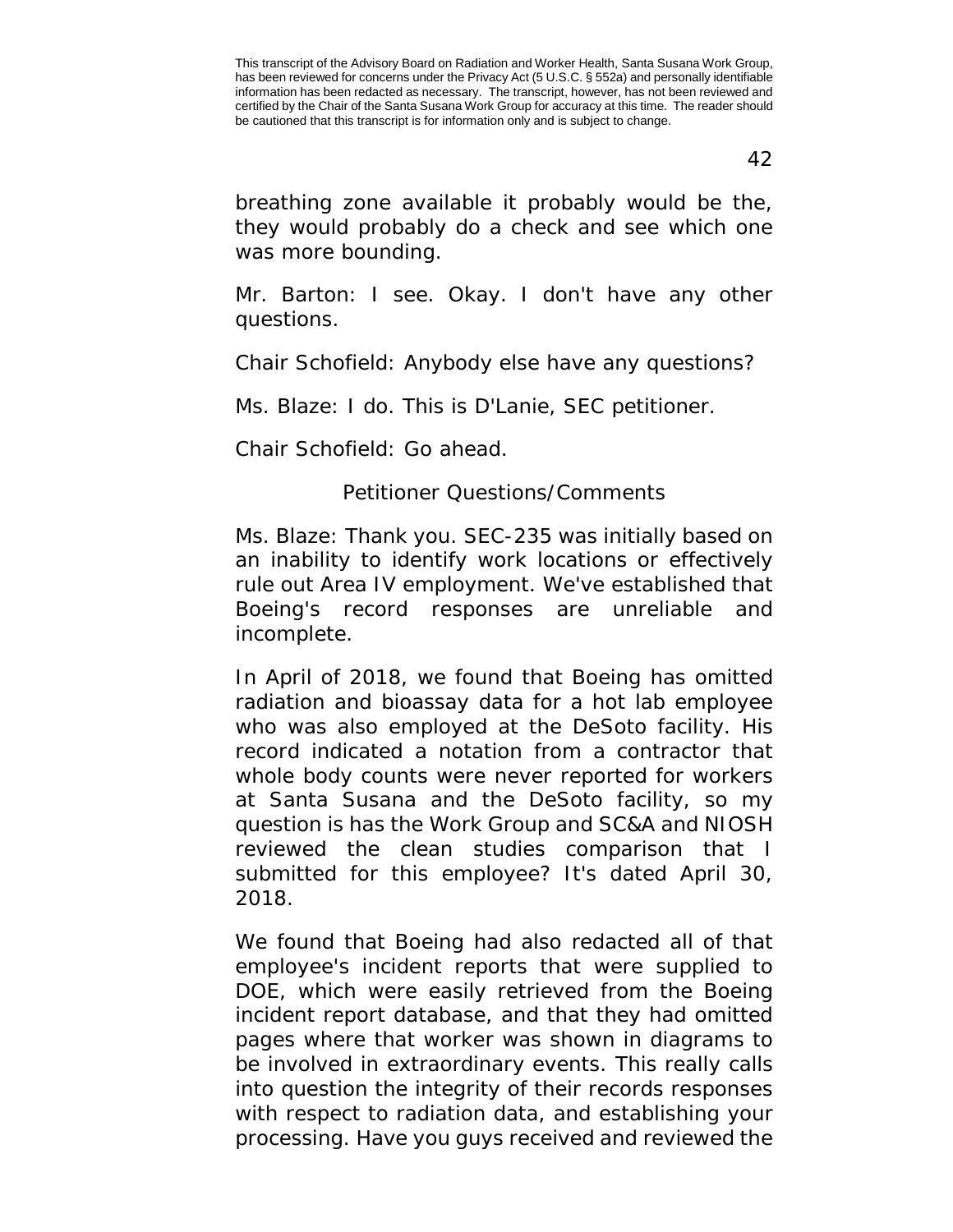breathing zone available it probably would be the, they would probably do a check and see which one was more bounding.

Mr. Barton: I see. Okay. I don't have any other questions.

Chair Schofield: Anybody else have any questions?

Ms. Blaze: I do. This is D'Lanie, SEC petitioner.

Chair Schofield: Go ahead.

## Petitioner Questions/Comments

Ms. Blaze: Thank you. SEC-235 was initially based on an inability to identify work locations or effectively rule out Area IV employment. We've established that Boeing's record responses are unreliable and incomplete.

In April of 2018, we found that Boeing has omitted radiation and bioassay data for a hot lab employee who was also employed at the DeSoto facility. His record indicated a notation from a contractor that whole body counts were never reported for workers at Santa Susana and the DeSoto facility, so my question is has the Work Group and SC&A and NIOSH reviewed the clean studies comparison that I submitted for this employee? It's dated April 30, 2018.

We found that Boeing had also redacted all of that employee's incident reports that were supplied to DOE, which were easily retrieved from the Boeing incident report database, and that they had omitted pages where that worker was shown in diagrams to be involved in extraordinary events. This really calls into question the integrity of their records responses with respect to radiation data, and establishing your processing. Have you guys received and reviewed the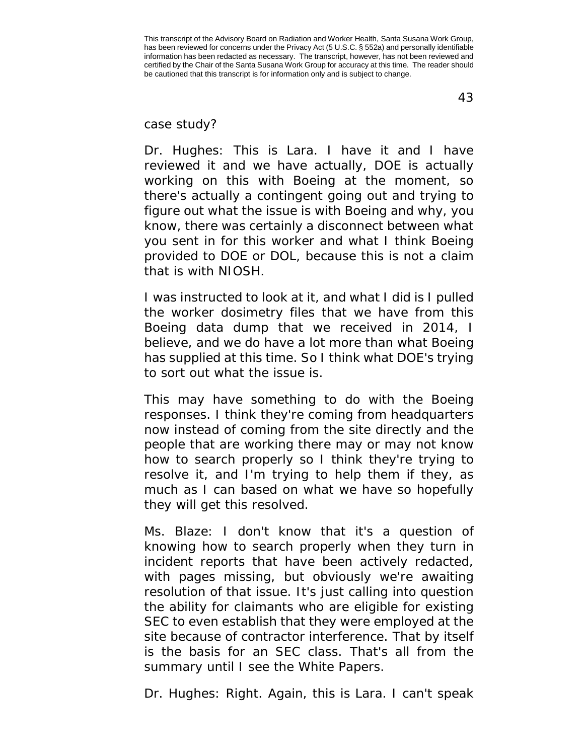case study?

Dr. Hughes: This is Lara. I have it and I have reviewed it and we have actually, DOE is actually working on this with Boeing at the moment, so there's actually a contingent going out and trying to figure out what the issue is with Boeing and why, you know, there was certainly a disconnect between what you sent in for this worker and what I think Boeing provided to DOE or DOL, because this is not a claim that is with NIOSH.

I was instructed to look at it, and what I did is I pulled the worker dosimetry files that we have from this Boeing data dump that we received in 2014, I believe, and we do have a lot more than what Boeing has supplied at this time. So I think what DOE's trying to sort out what the issue is.

This may have something to do with the Boeing responses. I think they're coming from headquarters now instead of coming from the site directly and the people that are working there may or may not know how to search properly so I think they're trying to resolve it, and I'm trying to help them if they, as much as I can based on what we have so hopefully they will get this resolved.

Ms. Blaze: I don't know that it's a question of knowing how to search properly when they turn in incident reports that have been actively redacted, with pages missing, but obviously we're awaiting resolution of that issue. It's just calling into question the ability for claimants who are eligible for existing SEC to even establish that they were employed at the site because of contractor interference. That by itself is the basis for an SEC class. That's all from the summary until I see the White Papers.

Dr. Hughes: Right. Again, this is Lara. I can't speak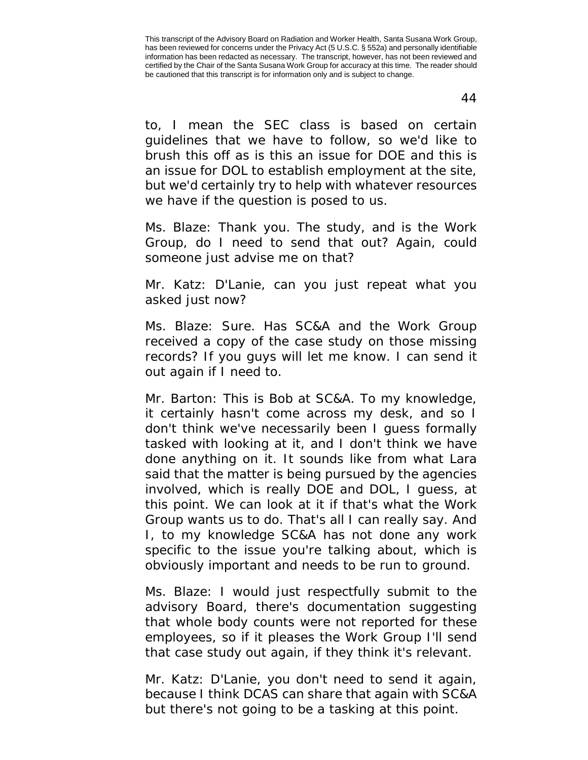to, I mean the SEC class is based on certain guidelines that we have to follow, so we'd like to brush this off as is this an issue for DOE and this is an issue for DOL to establish employment at the site, but we'd certainly try to help with whatever resources we have if the question is posed to us.

Ms. Blaze: Thank you. The study, and is the Work Group, do I need to send that out? Again, could someone just advise me on that?

Mr. Katz: D'Lanie, can you just repeat what you asked just now?

Ms. Blaze: Sure. Has SC&A and the Work Group received a copy of the case study on those missing records? If you guys will let me know. I can send it out again if I need to.

Mr. Barton: This is Bob at SC&A. To my knowledge, it certainly hasn't come across my desk, and so I don't think we've necessarily been I guess formally tasked with looking at it, and I don't think we have done anything on it. It sounds like from what Lara said that the matter is being pursued by the agencies involved, which is really DOE and DOL, I guess, at this point. We can look at it if that's what the Work Group wants us to do. That's all I can really say. And I, to my knowledge SC&A has not done any work specific to the issue you're talking about, which is obviously important and needs to be run to ground.

Ms. Blaze: I would just respectfully submit to the advisory Board, there's documentation suggesting that whole body counts were not reported for these employees, so if it pleases the Work Group I'll send that case study out again, if they think it's relevant.

Mr. Katz: D'Lanie, you don't need to send it again, because I think DCAS can share that again with SC&A but there's not going to be a tasking at this point.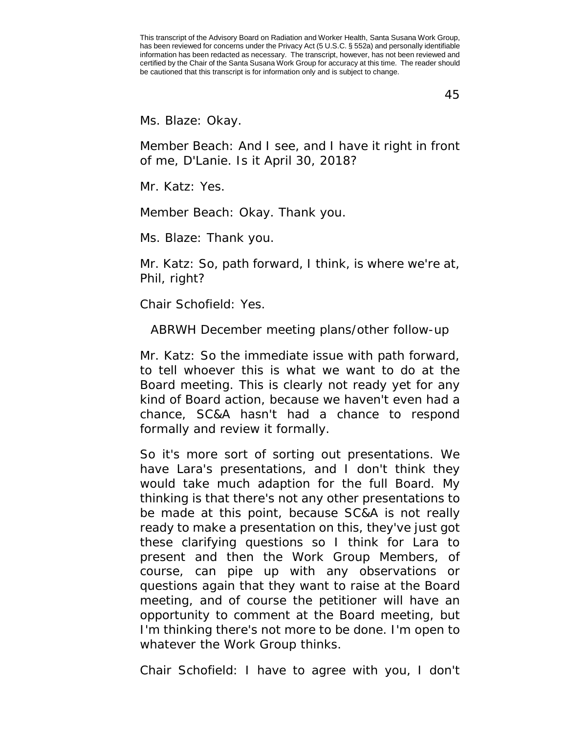Ms. Blaze: Okay.

Member Beach: And I see, and I have it right in front of me, D'Lanie. Is it April 30, 2018?

Mr. Katz: Yes.

Member Beach: Okay. Thank you.

Ms. Blaze: Thank you.

Mr. Katz: So, path forward, I think, is where we're at, Phil, right?

Chair Schofield: Yes.

## ABRWH December meeting plans/other follow-up

Mr. Katz: So the immediate issue with path forward, to tell whoever this is what we want to do at the Board meeting. This is clearly not ready yet for any kind of Board action, because we haven't even had a chance, SC&A hasn't had a chance to respond formally and review it formally.

So it's more sort of sorting out presentations. We have Lara's presentations, and I don't think they would take much adaption for the full Board. My thinking is that there's not any other presentations to be made at this point, because SC&A is not really ready to make a presentation on this, they've just got these clarifying questions so I think for Lara to present and then the Work Group Members, of course, can pipe up with any observations or questions again that they want to raise at the Board meeting, and of course the petitioner will have an opportunity to comment at the Board meeting, but I'm thinking there's not more to be done. I'm open to whatever the Work Group thinks.

Chair Schofield: I have to agree with you, I don't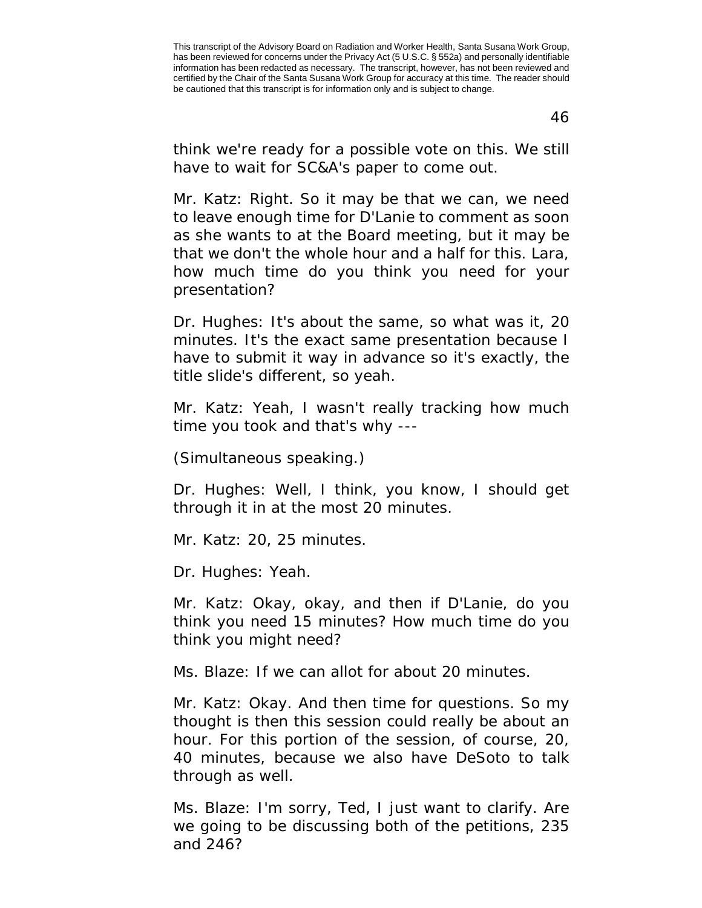think we're ready for a possible vote on this. We still have to wait for SC&A's paper to come out.

Mr. Katz: Right. So it may be that we can, we need to leave enough time for D'Lanie to comment as soon as she wants to at the Board meeting, but it may be that we don't the whole hour and a half for this. Lara, how much time do you think you need for your presentation?

Dr. Hughes: It's about the same, so what was it, 20 minutes. It's the exact same presentation because I have to submit it way in advance so it's exactly, the title slide's different, so yeah.

Mr. Katz: Yeah, I wasn't really tracking how much time you took and that's why ---

(Simultaneous speaking.)

Dr. Hughes: Well, I think, you know, I should get through it in at the most 20 minutes.

Mr. Katz: 20, 25 minutes.

Dr. Hughes: Yeah.

Mr. Katz: Okay, okay, and then if D'Lanie, do you think you need 15 minutes? How much time do you think you might need?

Ms. Blaze: If we can allot for about 20 minutes.

Mr. Katz: Okay. And then time for questions. So my thought is then this session could really be about an hour. For this portion of the session, of course, 20, 40 minutes, because we also have DeSoto to talk through as well.

Ms. Blaze: I'm sorry, Ted, I just want to clarify. Are we going to be discussing both of the petitions, 235 and 246?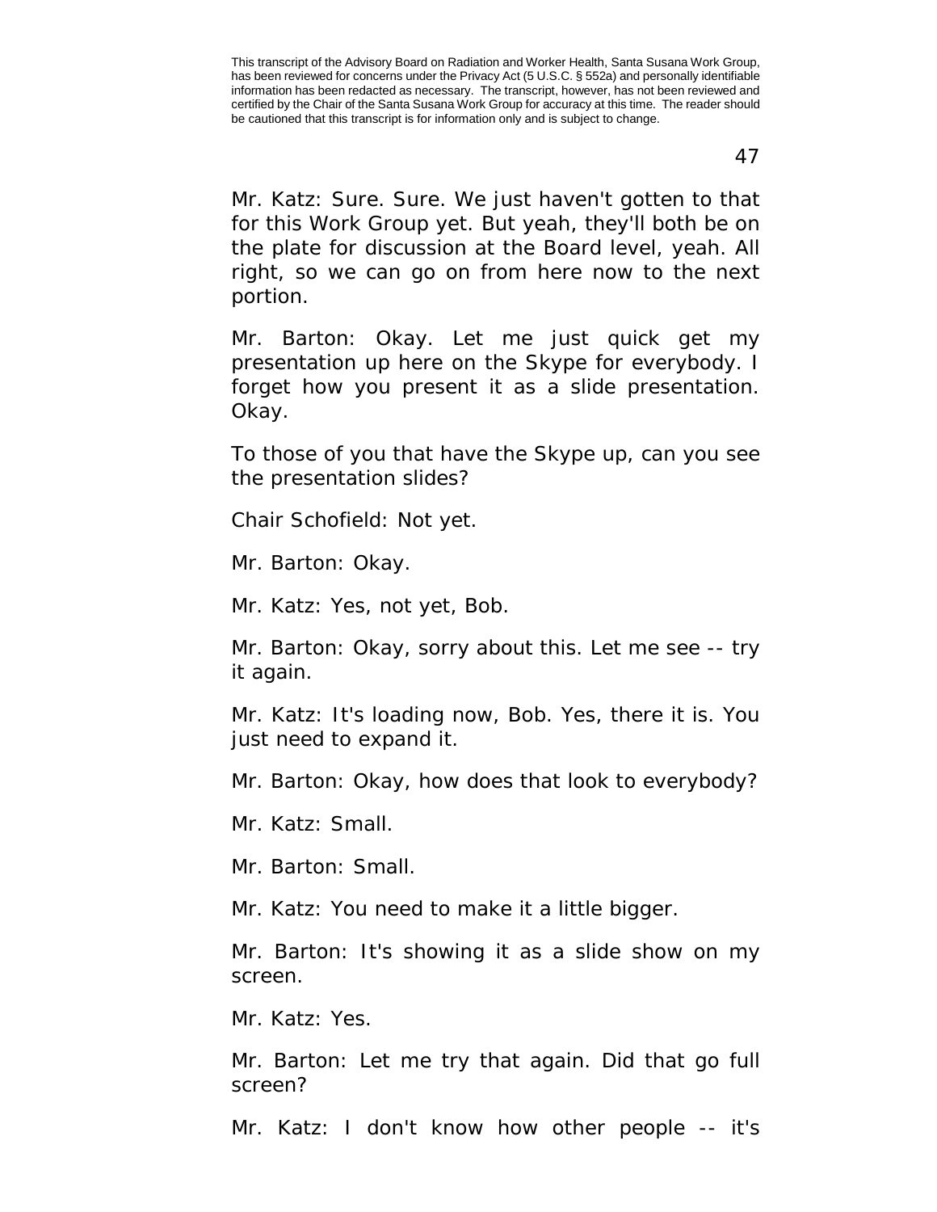Mr. Katz: Sure. Sure. We just haven't gotten to that for this Work Group yet. But yeah, they'll both be on the plate for discussion at the Board level, yeah. All right, so we can go on from here now to the next portion.

Mr. Barton: Okay. Let me just quick get my presentation up here on the Skype for everybody. I forget how you present it as a slide presentation. Okay.

To those of you that have the Skype up, can you see the presentation slides?

Chair Schofield: Not yet.

Mr. Barton: Okay.

Mr. Katz: Yes, not yet, Bob.

Mr. Barton: Okay, sorry about this. Let me see -- try it again.

Mr. Katz: It's loading now, Bob. Yes, there it is. You just need to expand it.

Mr. Barton: Okay, how does that look to everybody?

Mr. Katz: Small.

Mr. Barton: Small.

Mr. Katz: You need to make it a little bigger.

Mr. Barton: It's showing it as a slide show on my screen.

Mr. Katz: Yes.

Mr. Barton: Let me try that again. Did that go full screen?

Mr. Katz: I don't know how other people -- it's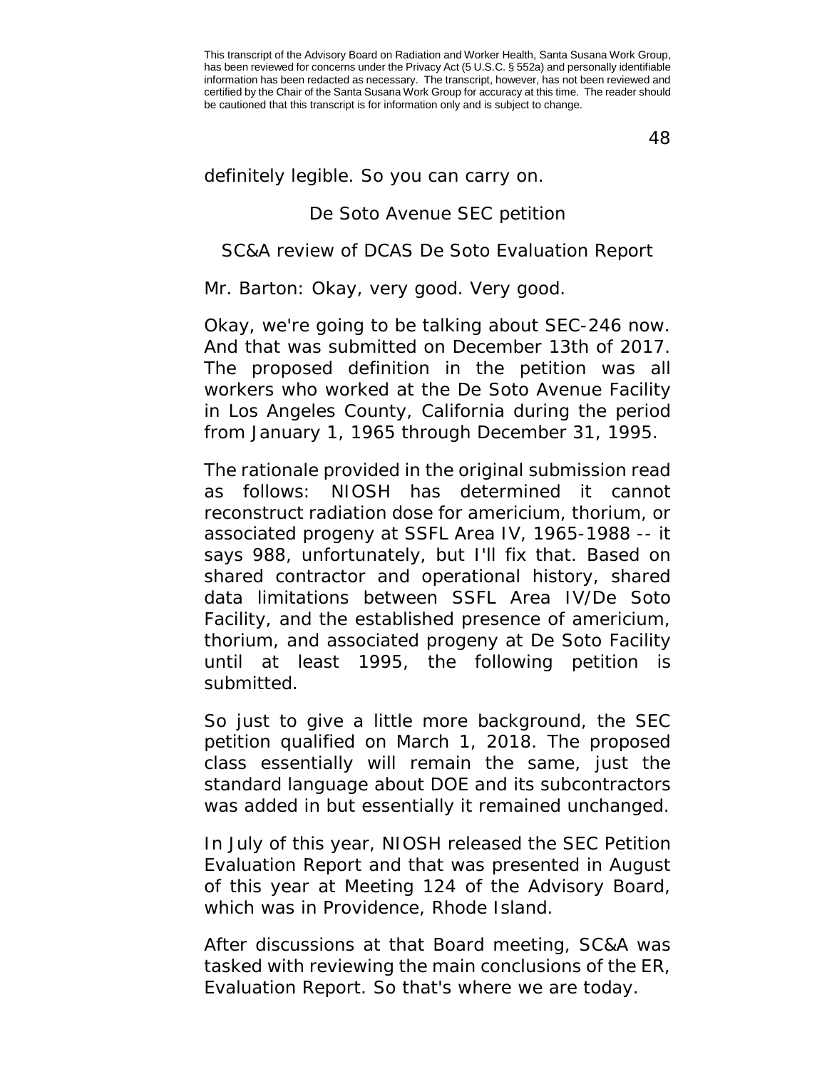definitely legible. So you can carry on.

## De Soto Avenue SEC petition

## SC&A review of DCAS De Soto Evaluation Report

Mr. Barton: Okay, very good. Very good.

Okay, we're going to be talking about SEC-246 now. And that was submitted on December 13th of 2017. The proposed definition in the petition was all workers who worked at the De Soto Avenue Facility in Los Angeles County, California during the period from January 1, 1965 through December 31, 1995.

The rationale provided in the original submission read as follows: NIOSH has determined it cannot reconstruct radiation dose for americium, thorium, or associated progeny at SSFL Area IV, 1965-1988 -- it says 988, unfortunately, but I'll fix that. Based on shared contractor and operational history, shared data limitations between SSFL Area IV/De Soto Facility, and the established presence of americium, thorium, and associated progeny at De Soto Facility until at least 1995, the following petition is submitted.

So just to give a little more background, the SEC petition qualified on March 1, 2018. The proposed class essentially will remain the same, just the standard language about DOE and its subcontractors was added in but essentially it remained unchanged.

In July of this year, NIOSH released the SEC Petition Evaluation Report and that was presented in August of this year at Meeting 124 of the Advisory Board, which was in Providence, Rhode Island.

After discussions at that Board meeting, SC&A was tasked with reviewing the main conclusions of the ER, Evaluation Report. So that's where we are today.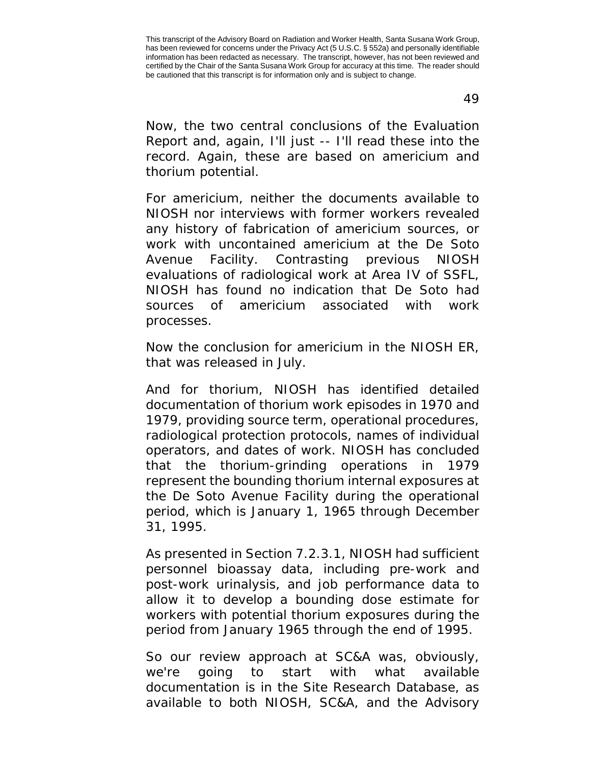Now, the two central conclusions of the Evaluation Report and, again, I'll just -- I'll read these into the record. Again, these are based on americium and thorium potential.

For americium, neither the documents available to NIOSH nor interviews with former workers revealed any history of fabrication of americium sources, or work with uncontained americium at the De Soto Avenue Facility. Contrasting previous NIOSH evaluations of radiological work at Area IV of SSFL, NIOSH has found no indication that De Soto had sources of americium associated with work processes.

Now the conclusion for americium in the NIOSH ER, that was released in July.

And for thorium, NIOSH has identified detailed documentation of thorium work episodes in 1970 and 1979, providing source term, operational procedures, radiological protection protocols, names of individual operators, and dates of work. NIOSH has concluded that the thorium-grinding operations in 1979 represent the bounding thorium internal exposures at the De Soto Avenue Facility during the operational period, which is January 1, 1965 through December 31, 1995.

As presented in Section 7.2.3.1, NIOSH had sufficient personnel bioassay data, including pre-work and post-work urinalysis, and job performance data to allow it to develop a bounding dose estimate for workers with potential thorium exposures during the period from January 1965 through the end of 1995.

So our review approach at SC&A was, obviously, we're going to start with what available documentation is in the Site Research Database, as available to both NIOSH, SC&A, and the Advisory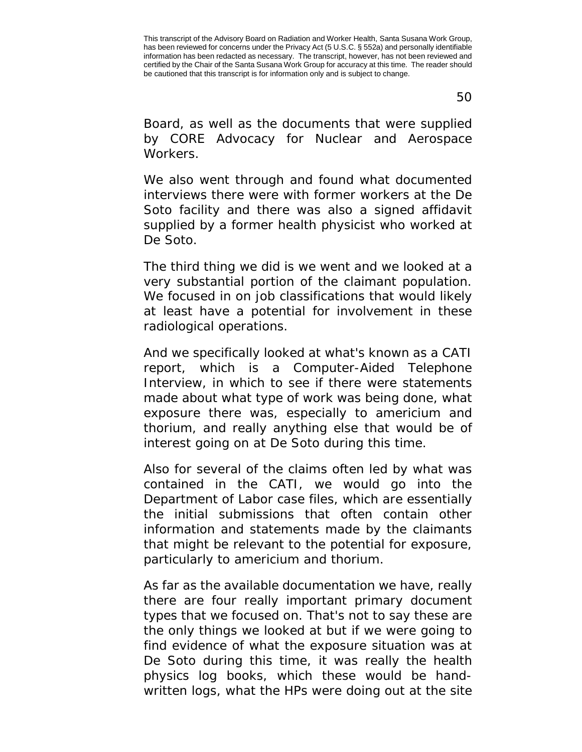Board, as well as the documents that were supplied by CORE Advocacy for Nuclear and Aerospace Workers.

We also went through and found what documented interviews there were with former workers at the De Soto facility and there was also a signed affidavit supplied by a former health physicist who worked at De Soto.

The third thing we did is we went and we looked at a very substantial portion of the claimant population. We focused in on job classifications that would likely at least have a potential for involvement in these radiological operations.

And we specifically looked at what's known as a CATI report, which is a Computer-Aided Telephone Interview, in which to see if there were statements made about what type of work was being done, what exposure there was, especially to americium and thorium, and really anything else that would be of interest going on at De Soto during this time.

Also for several of the claims often led by what was contained in the CATI, we would go into the Department of Labor case files, which are essentially the initial submissions that often contain other information and statements made by the claimants that might be relevant to the potential for exposure, particularly to americium and thorium.

As far as the available documentation we have, really there are four really important primary document types that we focused on. That's not to say these are the only things we looked at but if we were going to find evidence of what the exposure situation was at De Soto during this time, it was really the health physics log books, which these would be hand-written logs, what the HPs were doing out at the site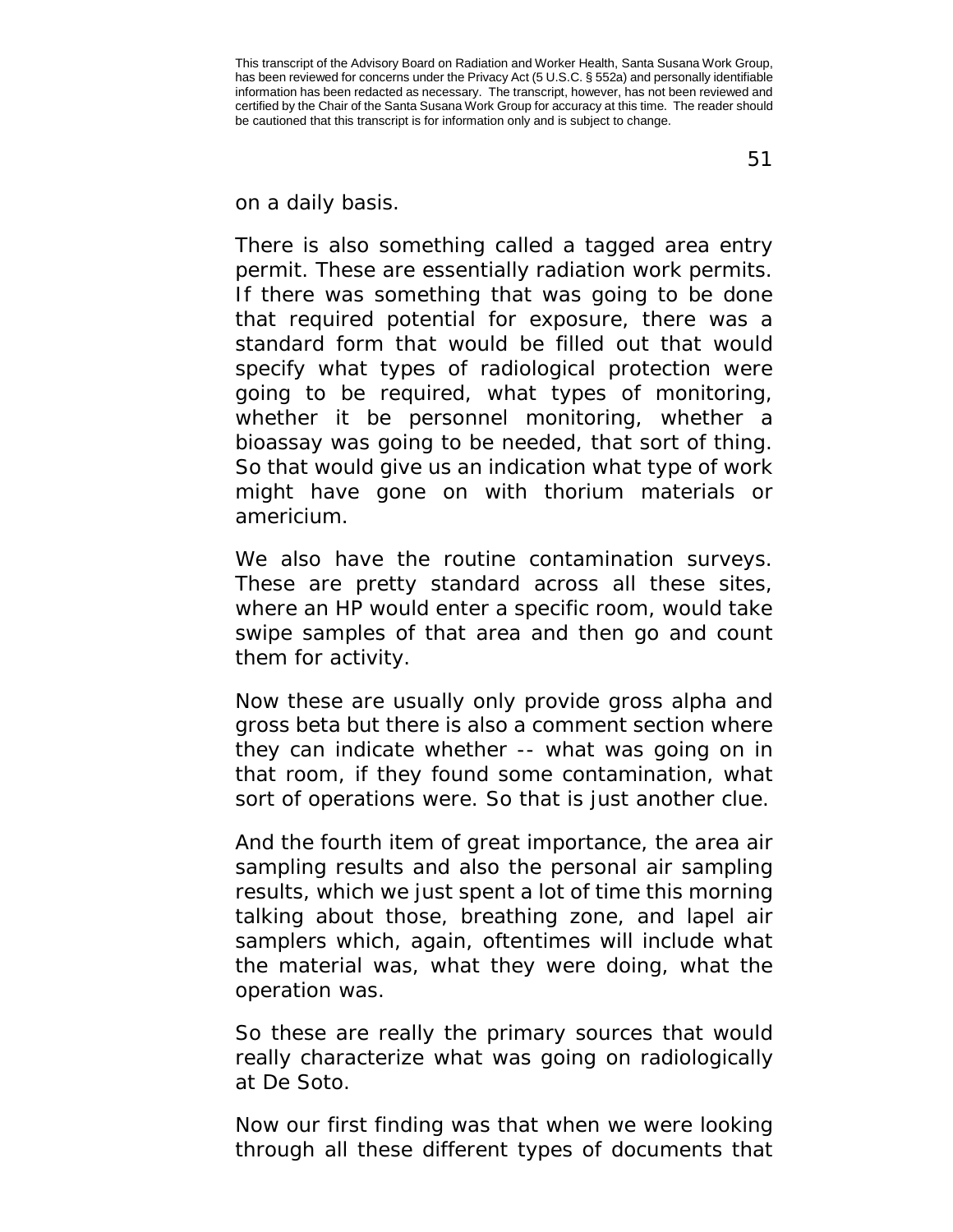on a daily basis.

There is also something called a tagged area entry permit. These are essentially radiation work permits. If there was something that was going to be done that required potential for exposure, there was a standard form that would be filled out that would specify what types of radiological protection were going to be required, what types of monitoring, whether it be personnel monitoring, whether a bioassay was going to be needed, that sort of thing. So that would give us an indication what type of work might have gone on with thorium materials or americium.

We also have the routine contamination surveys. These are pretty standard across all these sites, where an HP would enter a specific room, would take swipe samples of that area and then go and count them for activity.

Now these are usually only provide gross alpha and gross beta but there is also a comment section where they can indicate whether -- what was going on in that room, if they found some contamination, what sort of operations were. So that is just another clue.

And the fourth item of great importance, the area air sampling results and also the personal air sampling results, which we just spent a lot of time this morning talking about those, breathing zone, and lapel air samplers which, again, oftentimes will include what the material was, what they were doing, what the operation was.

So these are really the primary sources that would really characterize what was going on radiologically at De Soto.

Now our first finding was that when we were looking through all these different types of documents that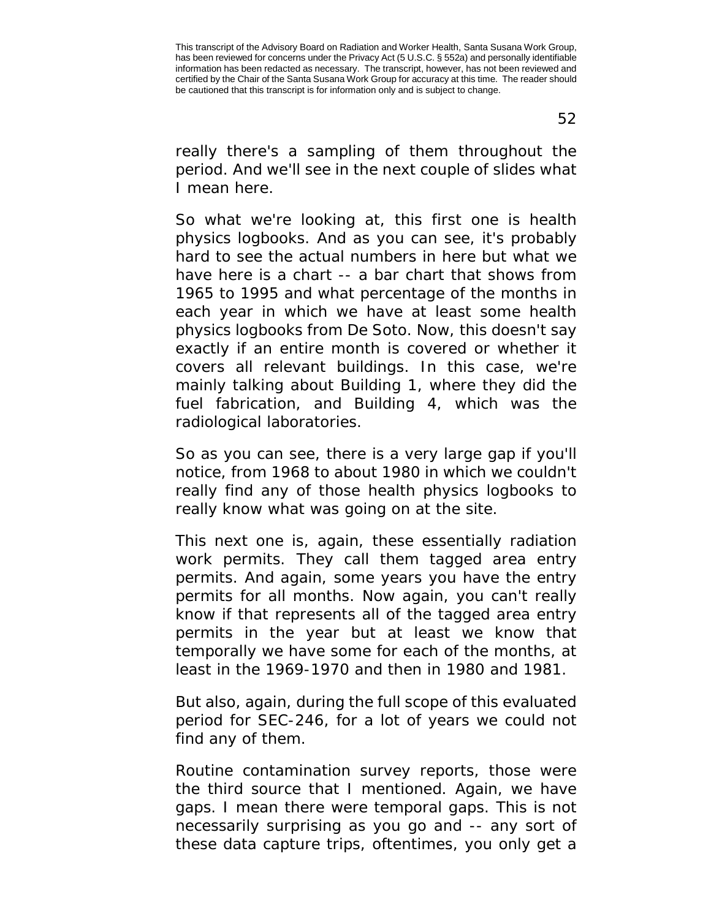really there's a sampling of them throughout the period. And we'll see in the next couple of slides what I mean here.

So what we're looking at, this first one is health physics logbooks. And as you can see, it's probably hard to see the actual numbers in here but what we have here is a chart -- a bar chart that shows from 1965 to 1995 and what percentage of the months in each year in which we have at least some health physics logbooks from De Soto. Now, this doesn't say exactly if an entire month is covered or whether it covers all relevant buildings. In this case, we're mainly talking about Building 1, where they did the fuel fabrication, and Building 4, which was the radiological laboratories.

So as you can see, there is a very large gap if you'll notice, from 1968 to about 1980 in which we couldn't really find any of those health physics logbooks to really know what was going on at the site.

This next one is, again, these essentially radiation work permits. They call them tagged area entry permits. And again, some years you have the entry permits for all months. Now again, you can't really know if that represents all of the tagged area entry permits in the year but at least we know that temporally we have some for each of the months, at least in the 1969-1970 and then in 1980 and 1981.

But also, again, during the full scope of this evaluated period for SEC-246, for a lot of years we could not find any of them.

Routine contamination survey reports, those were the third source that I mentioned. Again, we have gaps. I mean there were temporal gaps. This is not necessarily surprising as you go and -- any sort of these data capture trips, oftentimes, you only get a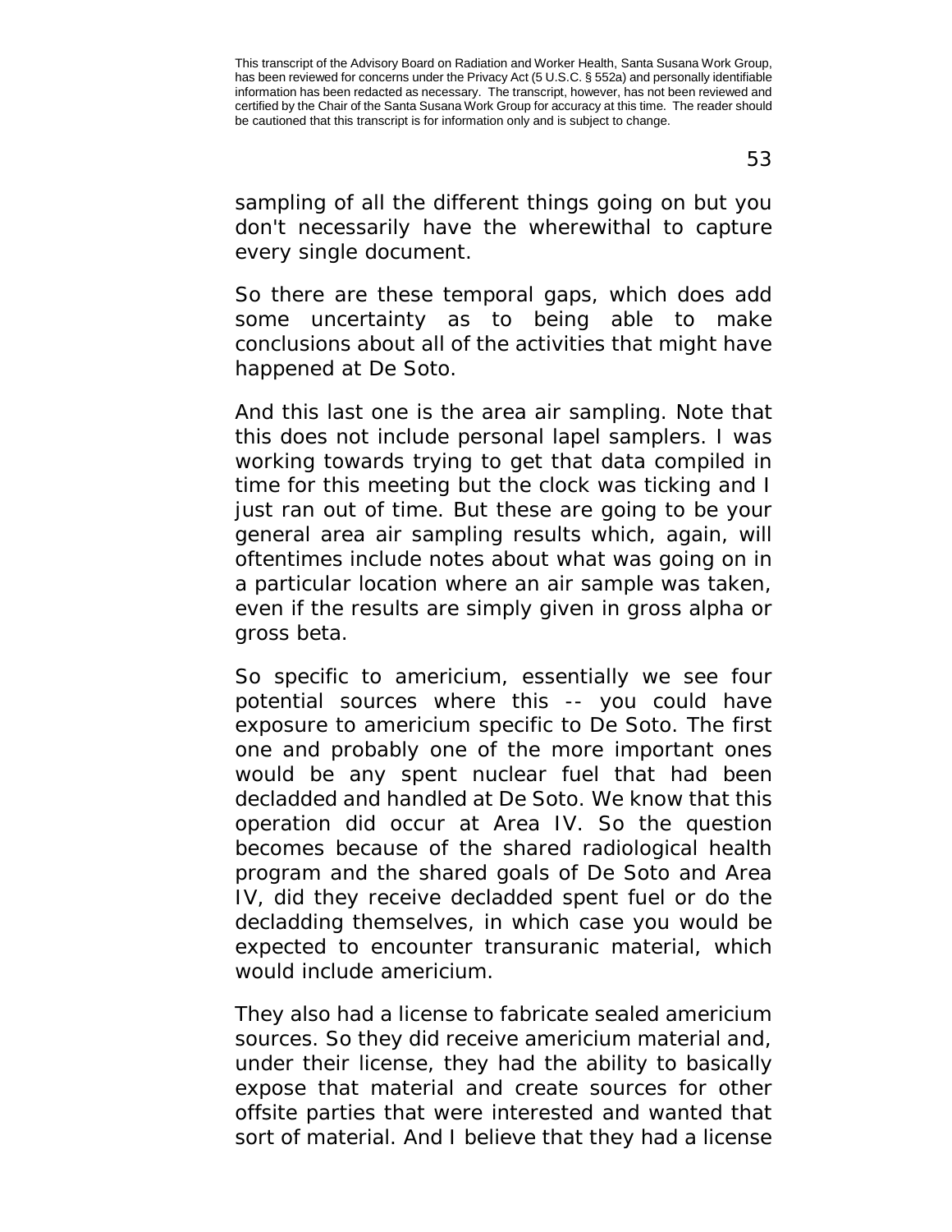sampling of all the different things going on but you don't necessarily have the wherewithal to capture every single document.

So there are these temporal gaps, which does add some uncertainty as to being able to make conclusions about all of the activities that might have happened at De Soto.

And this last one is the area air sampling. Note that this does not include personal lapel samplers. I was working towards trying to get that data compiled in time for this meeting but the clock was ticking and I just ran out of time. But these are going to be your general area air sampling results which, again, will oftentimes include notes about what was going on in a particular location where an air sample was taken, even if the results are simply given in gross alpha or gross beta.

So specific to americium, essentially we see four potential sources where this -- you could have exposure to americium specific to De Soto. The first one and probably one of the more important ones would be any spent nuclear fuel that had been decladded and handled at De Soto. We know that this operation did occur at Area IV. So the question becomes because of the shared radiological health program and the shared goals of De Soto and Area IV, did they receive decladded spent fuel or do the decladding themselves, in which case you would be expected to encounter transuranic material, which would include americium.

They also had a license to fabricate sealed americium sources. So they did receive americium material and, under their license, they had the ability to basically expose that material and create sources for other offsite parties that were interested and wanted that sort of material. And I believe that they had a license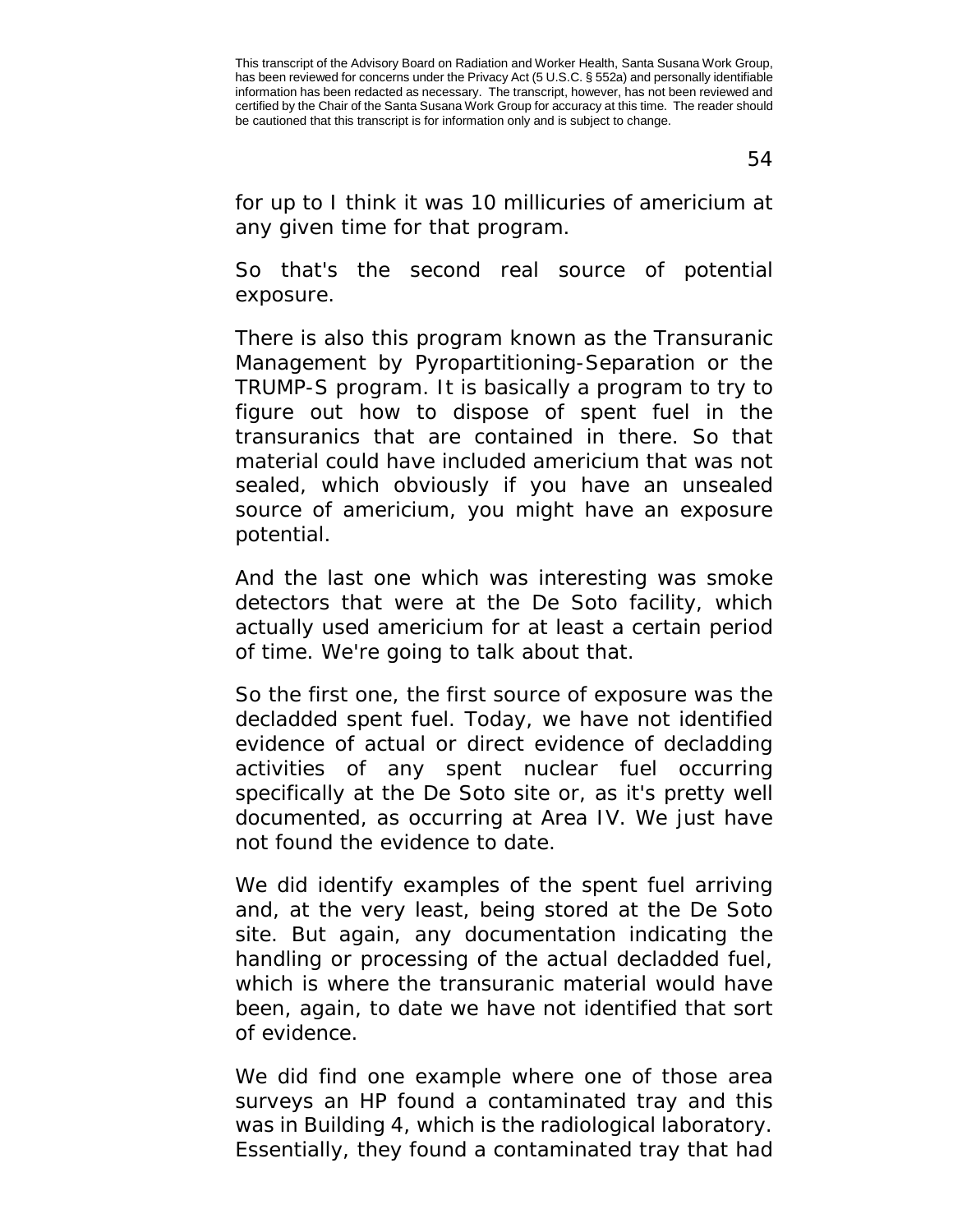for up to I think it was 10 millicuries of americium at any given time for that program.

So that's the second real source of potential exposure.

There is also this program known as the Transuranic Management by Pyropartitioning-Separation or the TRUMP-S program. It is basically a program to try to figure out how to dispose of spent fuel in the transuranics that are contained in there. So that material could have included americium that was not sealed, which obviously if you have an unsealed source of americium, you might have an exposure potential.

And the last one which was interesting was smoke detectors that were at the De Soto facility, which actually used americium for at least a certain period of time. We're going to talk about that.

So the first one, the first source of exposure was the decladded spent fuel. Today, we have not identified evidence of actual or direct evidence of decladding activities of any spent nuclear fuel occurring specifically at the De Soto site or, as it's pretty well documented, as occurring at Area IV. We just have not found the evidence to date.

We did identify examples of the spent fuel arriving and, at the very least, being stored at the De Soto site. But again, any documentation indicating the handling or processing of the actual decladded fuel, which is where the transuranic material would have been, again, to date we have not identified that sort of evidence.

We did find one example where one of those area surveys an HP found a contaminated tray and this was in Building 4, which is the radiological laboratory. Essentially, they found a contaminated tray that had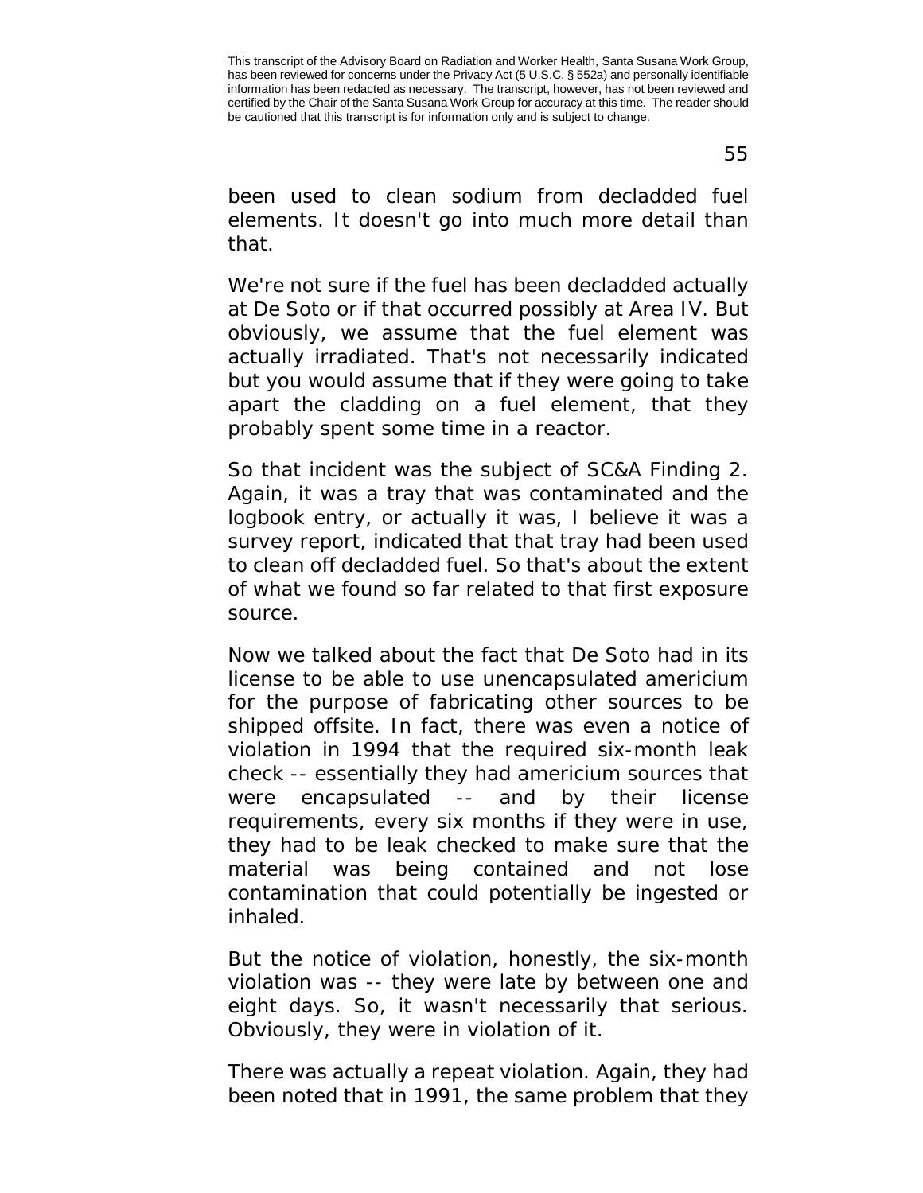been used to clean sodium from decladded fuel elements. It doesn't go into much more detail than that.

We're not sure if the fuel has been decladded actually at De Soto or if that occurred possibly at Area IV. But obviously, we assume that the fuel element was actually irradiated. That's not necessarily indicated but you would assume that if they were going to take apart the cladding on a fuel element, that they probably spent some time in a reactor.

So that incident was the subject of SC&A Finding 2. Again, it was a tray that was contaminated and the logbook entry, or actually it was, I believe it was a survey report, indicated that that tray had been used to clean off decladded fuel. So that's about the extent of what we found so far related to that first exposure source.

Now we talked about the fact that De Soto had in its license to be able to use unencapsulated americium for the purpose of fabricating other sources to be shipped offsite. In fact, there was even a notice of violation in 1994 that the required six-month leak check -- essentially they had americium sources that were encapsulated -- and by their license requirements, every six months if they were in use, they had to be leak checked to make sure that the material was being contained and not lose contamination that could potentially be ingested or inhaled.

But the notice of violation, honestly, the six-month violation was -- they were late by between one and eight days. So, it wasn't necessarily that serious. Obviously, they were in violation of it.

There was actually a repeat violation. Again, they had been noted that in 1991, the same problem that they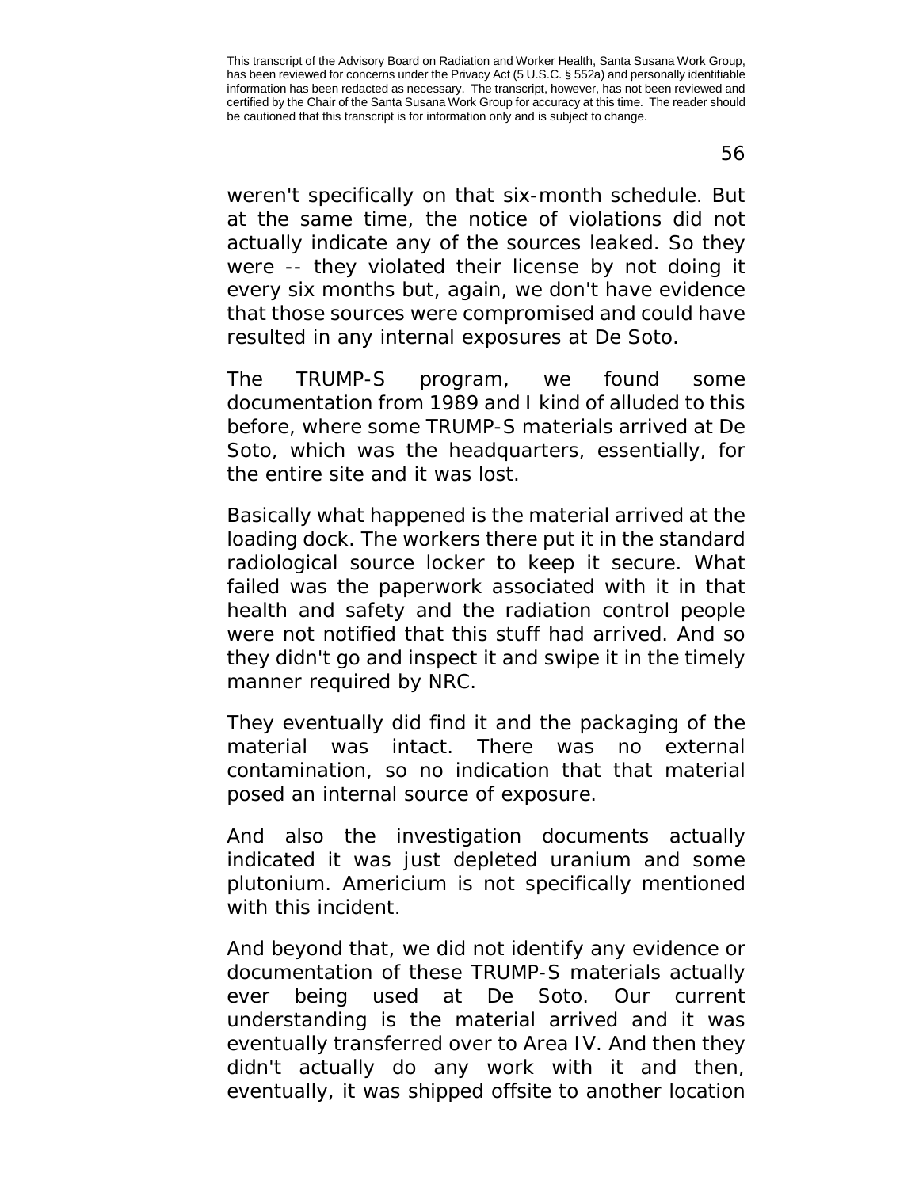weren't specifically on that six-month schedule. But at the same time, the notice of violations did not actually indicate any of the sources leaked. So they were -- they violated their license by not doing it every six months but, again, we don't have evidence that those sources were compromised and could have resulted in any internal exposures at De Soto.

The TRUMP-S program, we found some documentation from 1989 and I kind of alluded to this before, where some TRUMP-S materials arrived at De Soto, which was the headquarters, essentially, for the entire site and it was lost.

Basically what happened is the material arrived at the loading dock. The workers there put it in the standard radiological source locker to keep it secure. What failed was the paperwork associated with it in that health and safety and the radiation control people were not notified that this stuff had arrived. And so they didn't go and inspect it and swipe it in the timely manner required by NRC.

They eventually did find it and the packaging of the material was intact. There was no external contamination, so no indication that that material posed an internal source of exposure.

And also the investigation documents actually indicated it was just depleted uranium and some plutonium. Americium is not specifically mentioned with this incident.

And beyond that, we did not identify any evidence or documentation of these TRUMP-S materials actually ever being used at De Soto. Our current understanding is the material arrived and it was eventually transferred over to Area IV. And then they didn't actually do any work with it and then, eventually, it was shipped offsite to another location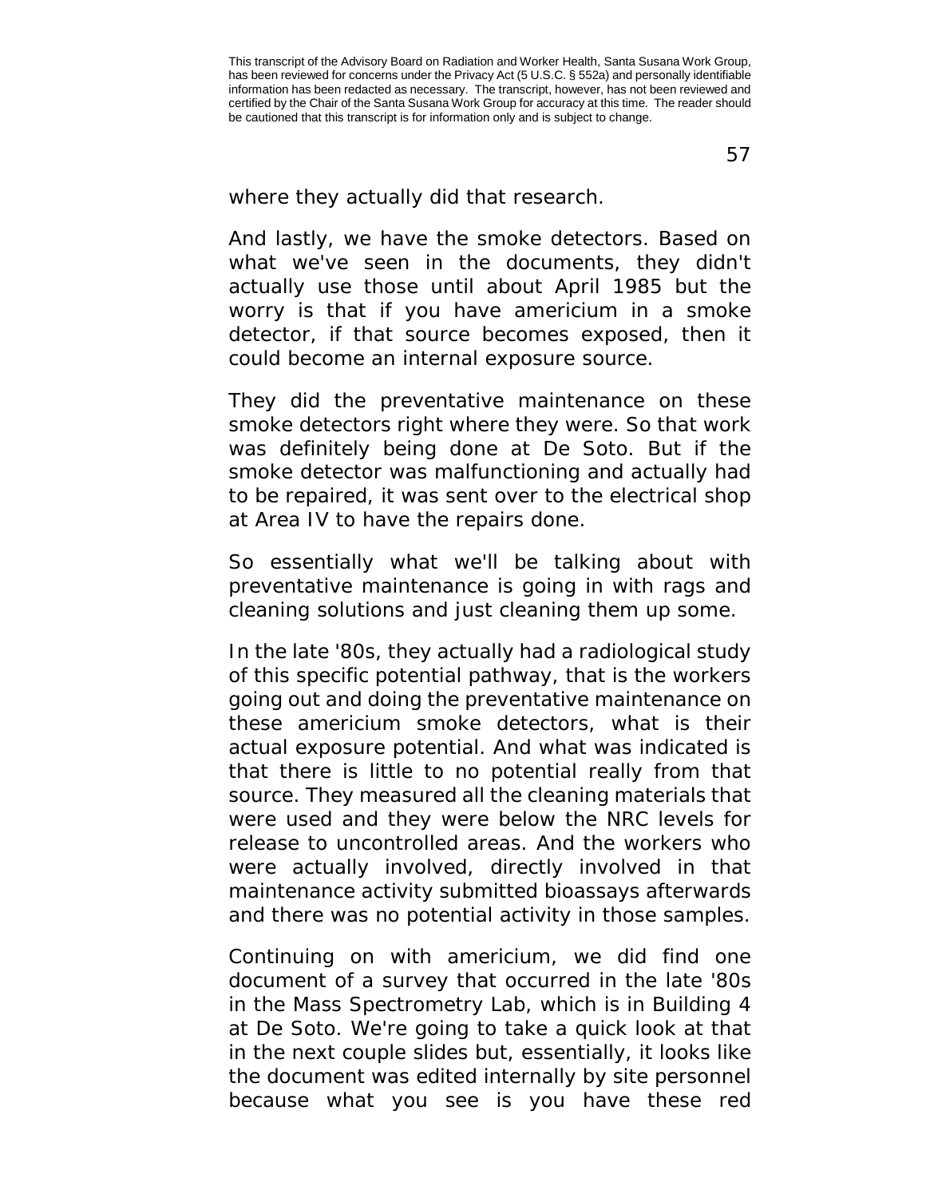where they actually did that research.

And lastly, we have the smoke detectors. Based on what we've seen in the documents, they didn't actually use those until about April 1985 but the worry is that if you have americium in a smoke detector, if that source becomes exposed, then it could become an internal exposure source.

They did the preventative maintenance on these smoke detectors right where they were. So that work was definitely being done at De Soto. But if the smoke detector was malfunctioning and actually had to be repaired, it was sent over to the electrical shop at Area IV to have the repairs done.

So essentially what we'll be talking about with preventative maintenance is going in with rags and cleaning solutions and just cleaning them up some.

In the late '80s, they actually had a radiological study of this specific potential pathway, that is the workers going out and doing the preventative maintenance on these americium smoke detectors, what is their actual exposure potential. And what was indicated is that there is little to no potential really from that source. They measured all the cleaning materials that were used and they were below the NRC levels for release to uncontrolled areas. And the workers who were actually involved, directly involved in that maintenance activity submitted bioassays afterwards and there was no potential activity in those samples.

Continuing on with americium, we did find one document of a survey that occurred in the late '80s in the Mass Spectrometry Lab, which is in Building 4 at De Soto. We're going to take a quick look at that in the next couple slides but, essentially, it looks like the document was edited internally by site personnel because what you see is you have these red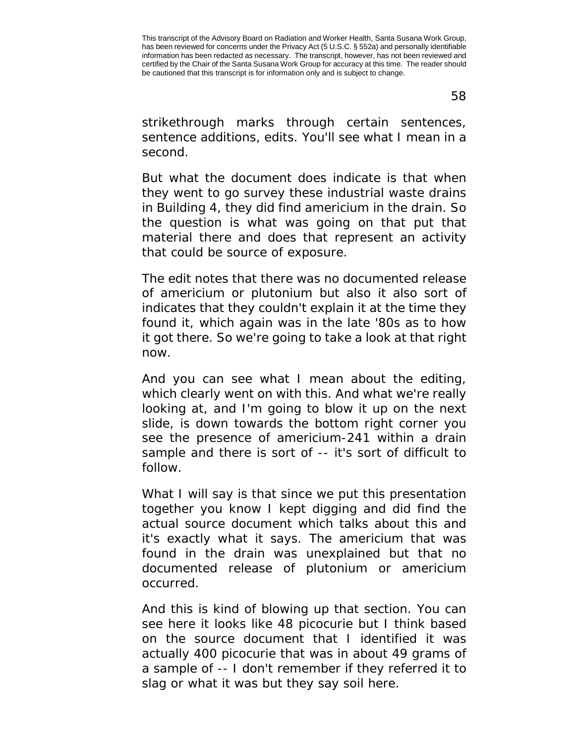strikethrough marks through certain sentences, sentence additions, edits. You'll see what I mean in a second.

But what the document does indicate is that when they went to go survey these industrial waste drains in Building 4, they did find americium in the drain. So the question is what was going on that put that material there and does that represent an activity that could be source of exposure.

The edit notes that there was no documented release of americium or plutonium but also it also sort of indicates that they couldn't explain it at the time they found it, which again was in the late '80s as to how it got there. So we're going to take a look at that right now.

And you can see what I mean about the editing, which clearly went on with this. And what we're really looking at, and I'm going to blow it up on the next slide, is down towards the bottom right corner you see the presence of americium-241 within a drain sample and there is sort of -- it's sort of difficult to follow.

What I will say is that since we put this presentation together you know I kept digging and did find the actual source document which talks about this and it's exactly what it says. The americium that was found in the drain was unexplained but that no documented release of plutonium or americium occurred.

And this is kind of blowing up that section. You can see here it looks like 48 picocurie but I think based on the source document that I identified it was actually 400 picocurie that was in about 49 grams of a sample of -- I don't remember if they referred it to slag or what it was but they say soil here.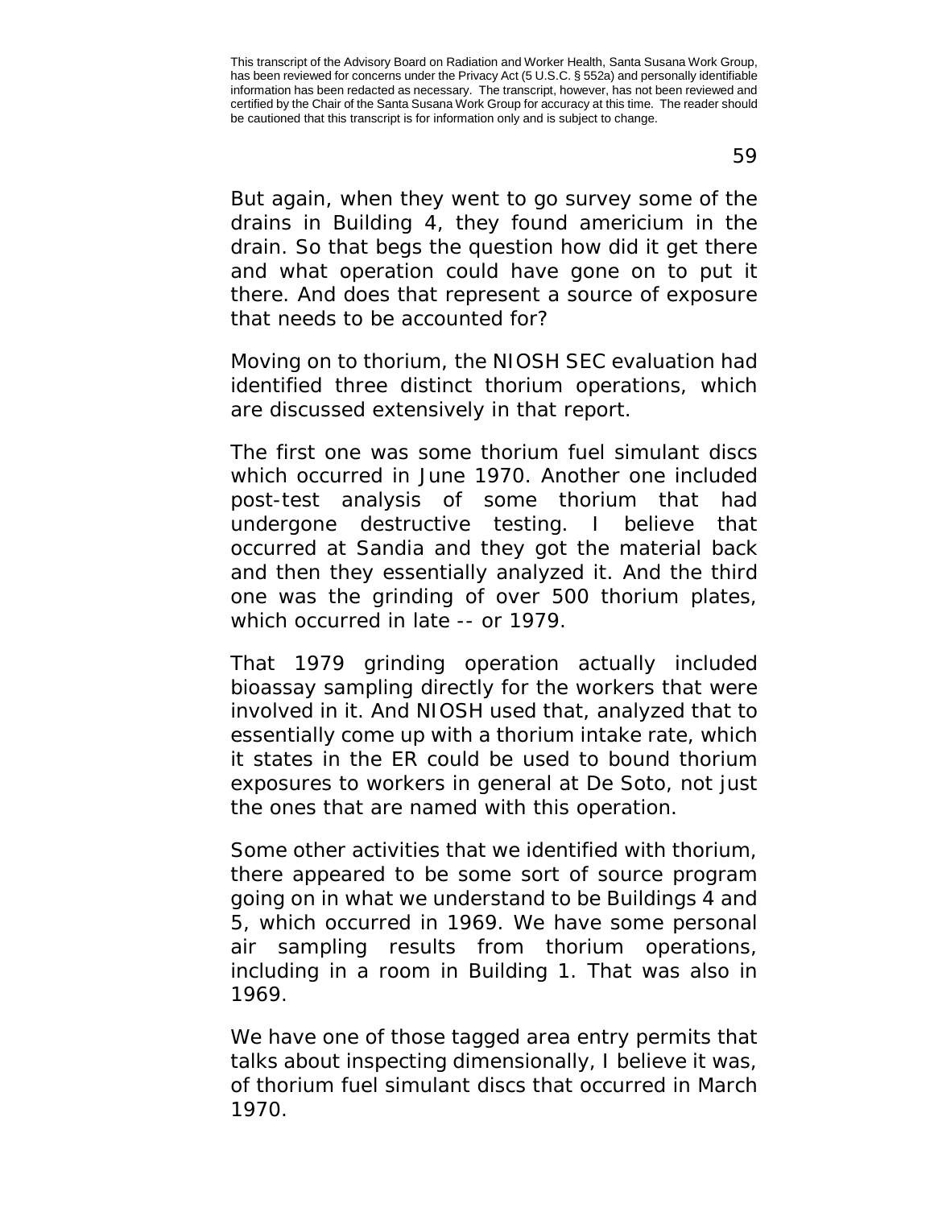But again, when they went to go survey some of the drains in Building 4, they found americium in the drain. So that begs the question how did it get there and what operation could have gone on to put it there. And does that represent a source of exposure that needs to be accounted for?

Moving on to thorium, the NIOSH SEC evaluation had identified three distinct thorium operations, which are discussed extensively in that report.

The first one was some thorium fuel simulant discs which occurred in June 1970. Another one included post-test analysis of some thorium that had undergone destructive testing. I believe that occurred at Sandia and they got the material back and then they essentially analyzed it. And the third one was the grinding of over 500 thorium plates, which occurred in late -- or 1979.

That 1979 grinding operation actually included bioassay sampling directly for the workers that were involved in it. And NIOSH used that, analyzed that to essentially come up with a thorium intake rate, which it states in the ER could be used to bound thorium exposures to workers in general at De Soto, not just the ones that are named with this operation.

Some other activities that we identified with thorium, there appeared to be some sort of source program going on in what we understand to be Buildings 4 and 5, which occurred in 1969. We have some personal air sampling results from thorium operations, including in a room in Building 1. That was also in 1969.

We have one of those tagged area entry permits that talks about inspecting dimensionally, I believe it was, of thorium fuel simulant discs that occurred in March 1970.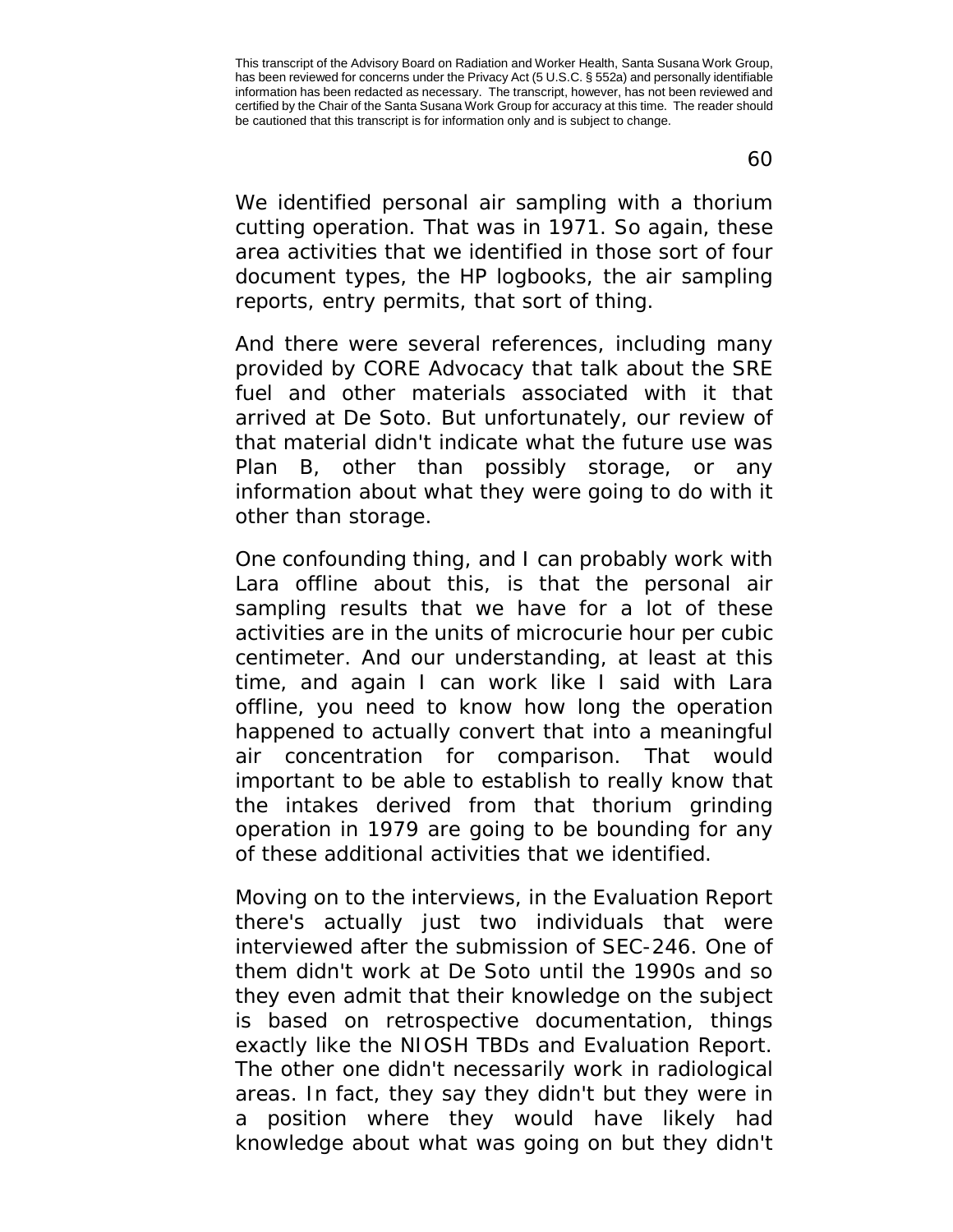We identified personal air sampling with a thorium cutting operation. That was in 1971. So again, these area activities that we identified in those sort of four document types, the HP logbooks, the air sampling reports, entry permits, that sort of thing.

And there were several references, including many provided by CORE Advocacy that talk about the SRE fuel and other materials associated with it that arrived at De Soto. But unfortunately, our review of that material didn't indicate what the future use was Plan B, other than possibly storage, or any information about what they were going to do with it other than storage.

One confounding thing, and I can probably work with Lara offline about this, is that the personal air sampling results that we have for a lot of these activities are in the units of microcurie hour per cubic centimeter. And our understanding, at least at this time, and again I can work like I said with Lara offline, you need to know how long the operation happened to actually convert that into a meaningful air concentration for comparison. That would important to be able to establish to really know that the intakes derived from that thorium grinding operation in 1979 are going to be bounding for any of these additional activities that we identified.

Moving on to the interviews, in the Evaluation Report there's actually just two individuals that were interviewed after the submission of SEC-246. One of them didn't work at De Soto until the 1990s and so they even admit that their knowledge on the subject is based on retrospective documentation, things exactly like the NIOSH TBDs and Evaluation Report. The other one didn't necessarily work in radiological areas. In fact, they say they didn't but they were in a position where they would have likely had knowledge about what was going on but they didn't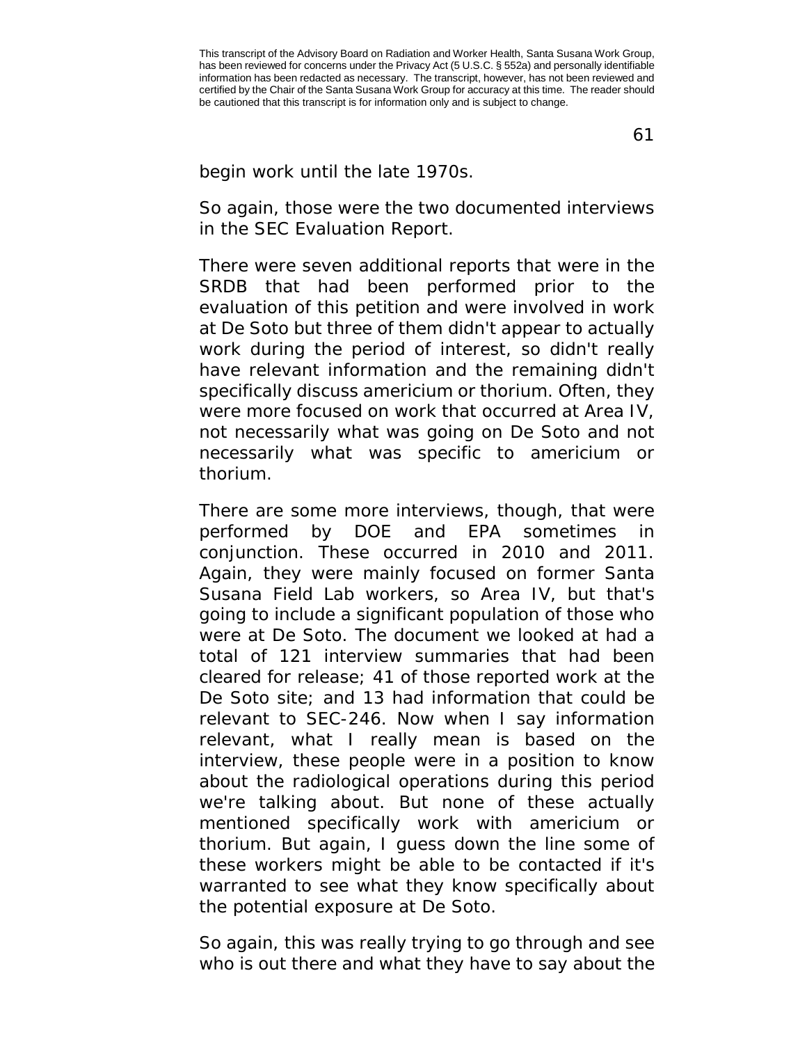begin work until the late 1970s.

So again, those were the two documented interviews in the SEC Evaluation Report.

There were seven additional reports that were in the SRDB that had been performed prior to the evaluation of this petition and were involved in work at De Soto but three of them didn't appear to actually work during the period of interest, so didn't really have relevant information and the remaining didn't specifically discuss americium or thorium. Often, they were more focused on work that occurred at Area IV, not necessarily what was going on De Soto and not necessarily what was specific to americium or thorium.

There are some more interviews, though, that were performed by DOE and EPA sometimes in conjunction. These occurred in 2010 and 2011. Again, they were mainly focused on former Santa Susana Field Lab workers, so Area IV, but that's going to include a significant population of those who were at De Soto. The document we looked at had a total of 121 interview summaries that had been cleared for release; 41 of those reported work at the De Soto site; and 13 had information that could be relevant to SEC-246. Now when I say information relevant, what I really mean is based on the interview, these people were in a position to know about the radiological operations during this period we're talking about. But none of these actually mentioned specifically work with americium or thorium. But again, I guess down the line some of these workers might be able to be contacted if it's warranted to see what they know specifically about the potential exposure at De Soto.

So again, this was really trying to go through and see who is out there and what they have to say about the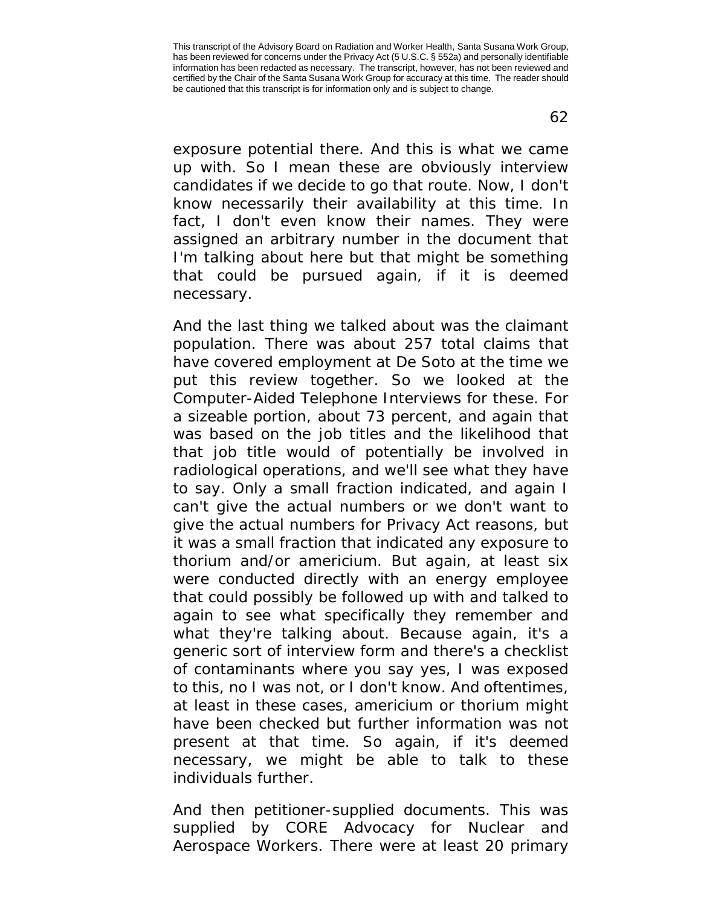exposure potential there. And this is what we came up with. So I mean these are obviously interview candidates if we decide to go that route. Now, I don't know necessarily their availability at this time. In fact, I don't even know their names. They were assigned an arbitrary number in the document that I'm talking about here but that might be something that could be pursued again, if it is deemed necessary.

And the last thing we talked about was the claimant population. There was about 257 total claims that have covered employment at De Soto at the time we put this review together. So we looked at the Computer-Aided Telephone Interviews for these. For a sizeable portion, about 73 percent, and again that was based on the job titles and the likelihood that that job title would of potentially be involved in radiological operations, and we'll see what they have to say. Only a small fraction indicated, and again I can't give the actual numbers or we don't want to give the actual numbers for Privacy Act reasons, but it was a small fraction that indicated any exposure to thorium and/or americium. But again, at least six were conducted directly with an energy employee that could possibly be followed up with and talked to again to see what specifically they remember and what they're talking about. Because again, it's a generic sort of interview form and there's a checklist of contaminants where you say yes, I was exposed to this, no I was not, or I don't know. And oftentimes, at least in these cases, americium or thorium might have been checked but further information was not present at that time. So again, if it's deemed necessary, we might be able to talk to these individuals further.

And then petitioner-supplied documents. This was supplied by CORE Advocacy for Nuclear and Aerospace Workers. There were at least 20 primary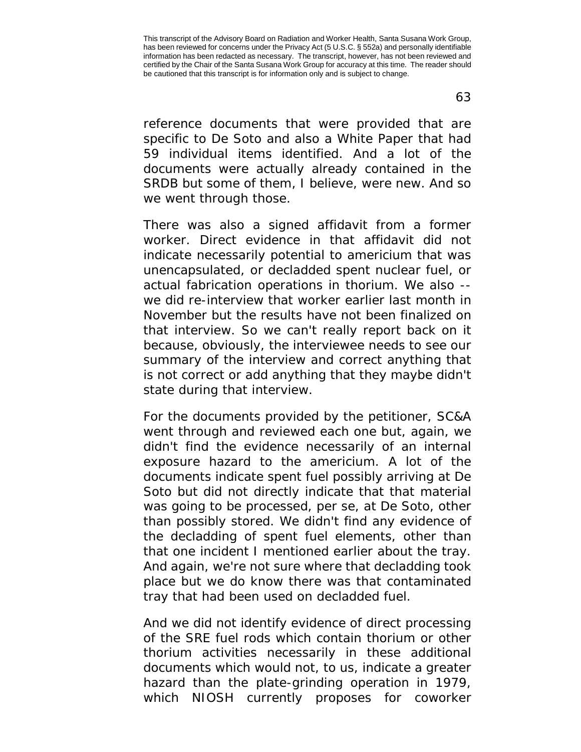reference documents that were provided that are specific to De Soto and also a White Paper that had 59 individual items identified. And a lot of the documents were actually already contained in the SRDB but some of them, I believe, were new. And so we went through those.

There was also a signed affidavit from a former worker. Direct evidence in that affidavit did not indicate necessarily potential to americium that was unencapsulated, or decladded spent nuclear fuel, or actual fabrication operations in thorium. We also -- we did re-interview that worker earlier last month in November but the results have not been finalized on that interview. So we can't really report back on it because, obviously, the interviewee needs to see our summary of the interview and correct anything that is not correct or add anything that they maybe didn't state during that interview.

For the documents provided by the petitioner, SC&A went through and reviewed each one but, again, we didn't find the evidence necessarily of an internal exposure hazard to the americium. A lot of the documents indicate spent fuel possibly arriving at De Soto but did not directly indicate that that material was going to be processed, per se, at De Soto, other than possibly stored. We didn't find any evidence of the decladding of spent fuel elements, other than that one incident I mentioned earlier about the tray. And again, we're not sure where that decladding took place but we do know there was that contaminated tray that had been used on decladded fuel.

And we did not identify evidence of direct processing of the SRE fuel rods which contain thorium or other thorium activities necessarily in these additional documents which would not, to us, indicate a greater hazard than the plate-grinding operation in 1979, which NIOSH currently proposes for coworker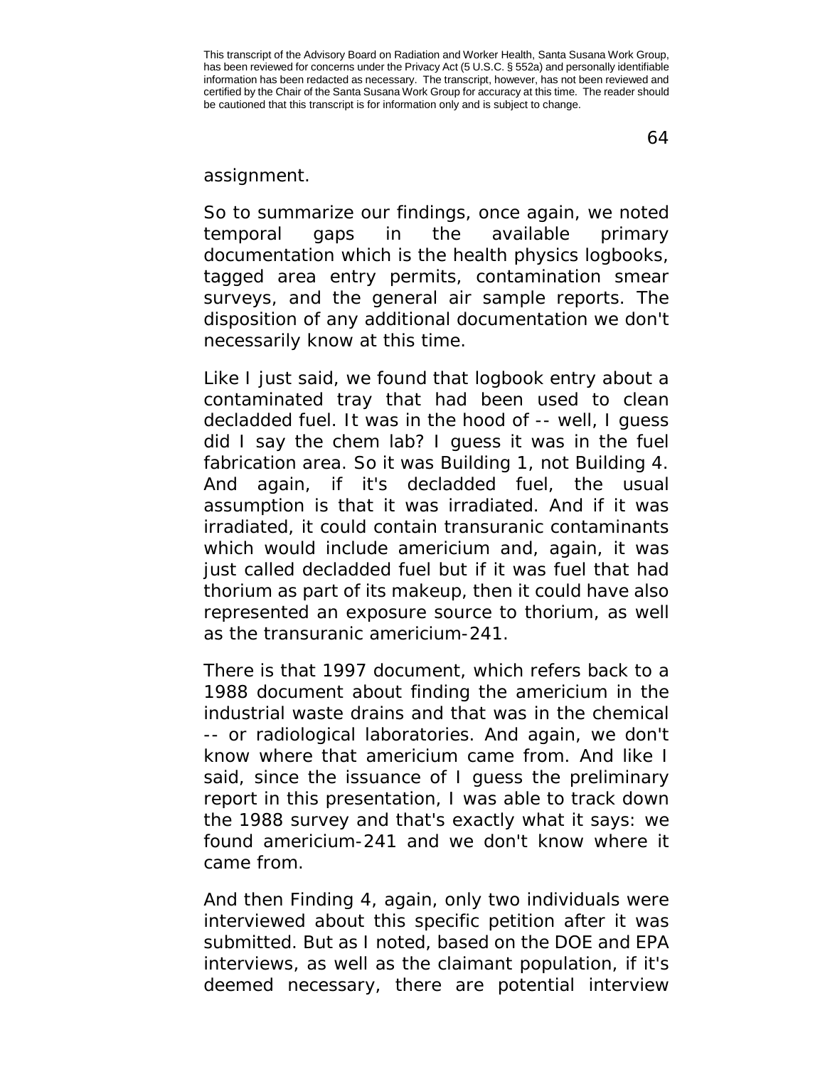assignment.

So to summarize our findings, once again, we noted temporal gaps in the available primary documentation which is the health physics logbooks, tagged area entry permits, contamination smear surveys, and the general air sample reports. The disposition of any additional documentation we don't necessarily know at this time.

Like I just said, we found that logbook entry about a contaminated tray that had been used to clean decladded fuel. It was in the hood of -- well, I guess did I say the chem lab? I guess it was in the fuel fabrication area. So it was Building 1, not Building 4. And again, if it's decladded fuel, the usual assumption is that it was irradiated. And if it was irradiated, it could contain transuranic contaminants which would include americium and, again, it was just called decladded fuel but if it was fuel that had thorium as part of its makeup, then it could have also represented an exposure source to thorium, as well as the transuranic americium-241.

There is that 1997 document, which refers back to a 1988 document about finding the americium in the industrial waste drains and that was in the chemical -- or radiological laboratories. And again, we don't know where that americium came from. And like I said, since the issuance of I guess the preliminary report in this presentation, I was able to track down the 1988 survey and that's exactly what it says: we found americium-241 and we don't know where it came from.

And then Finding 4, again, only two individuals were interviewed about this specific petition after it was submitted. But as I noted, based on the DOE and EPA interviews, as well as the claimant population, if it's deemed necessary, there are potential interview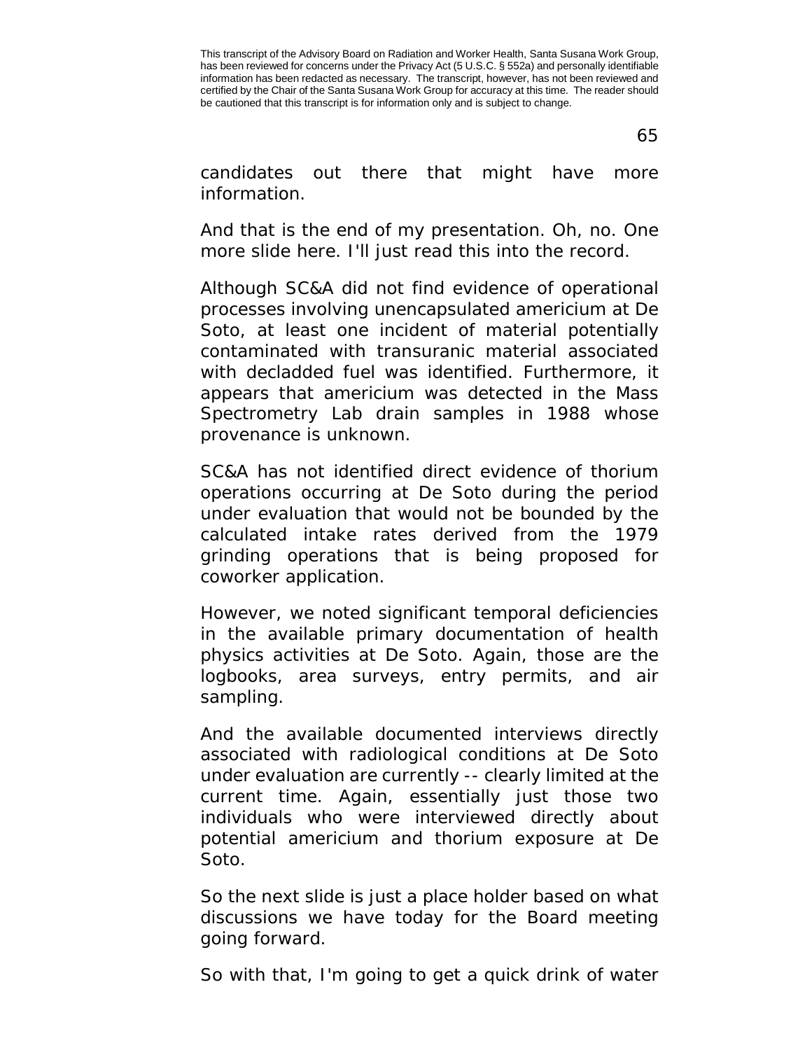This transcript of the Advisory Board on Radiation and Worker Health, Santa Susana Work Group, has been reviewed for concerns under the Privacy Act (5 U.S.C. § 552a) and personally identifiable information has been redacted as necessary. The transcript, however, has not been reviewed and certified by the Chair of the Santa Susana Work Group for accuracy at this time. The reader should be cautioned that this transcript is for information only and is subject to change.

candidates out there that might have more information.

And that is the end of my presentation. Oh, no. One more slide here. I'll just read this into the record.

Although SC&A did not find evidence of operational processes involving unencapsulated americium at De Soto, at least one incident of material potentially contaminated with transuranic material associated with decladded fuel was identified. Furthermore, it appears that americium was detected in the Mass Spectrometry Lab drain samples in 1988 whose provenance is unknown.

SC&A has not identified direct evidence of thorium operations occurring at De Soto during the period under evaluation that would not be bounded by the calculated intake rates derived from the 1979 grinding operations that is being proposed for coworker application.

However, we noted significant temporal deficiencies in the available primary documentation of health physics activities at De Soto. Again, those are the logbooks, area surveys, entry permits, and air sampling.

And the available documented interviews directly associated with radiological conditions at De Soto under evaluation are currently -- clearly limited at the current time. Again, essentially just those two individuals who were interviewed directly about potential americium and thorium exposure at De Soto.

So the next slide is just a place holder based on what discussions we have today for the Board meeting going forward.

So with that, I'm going to get a quick drink of water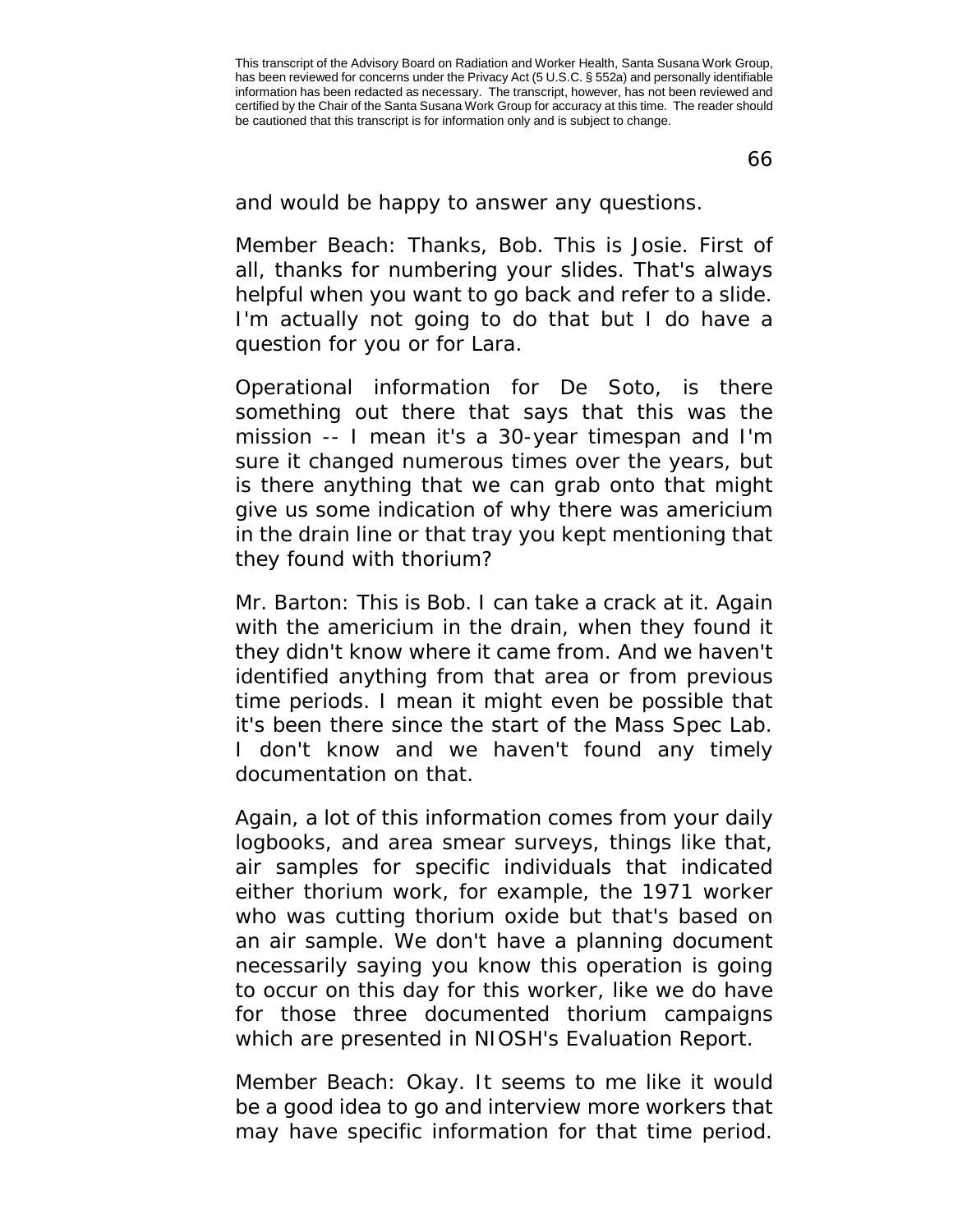and would be happy to answer any questions.

Member Beach: Thanks, Bob. This is Josie. First of all, thanks for numbering your slides. That's always helpful when you want to go back and refer to a slide. I'm actually not going to do that but I do have a question for you or for Lara.

Operational information for De Soto, is there something out there that says that this was the mission -- I mean it's a 30-year timespan and I'm sure it changed numerous times over the years, but is there anything that we can grab onto that might give us some indication of why there was americium in the drain line or that tray you kept mentioning that they found with thorium?

Mr. Barton: This is Bob. I can take a crack at it. Again with the americium in the drain, when they found it they didn't know where it came from. And we haven't identified anything from that area or from previous time periods. I mean it might even be possible that it's been there since the start of the Mass Spec Lab. I don't know and we haven't found any timely documentation on that.

Again, a lot of this information comes from your daily logbooks, and area smear surveys, things like that, air samples for specific individuals that indicated either thorium work, for example, the 1971 worker who was cutting thorium oxide but that's based on an air sample. We don't have a planning document necessarily saying you know this operation is going to occur on this day for this worker, like we do have for those three documented thorium campaigns which are presented in NIOSH's Evaluation Report.

Member Beach: Okay. It seems to me like it would be a good idea to go and interview more workers that may have specific information for that time period.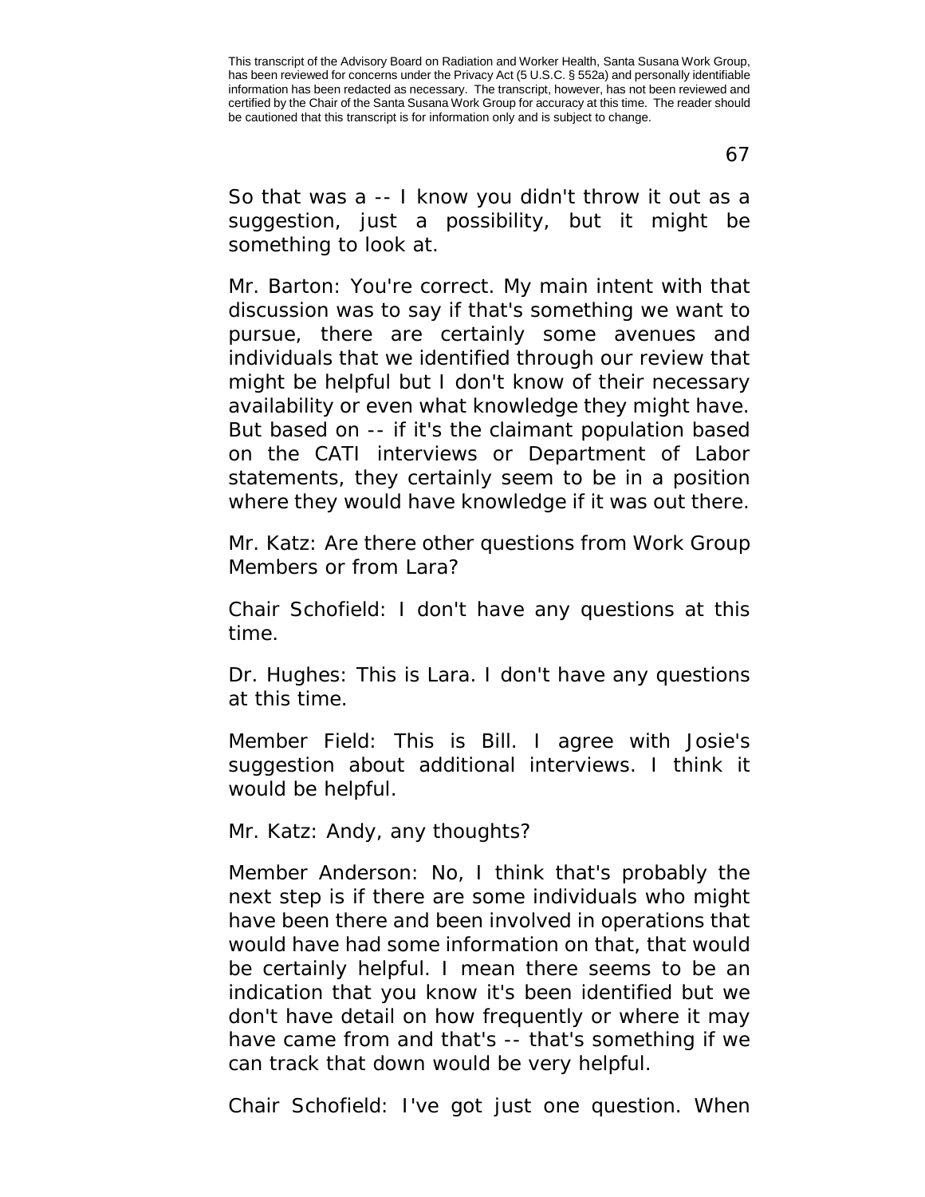So that was a -- I know you didn't throw it out as a suggestion, just a possibility, but it might be something to look at.

Mr. Barton: You're correct. My main intent with that discussion was to say if that's something we want to pursue, there are certainly some avenues and individuals that we identified through our review that might be helpful but I don't know of their necessary availability or even what knowledge they might have. But based on -- if it's the claimant population based on the CATI interviews or Department of Labor statements, they certainly seem to be in a position where they would have knowledge if it was out there.

Mr. Katz: Are there other questions from Work Group Members or from Lara?

Chair Schofield: I don't have any questions at this time.

Dr. Hughes: This is Lara. I don't have any questions at this time.

Member Field: This is Bill. I agree with Josie's suggestion about additional interviews. I think it would be helpful.

Mr. Katz: Andy, any thoughts?

Member Anderson: No, I think that's probably the next step is if there are some individuals who might have been there and been involved in operations that would have had some information on that, that would be certainly helpful. I mean there seems to be an indication that you know it's been identified but we don't have detail on how frequently or where it may have came from and that's -- that's something if we can track that down would be very helpful.

Chair Schofield: I've got just one question. When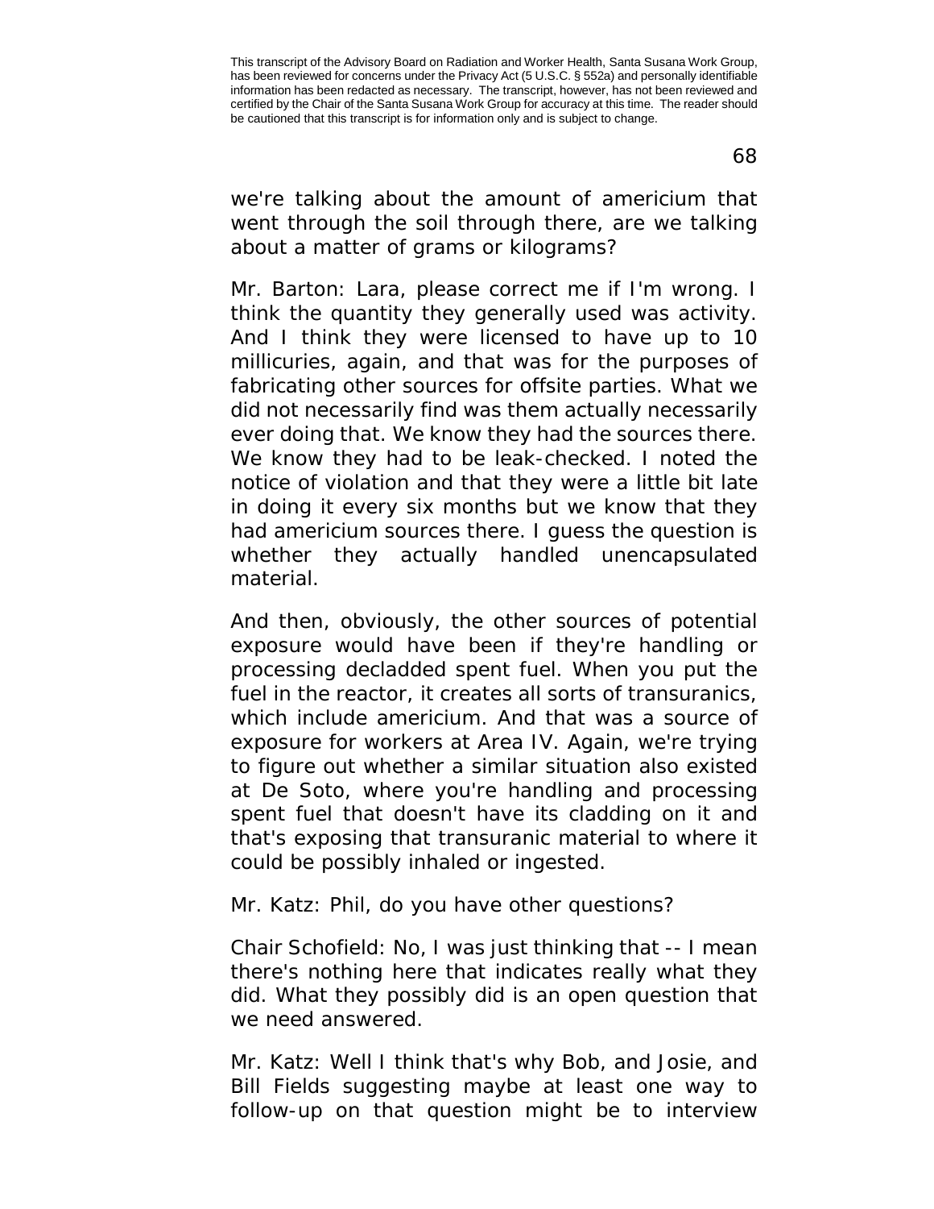we're talking about the amount of americium that went through the soil through there, are we talking about a matter of grams or kilograms?

Mr. Barton: Lara, please correct me if I'm wrong. I think the quantity they generally used was activity. And I think they were licensed to have up to 10 millicuries, again, and that was for the purposes of fabricating other sources for offsite parties. What we did not necessarily find was them actually necessarily ever doing that. We know they had the sources there. We know they had to be leak-checked. I noted the notice of violation and that they were a little bit late in doing it every six months but we know that they had americium sources there. I guess the question is whether they actually handled unencapsulated material.

And then, obviously, the other sources of potential exposure would have been if they're handling or processing decladded spent fuel. When you put the fuel in the reactor, it creates all sorts of transuranics, which include americium. And that was a source of exposure for workers at Area IV. Again, we're trying to figure out whether a similar situation also existed at De Soto, where you're handling and processing spent fuel that doesn't have its cladding on it and that's exposing that transuranic material to where it could be possibly inhaled or ingested.

Mr. Katz: Phil, do you have other questions?

Chair Schofield: No, I was just thinking that -- I mean there's nothing here that indicates really what they did. What they possibly did is an open question that we need answered.

Mr. Katz: Well I think that's why Bob, and Josie, and Bill Fields suggesting maybe at least one way to follow-up on that question might be to interview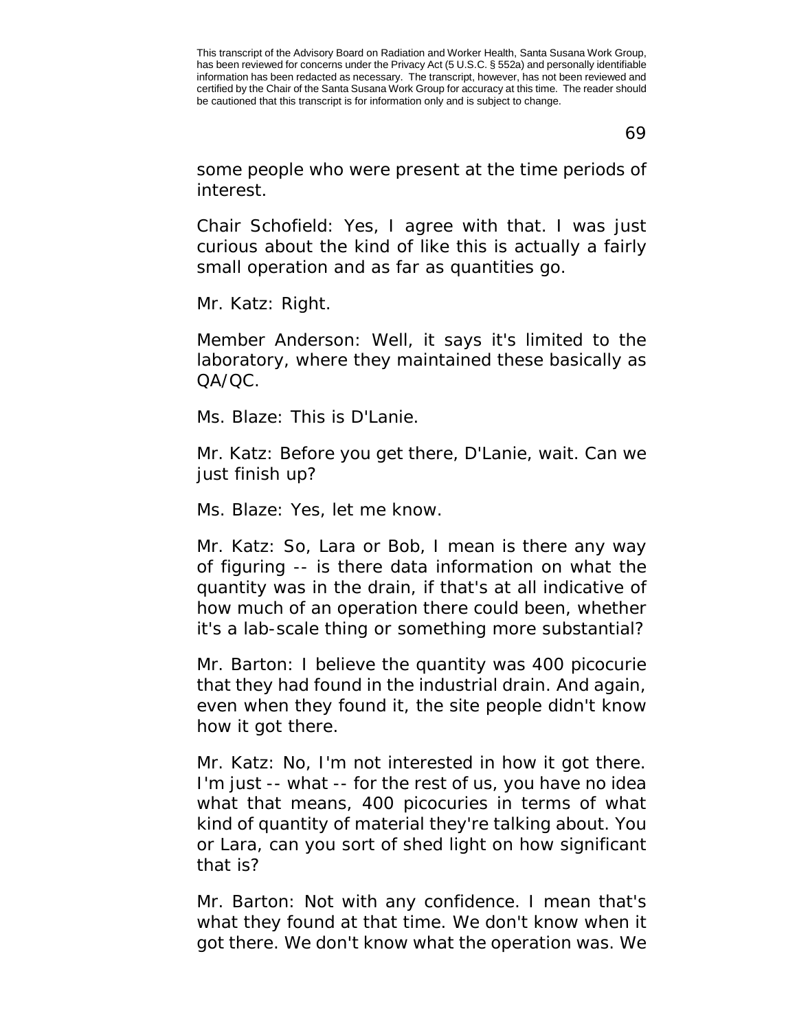some people who were present at the time periods of interest.

Chair Schofield: Yes, I agree with that. I was just curious about the kind of like this is actually a fairly small operation and as far as quantities go.

Mr. Katz: Right.

Member Anderson: Well, it says it's limited to the laboratory, where they maintained these basically as QA/QC.

Ms. Blaze: This is D'Lanie.

Mr. Katz: Before you get there, D'Lanie, wait. Can we just finish up?

Ms. Blaze: Yes, let me know.

Mr. Katz: So, Lara or Bob, I mean is there any way of figuring -- is there data information on what the quantity was in the drain, if that's at all indicative of how much of an operation there could been, whether it's a lab-scale thing or something more substantial?

Mr. Barton: I believe the quantity was 400 picocurie that they had found in the industrial drain. And again, even when they found it, the site people didn't know how it got there.

Mr. Katz: No, I'm not interested in how it got there. I'm just -- what -- for the rest of us, you have no idea what that means, 400 picocuries in terms of what kind of quantity of material they're talking about. You or Lara, can you sort of shed light on how significant that is?

Mr. Barton: Not with any confidence. I mean that's what they found at that time. We don't know when it got there. We don't know what the operation was. We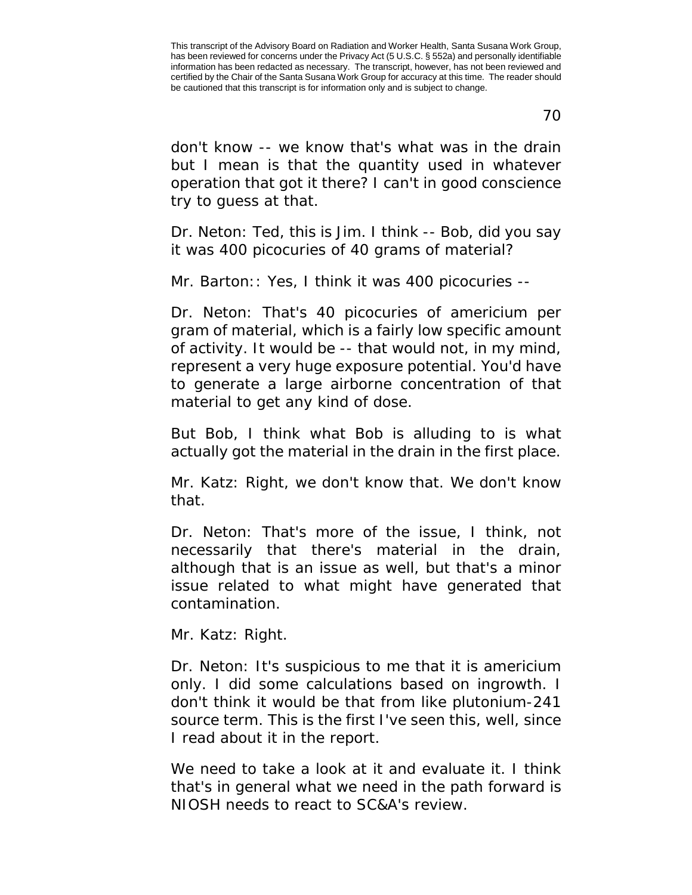don't know -- we know that's what was in the drain but I mean is that the quantity used in whatever operation that got it there? I can't in good conscience try to guess at that.

Dr. Neton: Ted, this is Jim. I think -- Bob, did you say it was 400 picocuries of 40 grams of material?

Mr. Barton:: Yes, I think it was 400 picocuries --

Dr. Neton: That's 40 picocuries of americium per gram of material, which is a fairly low specific amount of activity. It would be -- that would not, in my mind, represent a very huge exposure potential. You'd have to generate a large airborne concentration of that material to get any kind of dose.

But Bob, I think what Bob is alluding to is what actually got the material in the drain in the first place.

Mr. Katz: Right, we don't know that. We don't know that.

Dr. Neton: That's more of the issue, I think, not necessarily that there's material in the drain, although that is an issue as well, but that's a minor issue related to what might have generated that contamination.

Mr. Katz: Right.

Dr. Neton: It's suspicious to me that it is americium only. I did some calculations based on ingrowth. I don't think it would be that from like plutonium-241 source term. This is the first I've seen this, well, since I read about it in the report.

We need to take a look at it and evaluate it. I think that's in general what we need in the path forward is NIOSH needs to react to SC&A's review.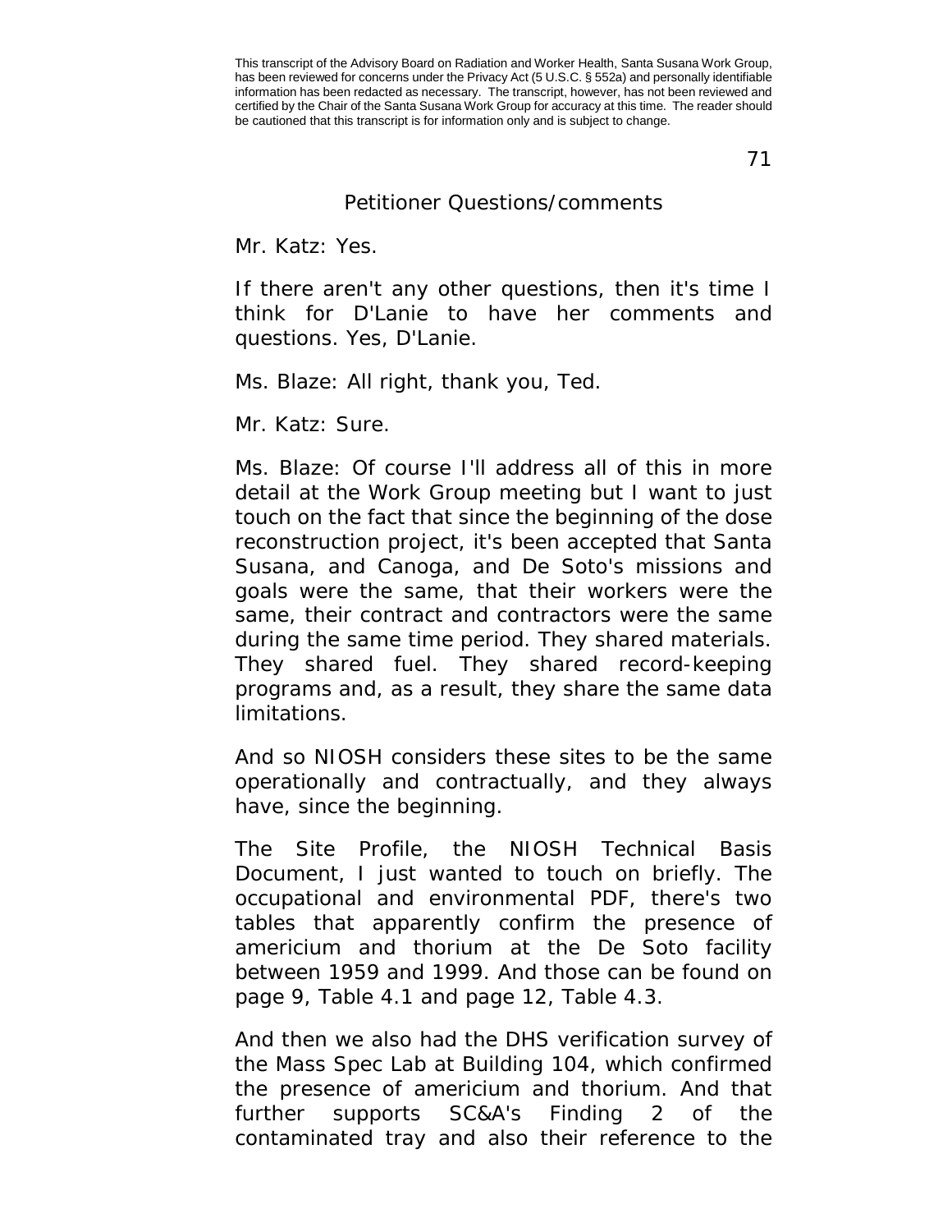## Petitioner Questions/comments

Mr. Katz: Yes.

If there aren't any other questions, then it's time I think for D'Lanie to have her comments and questions. Yes, D'Lanie.

Ms. Blaze: All right, thank you, Ted.

Mr. Katz: Sure.

Ms. Blaze: Of course I'll address all of this in more detail at the Work Group meeting but I want to just touch on the fact that since the beginning of the dose reconstruction project, it's been accepted that Santa Susana, and Canoga, and De Soto's missions and goals were the same, that their workers were the same, their contract and contractors were the same during the same time period. They shared materials. They shared fuel. They shared record-keeping programs and, as a result, they share the same data limitations.

And so NIOSH considers these sites to be the same operationally and contractually, and they always have, since the beginning.

The Site Profile, the NIOSH Technical Basis Document, I just wanted to touch on briefly. The occupational and environmental PDF, there's two tables that apparently confirm the presence of americium and thorium at the De Soto facility between 1959 and 1999. And those can be found on page 9, Table 4.1 and page 12, Table 4.3.

And then we also had the DHS verification survey of the Mass Spec Lab at Building 104, which confirmed the presence of americium and thorium. And that further supports SC&A's Finding 2 of the contaminated tray and also their reference to the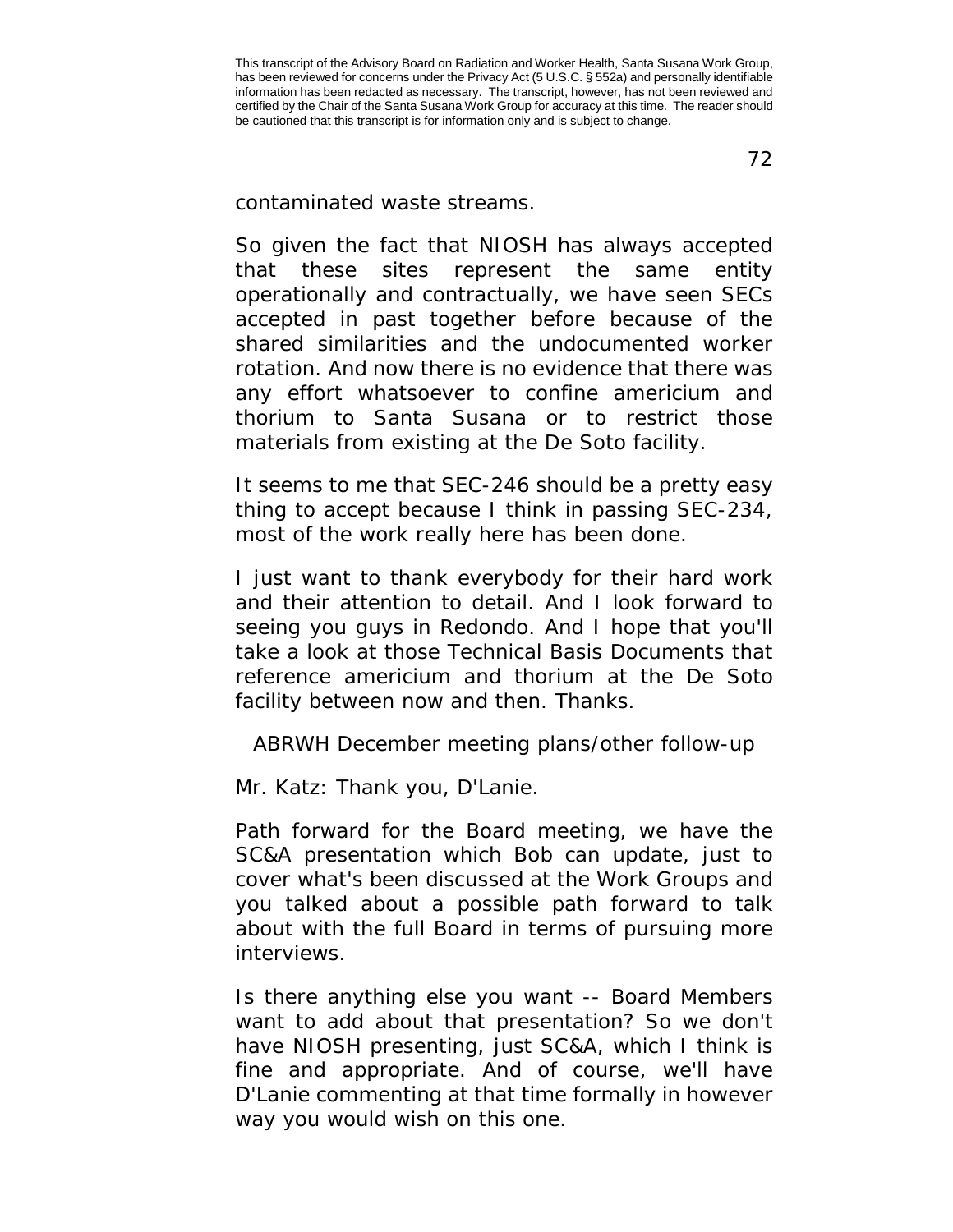contaminated waste streams.

So given the fact that NIOSH has always accepted that these sites represent the same entity operationally and contractually, we have seen SECs accepted in past together before because of the shared similarities and the undocumented worker rotation. And now there is no evidence that there was any effort whatsoever to confine americium and thorium to Santa Susana or to restrict those materials from existing at the De Soto facility.

It seems to me that SEC-246 should be a pretty easy thing to accept because I think in passing SEC-234, most of the work really here has been done.

I just want to thank everybody for their hard work and their attention to detail. And I look forward to seeing you guys in Redondo. And I hope that you'll take a look at those Technical Basis Documents that reference americium and thorium at the De Soto facility between now and then. Thanks.

ABRWH December meeting plans/other follow-up

Mr. Katz: Thank you, D'Lanie.

Path forward for the Board meeting, we have the SC&A presentation which Bob can update, just to cover what's been discussed at the Work Groups and you talked about a possible path forward to talk about with the full Board in terms of pursuing more interviews.

Is there anything else you want -- Board Members want to add about that presentation? So we don't have NIOSH presenting, just SC&A, which I think is fine and appropriate. And of course, we'll have D'Lanie commenting at that time formally in however way you would wish on this one.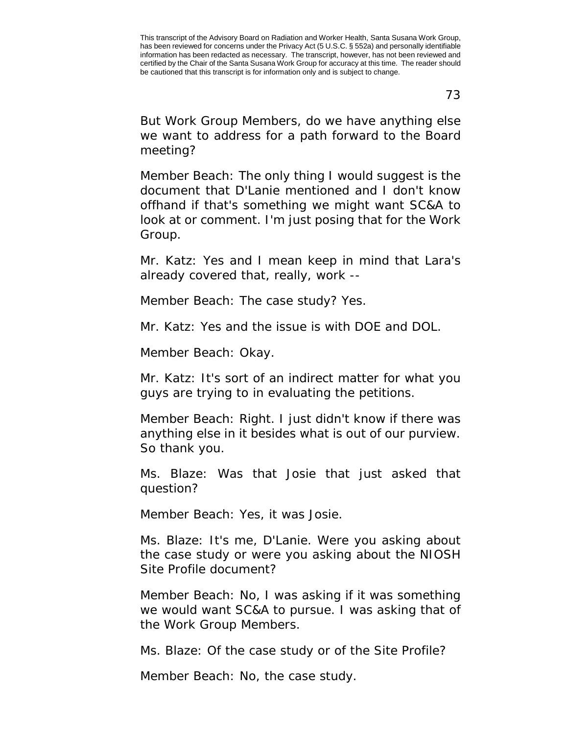But Work Group Members, do we have anything else we want to address for a path forward to the Board meeting?

Member Beach: The only thing I would suggest is the document that D'Lanie mentioned and I don't know offhand if that's something we might want SC&A to look at or comment. I'm just posing that for the Work Group.

Mr. Katz: Yes and I mean keep in mind that Lara's already covered that, really, work --

Member Beach: The case study? Yes.

Mr. Katz: Yes and the issue is with DOE and DOL.

Member Beach: Okay.

Mr. Katz: It's sort of an indirect matter for what you guys are trying to in evaluating the petitions.

Member Beach: Right. I just didn't know if there was anything else in it besides what is out of our purview. So thank you.

Ms. Blaze: Was that Josie that just asked that question?

Member Beach: Yes, it was Josie.

Ms. Blaze: It's me, D'Lanie. Were you asking about the case study or were you asking about the NIOSH Site Profile document?

Member Beach: No, I was asking if it was something we would want SC&A to pursue. I was asking that of the Work Group Members.

Ms. Blaze: Of the case study or of the Site Profile?

Member Beach: No, the case study.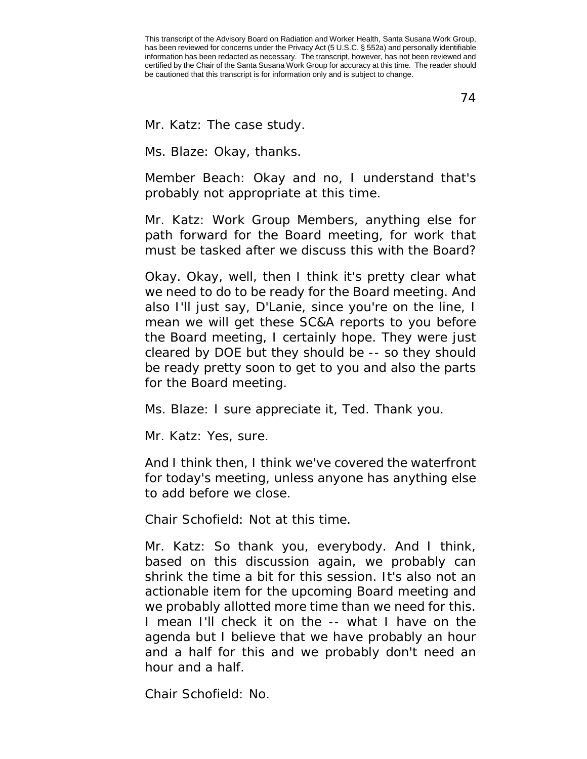Mr. Katz: The case study.

Ms. Blaze: Okay, thanks.

Member Beach: Okay and no, I understand that's probably not appropriate at this time.

Mr. Katz: Work Group Members, anything else for path forward for the Board meeting, for work that must be tasked after we discuss this with the Board?

Okay. Okay, well, then I think it's pretty clear what we need to do to be ready for the Board meeting. And also I'll just say, D'Lanie, since you're on the line, I mean we will get these SC&A reports to you before the Board meeting, I certainly hope. They were just cleared by DOE but they should be -- so they should be ready pretty soon to get to you and also the parts for the Board meeting.

Ms. Blaze: I sure appreciate it, Ted. Thank you.

Mr. Katz: Yes, sure.

And I think then, I think we've covered the waterfront for today's meeting, unless anyone has anything else to add before we close.

Chair Schofield: Not at this time.

Mr. Katz: So thank you, everybody. And I think, based on this discussion again, we probably can shrink the time a bit for this session. It's also not an actionable item for the upcoming Board meeting and we probably allotted more time than we need for this. I mean I'll check it on the -- what I have on the agenda but I believe that we have probably an hour and a half for this and we probably don't need an hour and a half.

Chair Schofield: No.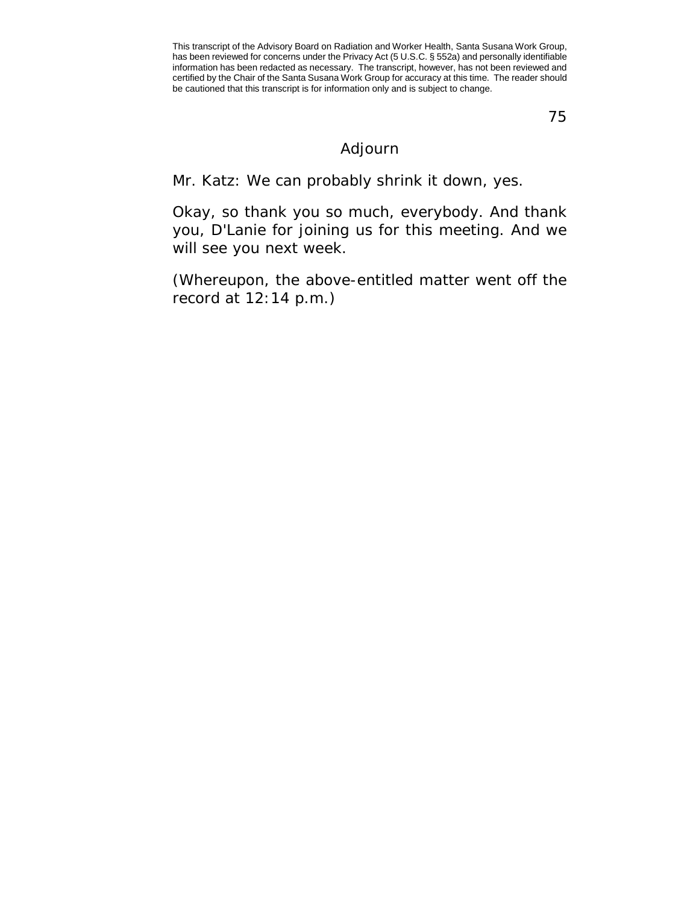## Adjourn

Mr. Katz: We can probably shrink it down, yes.

Okay, so thank you so much, everybody. And thank you, D'Lanie for joining us for this meeting. And we will see you next week.

(Whereupon, the above-entitled matter went off the record at 12:14 p.m.)